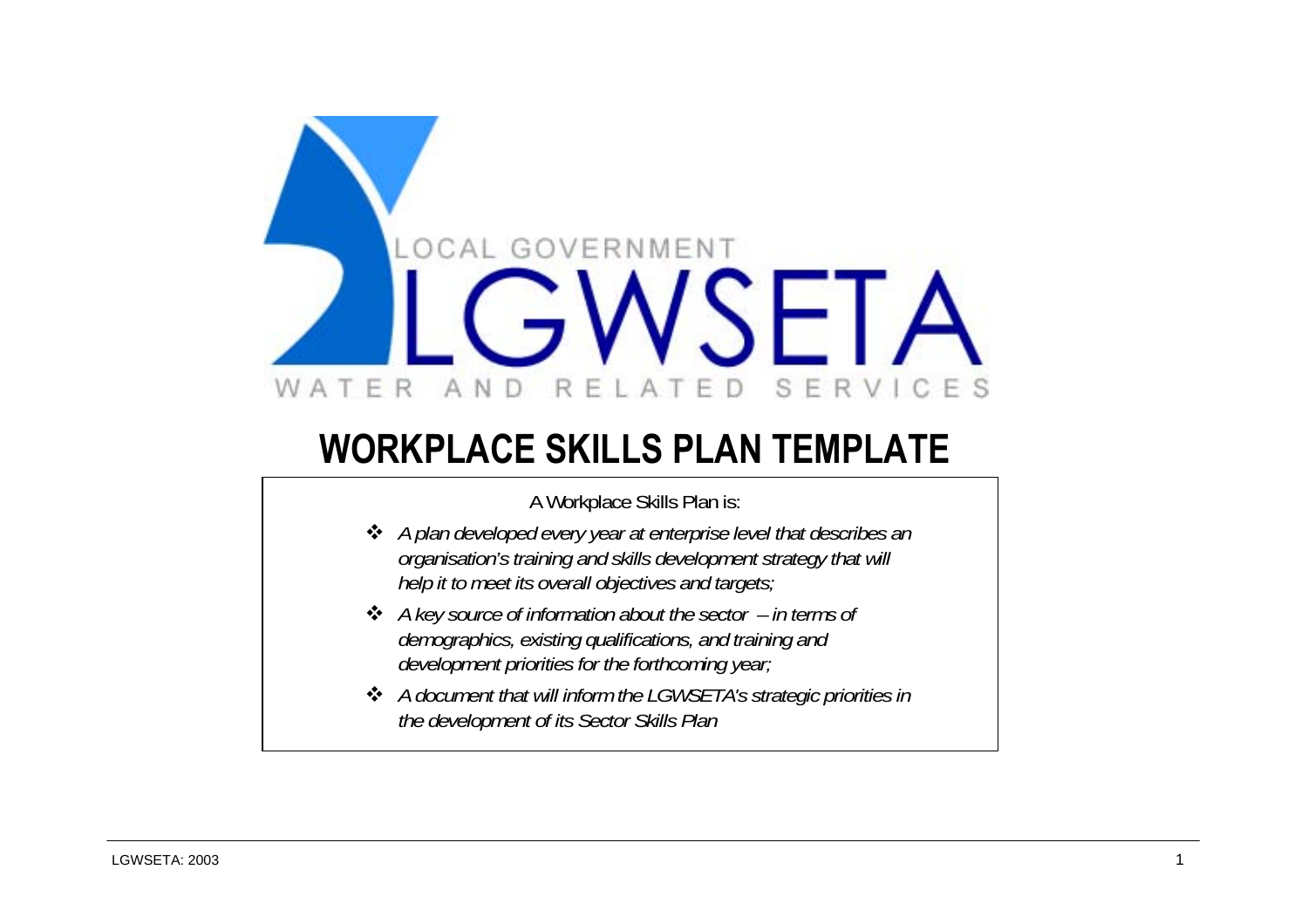LOCAL GOVERNMENT

LGWSETA

WATER AND RELATED SERVICES

# WORKPLACE SKILLS PLAN TEMPLATE

A Workplace Skills Plan is:

- *A plan developed every year at enterprise level that describes an organisation's training and skills development strategy that will help it to meet its overall objectives and targets;*
- *A key source of information about the sector – in terms of demographics, existing qualifications, and training and development priorities for the forthcoming year;*
- *A document that will inform the LGWSETA's strategic priorities in the development of its Sector Skills Plan*

LGWSETA: 2003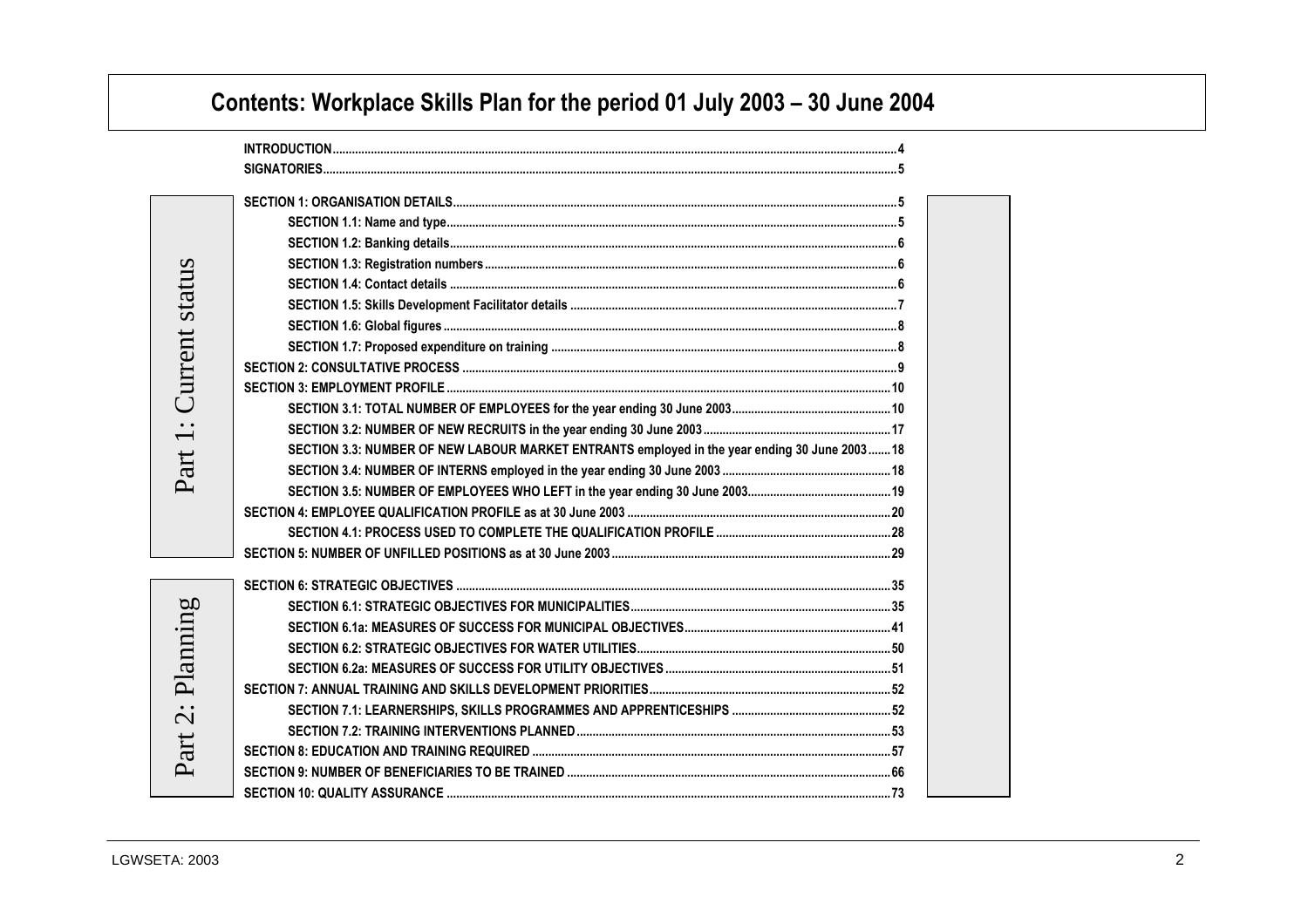# Contents: Workplace Skills Plan for the period 01 July 2003 – 30 June 2004

INTRODUCTION .......... 4
SIGNATORIES .......... 5

**Part 1: Current status**

- SECTION 1: ORGANISATION DETAILS .......... 5
  - SECTION 1.1: Name and type .......... 5
  - SECTION 1.2: Banking details .......... 6
  - SECTION 1.3: Registration numbers .......... 6
  - SECTION 1.4: Contact details .......... 6
  - SECTION 1.5: Skills Development Facilitator details .......... 7
  - SECTION 1.6: Global figures .......... 8
  - SECTION 1.7: Proposed expenditure on training .......... 8
- SECTION 2: CONSULTATIVE PROCESS .......... 9
- SECTION 3: EMPLOYMENT PROFILE .......... 10
  - SECTION 3.1: TOTAL NUMBER OF EMPLOYEES for the year ending 30 June 2003 .......... 10
  - SECTION 3.2: NUMBER OF NEW RECRUITS in the year ending 30 June 2003 .......... 17
  - SECTION 3.3: NUMBER OF NEW LABOUR MARKET ENTRANTS employed in the year ending 30 June 2003 .......... 18
  - SECTION 3.4: NUMBER OF INTERNS employed in the year ending 30 June 2003 .......... 18
  - SECTION 3.5: NUMBER OF EMPLOYEES WHO LEFT in the year ending 30 June 2003 .......... 19
- SECTION 4: EMPLOYEE QUALIFICATION PROFILE as at 30 June 2003 .......... 20
  - SECTION 4.1: PROCESS USED TO COMPLETE THE QUALIFICATION PROFILE .......... 28
- SECTION 5: NUMBER OF UNFILLED POSITIONS as at 30 June 2003 .......... 29

**Part 2: Planning**

- SECTION 6: STRATEGIC OBJECTIVES .......... 35
  - SECTION 6.1: STRATEGIC OBJECTIVES FOR MUNICIPALITIES .......... 35
  - SECTION 6.1a: MEASURES OF SUCCESS FOR MUNICIPAL OBJECTIVES .......... 41
  - SECTION 6.2: STRATEGIC OBJECTIVES FOR WATER UTILITIES .......... 50
  - SECTION 6.2a: MEASURES OF SUCCESS FOR UTILITY OBJECTIVES .......... 51
- SECTION 7: ANNUAL TRAINING AND SKILLS DEVELOPMENT PRIORITIES .......... 52
  - SECTION 7.1: LEARNERSHIPS, SKILLS PROGRAMMES AND APPRENTICESHIPS .......... 52
  - SECTION 7.2: TRAINING INTERVENTIONS PLANNED .......... 53
- SECTION 8: EDUCATION AND TRAINING REQUIRED .......... 57
- SECTION 9: NUMBER OF BENEFICIARIES TO BE TRAINED .......... 66
- SECTION 10: QUALITY ASSURANCE .......... 73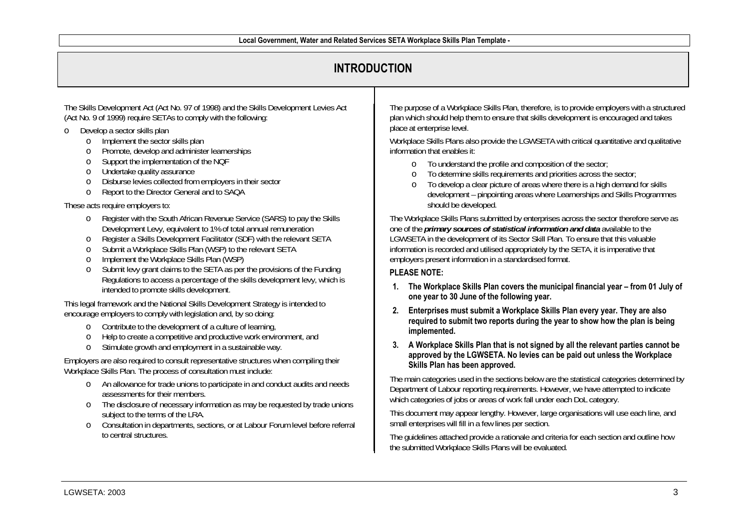# INTRODUCTION

The Skills Development Act (Act No. 97 of 1998) and the Skills Development Levies Act (Act No. 9 of 1999) require SETAs to comply with the following:

- Develop a sector skills plan
  - Implement the sector skills plan
  - Promote, develop and administer learnerships
  - Support the implementation of the NQF
  - Undertake quality assurance
  - Disburse levies collected from employers in their sector
  - Report to the Director General and to SAQA

These acts require employers to:

- Register with the South African Revenue Service (SARS) to pay the Skills Development Levy, equivalent to 1% of total annual remuneration
- Register a Skills Development Facilitator (SDF) with the relevant SETA
- Submit a Workplace Skills Plan (WSP) to the relevant SETA
- Implement the Workplace Skills Plan (WSP)
- Submit levy grant claims to the SETA as per the provisions of the Funding Regulations to access a percentage of the skills development levy, which is intended to promote skills development.

This legal framework and the National Skills Development Strategy is intended to encourage employers to comply with legislation and, by so doing:

- Contribute to the development of a culture of learning,
- Help to create a competitive and productive work environment, and
- Stimulate growth and employment in a sustainable way.

Employers are also required to consult representative structures when compiling their Workplace Skills Plan. The process of consultation must include:

- An allowance for trade unions to participate in and conduct audits and needs assessments for their members.
- The disclosure of necessary information as may be requested by trade unions subject to the terms of the LRA.
- Consultation in departments, sections, or at Labour Forum level before referral to central structures.

The purpose of a Workplace Skills Plan, therefore, is to provide employers with a structured plan which should help them to ensure that skills development is encouraged and takes place at enterprise level.

Workplace Skills Plans also provide the LGWSETA with critical quantitative and qualitative information that enables it:

- To understand the profile and composition of the sector;
- To determine skills requirements and priorities across the sector;
- To develop a clear picture of areas where there is a high demand for skills development – pinpointing areas where Learnerships and Skills Programmes should be developed.

The Workplace Skills Plans submitted by enterprises across the sector therefore serve as one of the ***primary sources of statistical information and data*** available to the LGWSETA in the development of its Sector Skill Plan. To ensure that this valuable information is recorded and utilised appropriately by the SETA, it is imperative that employers present information in a standardised format.

**PLEASE NOTE:**

1. **The Workplace Skills Plan covers the municipal financial year – from 01 July of one year to 30 June of the following year.**
2. **Enterprises must submit a Workplace Skills Plan every year. They are also required to submit two reports during the year to show how the plan is being implemented.**
3. **A Workplace Skills Plan that is not signed by all the relevant parties cannot be approved by the LGWSETA. No levies can be paid out unless the Workplace Skills Plan has been approved.**

The main categories used in the sections below are the statistical categories determined by Department of Labour reporting requirements. However, we have attempted to indicate which categories of jobs or areas of work fall under each DoL category.

This document may appear lengthy. However, large organisations will use each line, and small enterprises will fill in a few lines per section.

The guidelines attached provide a rationale and criteria for each section and outline how the submitted Workplace Skills Plans will be evaluated.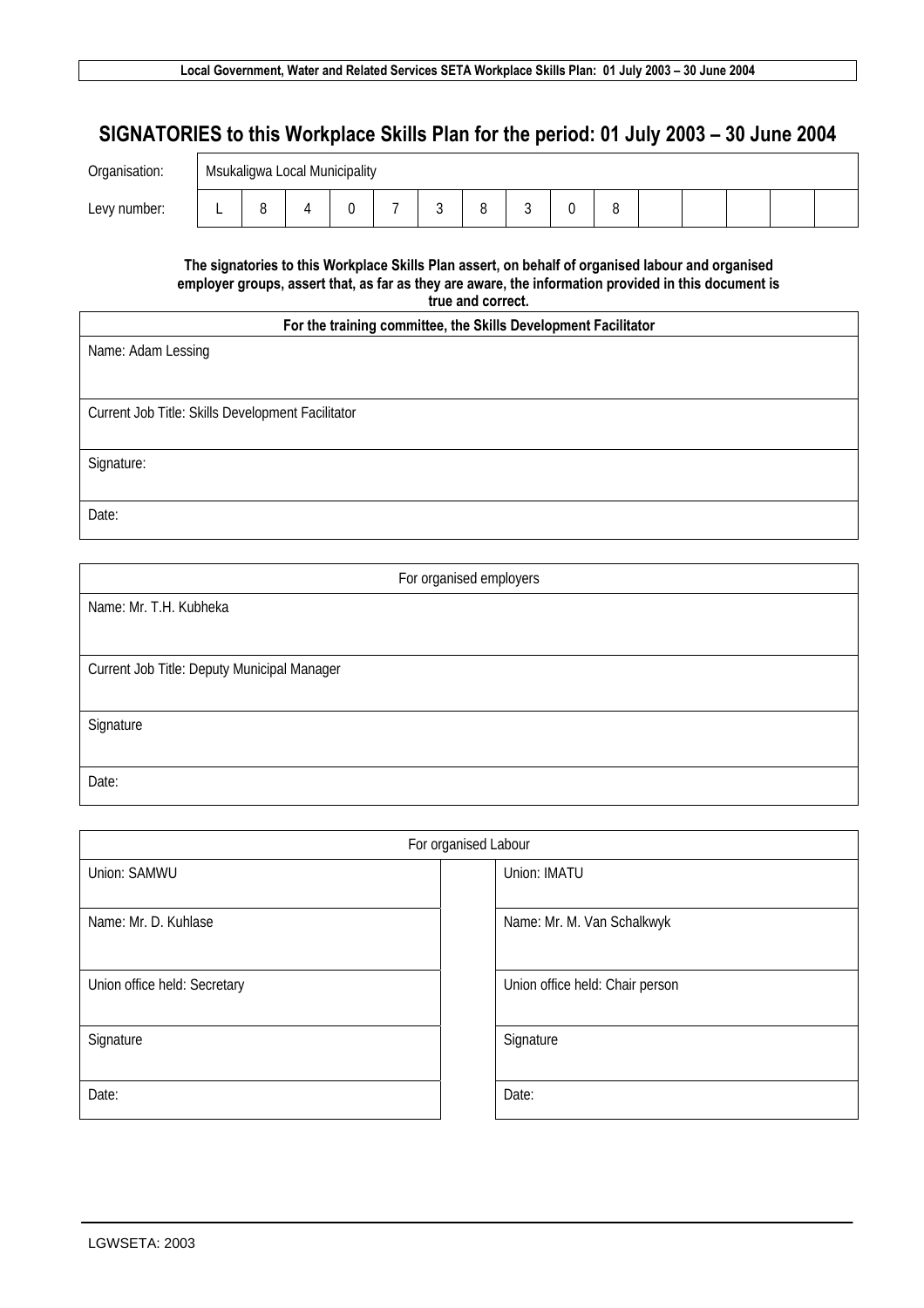# SIGNATORIES to this Workplace Skills Plan for the period: 01 July 2003 – 30 June 2004

| Organisation: | Msukaligwa Local Municipality | | | | | | | | | | | | | | |
|---|---|---|---|---|---|---|---|---|---|---|---|---|---|---|---|
| Levy number: | L | 8 | 4 | 0 | 7 | 3 | 8 | 3 | 0 | 8 | | | | | |

**The signatories to this Workplace Skills Plan assert, on behalf of organised labour and organised employer groups, assert that, as far as they are aware, the information provided in this document is true and correct.**

| For the training committee, the Skills Development Facilitator |
|---|
| Name: Adam Lessing |
| Current Job Title: Skills Development Facilitator |
| Signature: |
| Date: |

| For organised employers |
|---|
| Name: Mr. T.H. Kubheka |
| Current Job Title: Deputy Municipal Manager |
| Signature |
| Date: |

| For organised Labour | | |
|---|---|---|
| Union: SAMWU | | Union: IMATU |
| Name: Mr. D. Kuhlase | | Name: Mr. M. Van Schalkwyk |
| Union office held: Secretary | | Union office held: Chair person |
| Signature | | Signature |
| Date: | | Date: |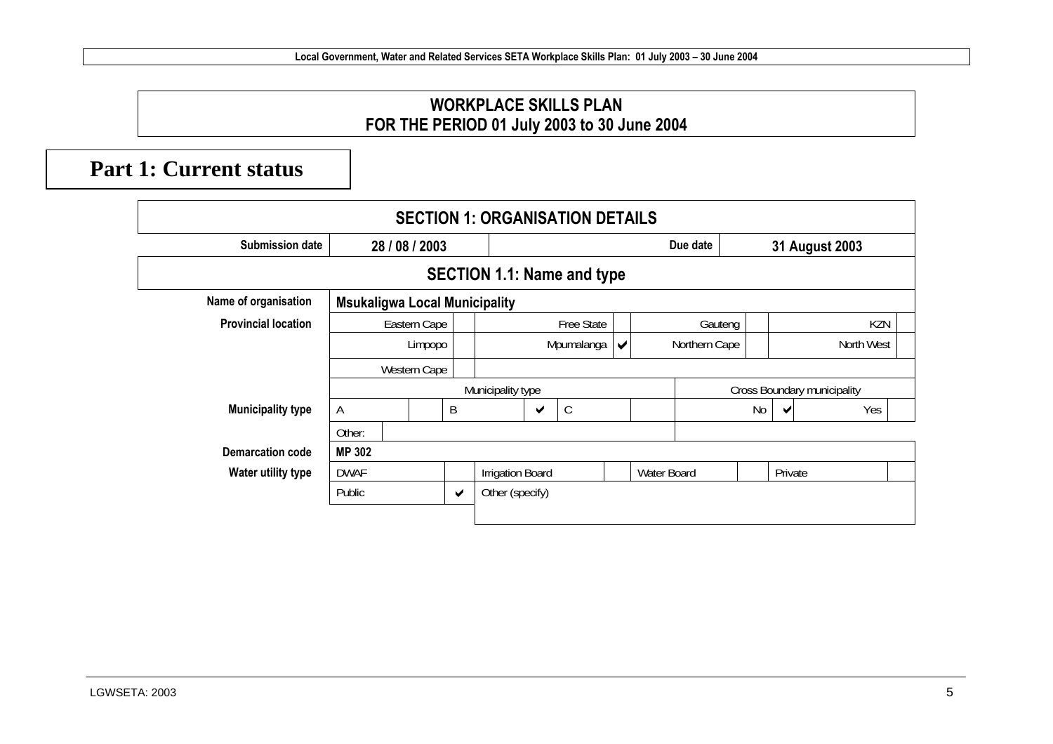# WORKPLACE SKILLS PLAN
# FOR THE PERIOD 01 July 2003 to 30 June 2004

## Part 1: Current status

### SECTION 1: ORGANISATION DETAILS

| | | | |
|---|---|---|---|
| **Submission date** | **28 / 08 / 2003** | **Due date** | **31 August 2003** |

### SECTION 1.1: Name and type

| | | | | | | | |
|---|---|---|---|---|---|---|---|
| **Name of organisation** | **Msukaligwa Local Municipality** | | | | | | |
| **Provincial location** | Eastern Cape | | Free State | | Gauteng | | KZN |
| | Limpopo | | Mpumalanga | ✔ | Northern Cape | | North West |
| | Western Cape | | | | | | |

| | Municipality type | | | | | | Cross Boundary municipality | | | |
|---|---|---|---|---|---|---|---|---|---|---|
| **Municipality type** | A | | B | ✔ | C | | No | ✔ | Yes | |
| | Other: | | | | | | | | | |

| | | | | | | | | |
|---|---|---|---|---|---|---|---|---|
| **Demarcation code** | **MP 302** | | | | | | | |
| **Water utility type** | DWAF | | Irrigation Board | | Water Board | | Private | |
| | Public | ✔ | Other (specify) | | | | | |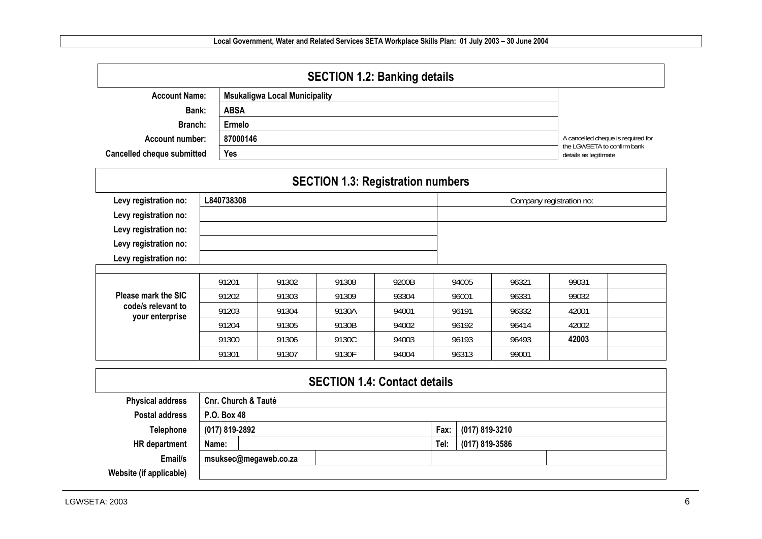## SECTION 1.2: Banking details

| | | |
|---|---|---|
| **Account Name:** | **Msukaligwa Local Municipality** | |
| **Bank:** | **ABSA** | |
| **Branch:** | **Ermelo** | |
| **Account number:** | **87000146** | A cancelled cheque is required for the LGWSETA to confirm bank details as legitimate |
| **Cancelled cheque submitted** | **Yes** | |

## SECTION 1.3: Registration numbers

| | | |
|---|---|---|
| **Levy registration no:** | **L840738308** | Company registration no: |
| **Levy registration no:** | | |
| **Levy registration no:** | | |
| **Levy registration no:** | | |
| **Levy registration no:** | | |

| **Please mark the SIC code/s relevant to your enterprise** | | | | | | | | |
|---|---|---|---|---|---|---|---|---|
| | 91201 | 91302 | 91308 | 9200B | 94005 | 96321 | 99031 | |
| | 91202 | 91303 | 91309 | 93304 | 96001 | 96331 | 99032 | |
| | 91203 | 91304 | 9130A | 94001 | 96191 | 96332 | 42001 | |
| | 91204 | 91305 | 9130B | 94002 | 96192 | 96414 | 42002 | |
| | 91300 | 91306 | 9130C | 94003 | 96193 | 96493 | **42003** | |
| | 91301 | 91307 | 9130F | 94004 | 96313 | 99001 | | |

## SECTION 1.4: Contact details

| | | | | |
|---|---|---|---|---|
| **Physical address** | **Cnr. Church & Tautė** | | | |
| **Postal address** | **P.O. Box 48** | | | |
| **Telephone** | **(017) 819-2892** | | **Fax:** | **(017) 819-3210** |
| **HR department** | **Name:** | | **Tel:** | **(017) 819-3586** |
| **Email/s** | **msuksec@megaweb.co.za** | | | |
| **Website (if applicable)** | | | | |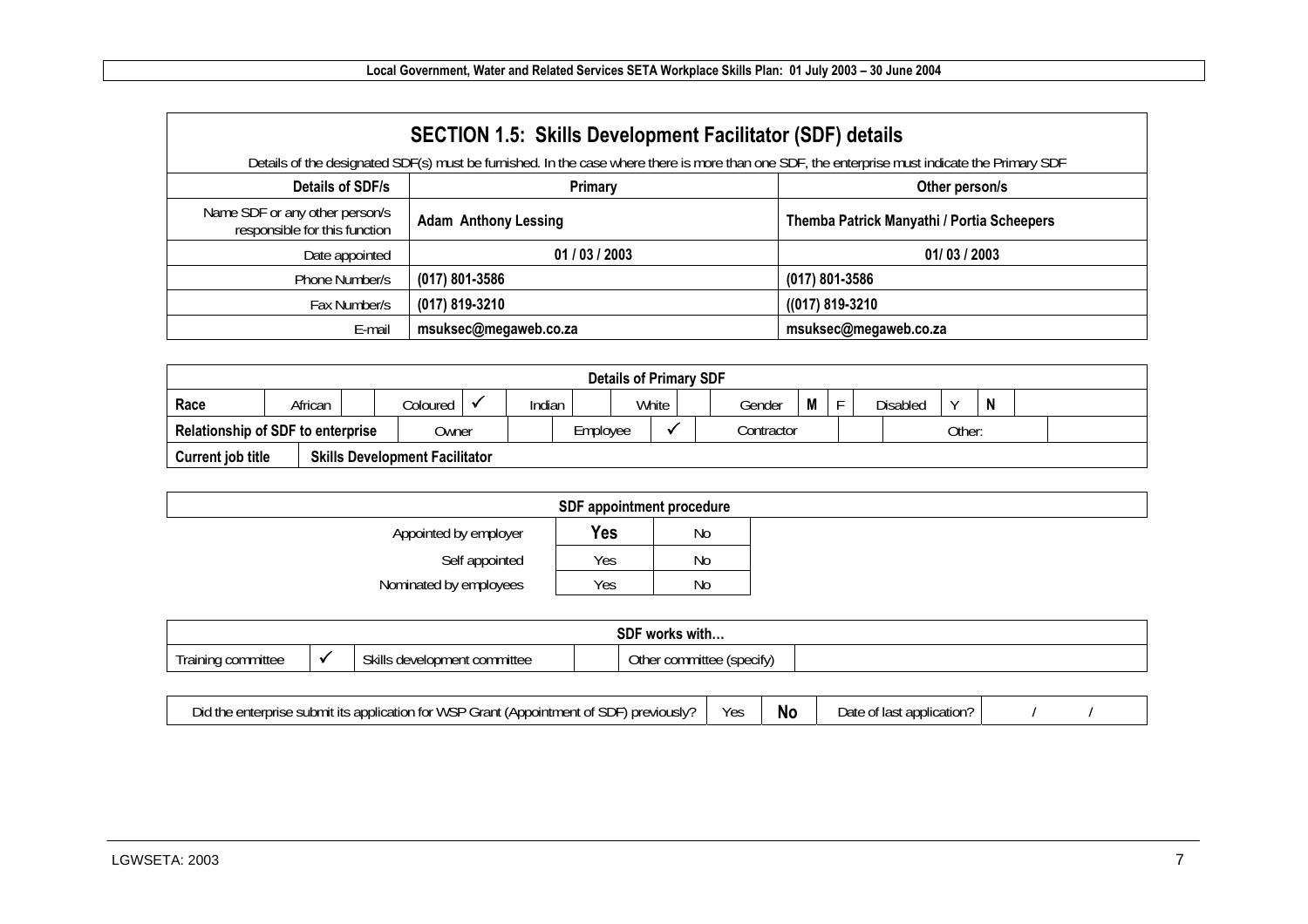## SECTION 1.5: Skills Development Facilitator (SDF) details

Details of the designated SDF(s) must be furnished. In the case where there is more than one SDF, the enterprise must indicate the Primary SDF

| Details of SDF/s | Primary | Other person/s |
|---|---|---|
| Name SDF or any other person/s responsible for this function | **Adam Anthony Lessing** | **Themba Patrick Manyathi / Portia Scheepers** |
| Date appointed | **01 / 03 / 2003** | **01/ 03 / 2003** |
| Phone Number/s | **(017) 801-3586** | **(017) 801-3586** |
| Fax Number/s | **(017) 819-3210** | **((017) 819-3210** |
| E-mail | **msuksec@megaweb.co.za** | **msuksec@megaweb.co.za** |

| **Details of Primary SDF** | | | | | | | | | | | | | | | |
|---|---|---|---|---|---|---|---|---|---|---|---|---|---|---|---|
| **Race** | African | | Coloured | ✓ | Indian | | White | | Gender | **M** | F | Disabled | Y | **N** | |
| **Relationship of SDF to enterprise** | | Owner | | | Employee | | ✓ | Contractor | | | | Other: | | | |
| **Current job title** | **Skills Development Facilitator** | | | | | | | | | | | | | | |

| **SDF appointment procedure** | | |
|---|---|---|
| Appointed by employer | **Yes** | No |
| Self appointed | Yes | No |
| Nominated by employees | Yes | No |

| **SDF works with…** | | | | | |
|---|---|---|---|---|---|
| Training committee | ✓ | Skills development committee | | Other committee (specify) | |

| Did the enterprise submit its application for WSP Grant (Appointment of SDF) previously? | Yes | **No** | Date of last application? | / / |
|---|---|---|---|---|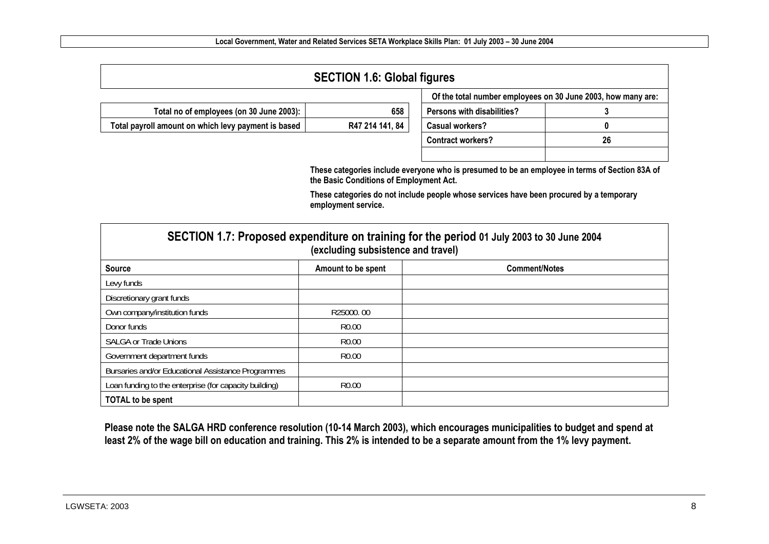## SECTION 1.6: Global figures

| | |
|---|---|
| Total no of employees (on 30 June 2003): | 658 |
| Total payroll amount on which levy payment is based | R47 214 141, 84 |

| Of the total number employees on 30 June 2003, how many are: | |
|---|---|
| Persons with disabilities? | 3 |
| Casual workers? | 0 |
| Contract workers? | 26 |
| | |

**These categories include everyone who is presumed to be an employee in terms of Section 83A of the Basic Conditions of Employment Act.**

**These categories do not include people whose services have been procured by a temporary employment service.**

## SECTION 1.7: Proposed expenditure on training for the period 01 July 2003 to 30 June 2004 (excluding subsistence and travel)

| Source | Amount to be spent | Comment/Notes |
|---|---|---|
| Levy funds | | |
| Discretionary grant funds | | |
| Own company/institution funds | R25000. 00 | |
| Donor funds | R0.00 | |
| SALGA or Trade Unions | R0.00 | |
| Government department funds | R0.00 | |
| Bursaries and/or Educational Assistance Programmes | | |
| Loan funding to the enterprise (for capacity building) | R0.00 | |
| **TOTAL to be spent** | | |

**Please note the SALGA HRD conference resolution (10-14 March 2003), which encourages municipalities to budget and spend at least 2% of the wage bill on education and training. This 2% is intended to be a separate amount from the 1% levy payment.**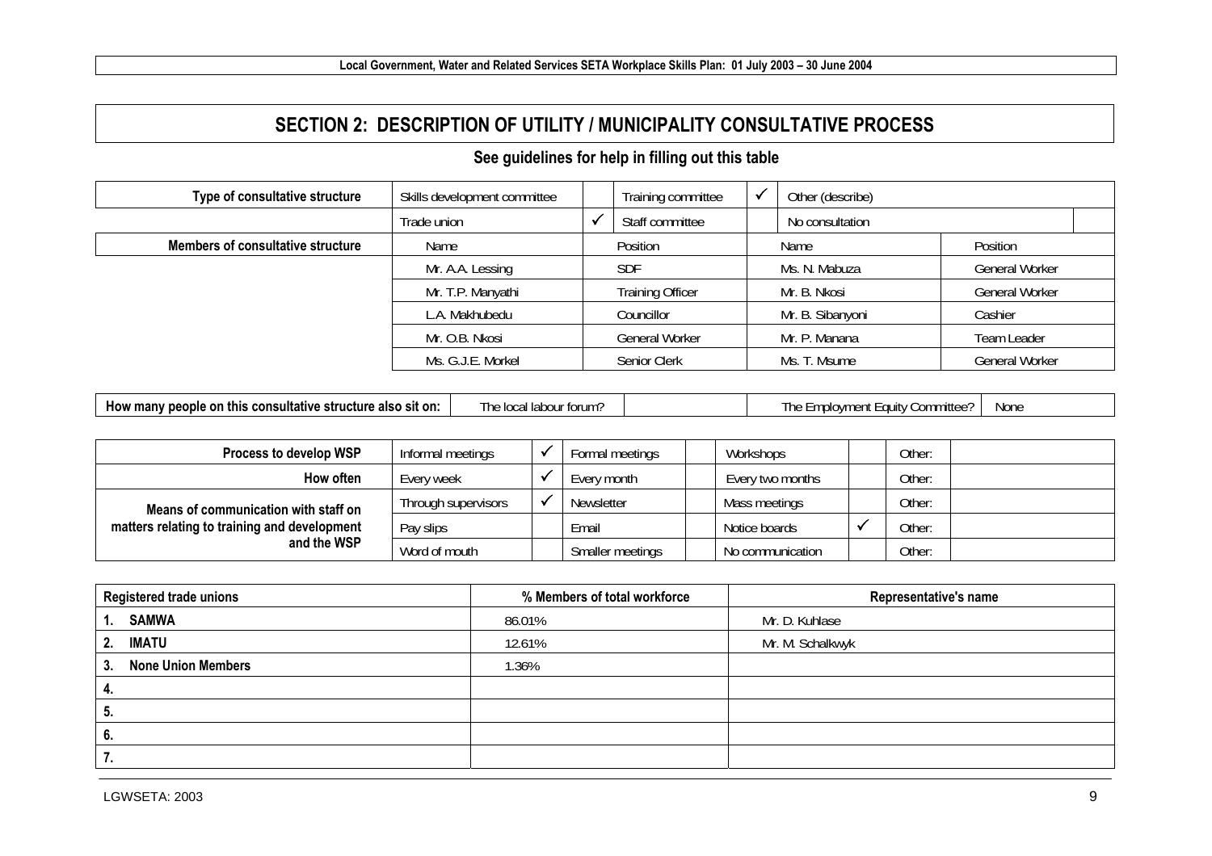# SECTION 2: DESCRIPTION OF UTILITY / MUNICIPALITY CONSULTATIVE PROCESS

**See guidelines for help in filling out this table**

| **Type of consultative structure** | Skills development committee | | Training committee | ✓ | Other (describe) | |
|---|---|---|---|---|---|---|
| | Trade union | ✓ | Staff committee | | No consultation | |

| **Members of consultative structure** | Name | Position | Name | Position |
|---|---|---|---|---|
| | Mr. A.A. Lessing | SDF | Ms. N. Mabuza | General Worker |
| | Mr. T.P. Manyathi | Training Officer | Mr. B. Nkosi | General Worker |
| | L.A. Makhubedu | Councillor | Mr. B. Sibanyoni | Cashier |
| | Mr. O.B. Nkosi | General Worker | Mr. P. Manana | Team Leader |
| | Ms. G.J.E. Morkel | Senior Clerk | Ms. T. Msume | General Worker |

| **How many people on this consultative structure also sit on:** | The local labour forum? | | The Employment Equity Committee? | None |
|---|---|---|---|---|

| | | | | | | | | |
|---|---|---|---|---|---|---|---|---|
| **Process to develop WSP** | Informal meetings | ✓ | Formal meetings | | Workshops | | Other: | |
| **How often** | Every week | ✓ | Every month | | Every two months | | Other: | |
| **Means of communication with staff on matters relating to training and development and the WSP** | Through supervisors | ✓ | Newsletter | | Mass meetings | | Other: | |
| | Pay slips | | Email | | Notice boards | ✓ | Other: | |
| | Word of mouth | | Smaller meetings | | No communication | | Other: | |

| **Registered trade unions** | **% Members of total workforce** | **Representative's name** |
|---|---|---|
| **1. SAMWA** | 86.01% | Mr. D. Kuhlase |
| **2. IMATU** | 12.61% | Mr. M. Schalkwyk |
| **3. None Union Members** | 1.36% | |
| **4.** | | |
| **5.** | | |
| **6.** | | |
| **7.** | | |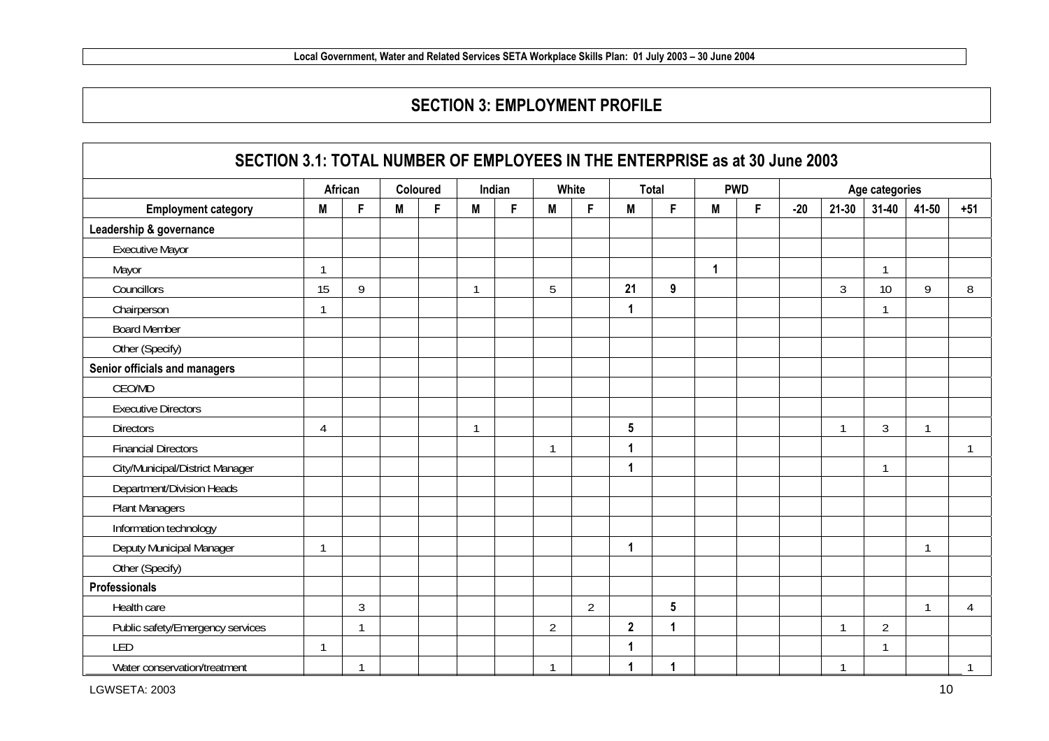## SECTION 3: EMPLOYMENT PROFILE

### SECTION 3.1: TOTAL NUMBER OF EMPLOYEES IN THE ENTERPRISE as at 30 June 2003

| | African | | Coloured | | Indian | | White | | Total | | PWD | | Age categories | | | | |
|---|---|---|---|---|---|---|---|---|---|---|---|---|---|---|---|---|---|
| **Employment category** | **M** | **F** | **M** | **F** | **M** | **F** | **M** | **F** | **M** | **F** | **M** | **F** | **-20** | **21-30** | **31-40** | **41-50** | **+51** |
| **Leadership & governance** | | | | | | | | | | | | | | | | | |
| Executive Mayor | | | | | | | | | | | | | | | | | |
| Mayor | 1 | | | | | | | | | | **1** | | | | 1 | | |
| Councillors | 15 | 9 | | | 1 | | 5 | | **21** | **9** | | | | 3 | 10 | 9 | 8 |
| Chairperson | 1 | | | | | | | | **1** | | | | | | 1 | | |
| Board Member | | | | | | | | | | | | | | | | | |
| Other (Specify) | | | | | | | | | | | | | | | | | |
| **Senior officials and managers** | | | | | | | | | | | | | | | | | |
| CEO/MD | | | | | | | | | | | | | | | | | |
| Executive Directors | | | | | | | | | | | | | | | | | |
| Directors | 4 | | | | 1 | | | | **5** | | | | | 1 | 3 | 1 | |
| Financial Directors | | | | | | | 1 | | **1** | | | | | | | | 1 |
| City/Municipal/District Manager | | | | | | | | | **1** | | | | | | 1 | | |
| Department/Division Heads | | | | | | | | | | | | | | | | | |
| Plant Managers | | | | | | | | | | | | | | | | | |
| Information technology | | | | | | | | | | | | | | | | | |
| Deputy Municipal Manager | 1 | | | | | | | | **1** | | | | | | | 1 | |
| Other (Specify) | | | | | | | | | | | | | | | | | |
| **Professionals** | | | | | | | | | | | | | | | | | |
| Health care | | 3 | | | | | | 2 | | **5** | | | | | | 1 | 4 |
| Public safety/Emergency services | | 1 | | | | | 2 | | **2** | **1** | | | | 1 | 2 | | |
| LED | 1 | | | | | | | | **1** | | | | | | 1 | | |
| Water conservation/treatment | | 1 | | | | | 1 | | **1** | **1** | | | | 1 | | | 1 |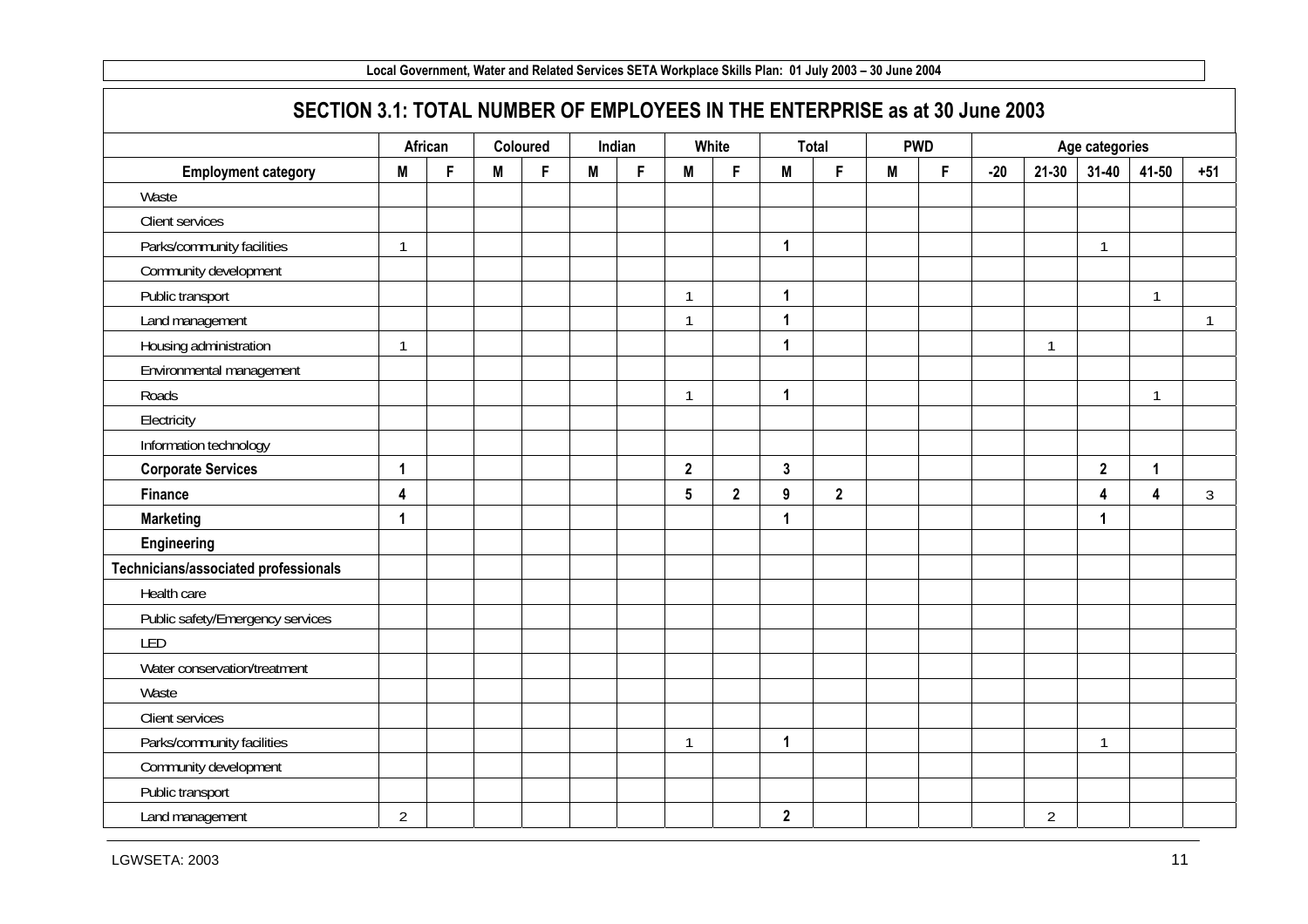## SECTION 3.1: TOTAL NUMBER OF EMPLOYEES IN THE ENTERPRISE as at 30 June 2003

| | African | | Coloured | | Indian | | White | | Total | | PWD | | Age categories | | | | |
|---|---|---|---|---|---|---|---|---|---|---|---|---|---|---|---|---|---|
| **Employment category** | **M** | **F** | **M** | **F** | **M** | **F** | **M** | **F** | **M** | **F** | **M** | **F** | **-20** | **21-30** | **31-40** | **41-50** | **+51** |
| Waste | | | | | | | | | | | | | | | | | |
| Client services | | | | | | | | | | | | | | | | | |
| Parks/community facilities | 1 | | | | | | | | **1** | | | | | | 1 | | |
| Community development | | | | | | | | | | | | | | | | | |
| Public transport | | | | | | | 1 | | **1** | | | | | | | 1 | |
| Land management | | | | | | | 1 | | **1** | | | | | | | | 1 |
| Housing administration | 1 | | | | | | | | **1** | | | | | 1 | | | |
| Environmental management | | | | | | | | | | | | | | | | | |
| Roads | | | | | | | 1 | | **1** | | | | | | | 1 | |
| Electricity | | | | | | | | | | | | | | | | | |
| Information technology | | | | | | | | | | | | | | | | | |
| **Corporate Services** | **1** | | | | | | **2** | | **3** | | | | | | **2** | **1** | |
| **Finance** | **4** | | | | | | **5** | **2** | **9** | **2** | | | | | **4** | **4** | 3 |
| **Marketing** | **1** | | | | | | | | **1** | | | | | | **1** | | |
| **Engineering** | | | | | | | | | | | | | | | | | |
| **Technicians/associated professionals** | | | | | | | | | | | | | | | | | |
| Health care | | | | | | | | | | | | | | | | | |
| Public safety/Emergency services | | | | | | | | | | | | | | | | | |
| LED | | | | | | | | | | | | | | | | | |
| Water conservation/treatment | | | | | | | | | | | | | | | | | |
| Waste | | | | | | | | | | | | | | | | | |
| Client services | | | | | | | | | | | | | | | | | |
| Parks/community facilities | | | | | | | 1 | | **1** | | | | | | 1 | | |
| Community development | | | | | | | | | | | | | | | | | |
| Public transport | | | | | | | | | | | | | | | | | |
| Land management | 2 | | | | | | | | **2** | | | | | 2 | | | |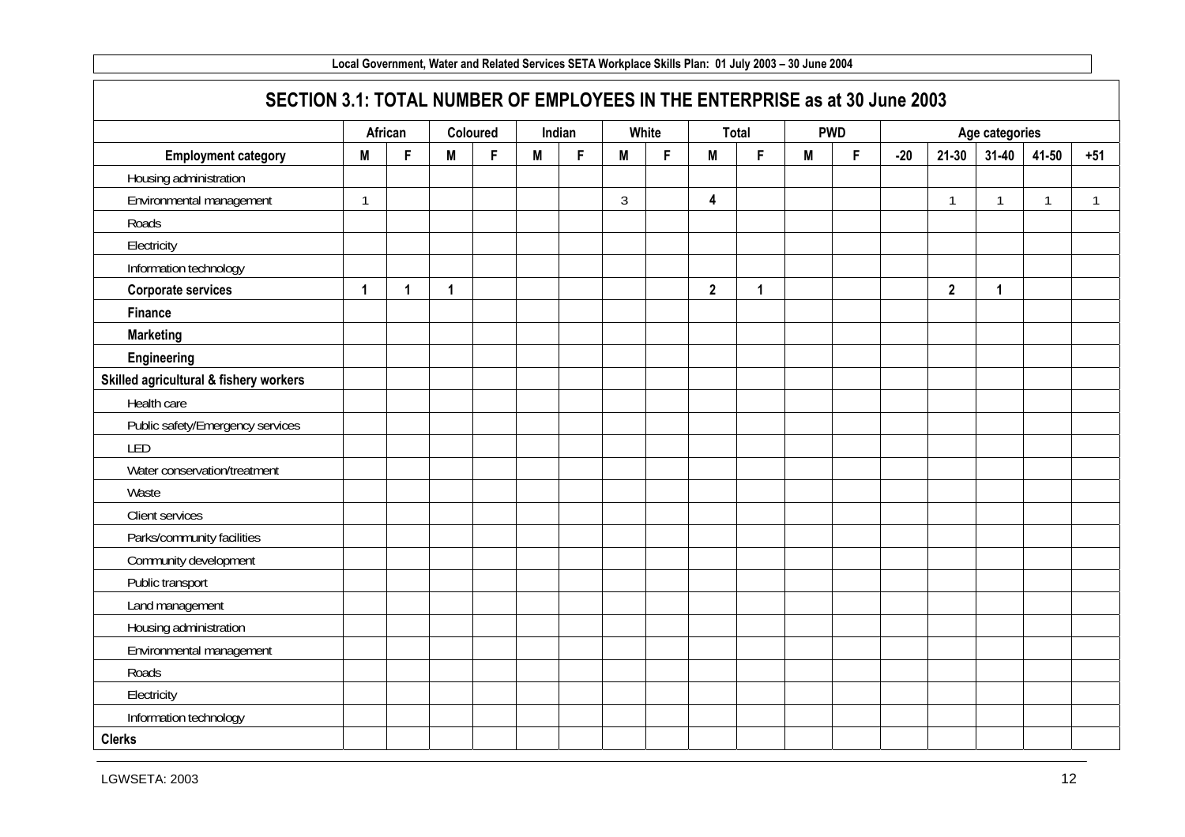## SECTION 3.1: TOTAL NUMBER OF EMPLOYEES IN THE ENTERPRISE as at 30 June 2003

| | African | | Coloured | | Indian | | White | | Total | | PWD | | Age categories | | | | |
|---|---|---|---|---|---|---|---|---|---|---|---|---|---|---|---|---|---|
| **Employment category** | **M** | **F** | **M** | **F** | **M** | **F** | **M** | **F** | **M** | **F** | **M** | **F** | **-20** | **21-30** | **31-40** | **41-50** | **+51** |
| Housing administration | | | | | | | | | | | | | | | | | |
| Environmental management | 1 | | | | | | 3 | | **4** | | | | | 1 | 1 | 1 | 1 |
| Roads | | | | | | | | | | | | | | | | | |
| Electricity | | | | | | | | | | | | | | | | | |
| Information technology | | | | | | | | | | | | | | | | | |
| **Corporate services** | **1** | **1** | **1** | | | | | | **2** | **1** | | | | **2** | **1** | | |
| **Finance** | | | | | | | | | | | | | | | | | |
| **Marketing** | | | | | | | | | | | | | | | | | |
| **Engineering** | | | | | | | | | | | | | | | | | |
| **Skilled agricultural & fishery workers** | | | | | | | | | | | | | | | | | |
| Health care | | | | | | | | | | | | | | | | | |
| Public safety/Emergency services | | | | | | | | | | | | | | | | | |
| LED | | | | | | | | | | | | | | | | | |
| Water conservation/treatment | | | | | | | | | | | | | | | | | |
| Waste | | | | | | | | | | | | | | | | | |
| Client services | | | | | | | | | | | | | | | | | |
| Parks/community facilities | | | | | | | | | | | | | | | | | |
| Community development | | | | | | | | | | | | | | | | | |
| Public transport | | | | | | | | | | | | | | | | | |
| Land management | | | | | | | | | | | | | | | | | |
| Housing administration | | | | | | | | | | | | | | | | | |
| Environmental management | | | | | | | | | | | | | | | | | |
| Roads | | | | | | | | | | | | | | | | | |
| Electricity | | | | | | | | | | | | | | | | | |
| Information technology | | | | | | | | | | | | | | | | | |
| **Clerks** | | | | | | | | | | | | | | | | | |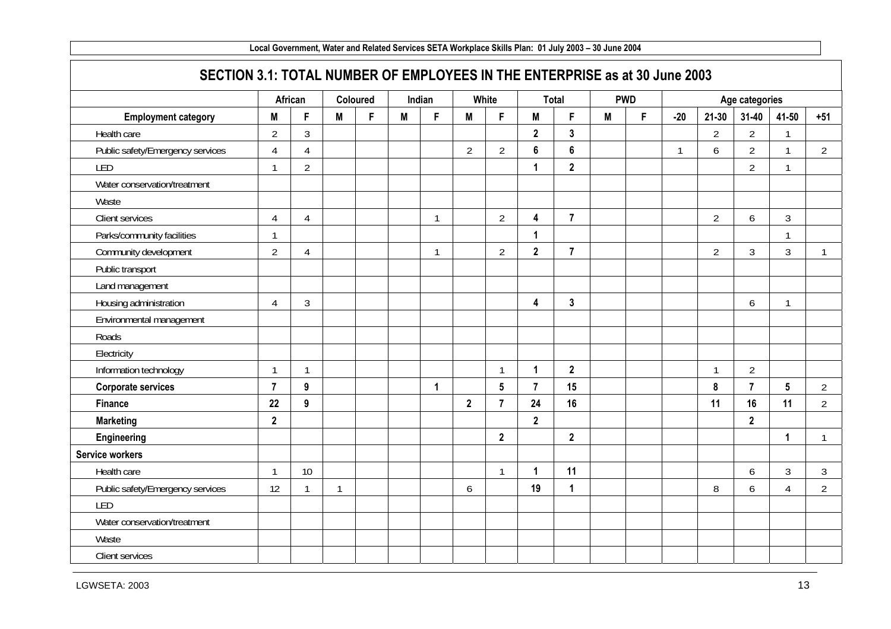## SECTION 3.1: TOTAL NUMBER OF EMPLOYEES IN THE ENTERPRISE as at 30 June 2003

| | African | | Coloured | | Indian | | White | | Total | | PWD | | Age categories | | | | |
|---|---|---|---|---|---|---|---|---|---|---|---|---|---|---|---|---|---|
| **Employment category** | **M** | **F** | **M** | **F** | **M** | **F** | **M** | **F** | **M** | **F** | **M** | **F** | **-20** | **21-30** | **31-40** | **41-50** | **+51** |
| Health care | 2 | 3 | | | | | | | **2** | **3** | | | | 2 | 2 | 1 | |
| Public safety/Emergency services | 4 | 4 | | | | | 2 | 2 | **6** | **6** | | | 1 | 6 | 2 | 1 | 2 |
| LED | 1 | 2 | | | | | | | **1** | **2** | | | | | 2 | 1 | |
| Water conservation/treatment | | | | | | | | | | | | | | | | | |
| Waste | | | | | | | | | | | | | | | | | |
| Client services | 4 | 4 | | | | 1 | | 2 | **4** | **7** | | | | 2 | 6 | 3 | |
| Parks/community facilities | 1 | | | | | | | | **1** | | | | | | | 1 | |
| Community development | 2 | 4 | | | | 1 | | 2 | **2** | **7** | | | | 2 | 3 | 3 | 1 |
| Public transport | | | | | | | | | | | | | | | | | |
| Land management | | | | | | | | | | | | | | | | | |
| Housing administration | 4 | 3 | | | | | | | **4** | **3** | | | | | 6 | 1 | |
| Environmental management | | | | | | | | | | | | | | | | | |
| Roads | | | | | | | | | | | | | | | | | |
| Electricity | | | | | | | | | | | | | | | | | |
| Information technology | 1 | 1 | | | | | | 1 | **1** | **2** | | | | 1 | 2 | | |
| **Corporate services** | **7** | **9** | | | | **1** | | **5** | **7** | **15** | | | | **8** | **7** | **5** | 2 |
| **Finance** | **22** | **9** | | | | | **2** | **7** | **24** | **16** | | | | **11** | **16** | **11** | 2 |
| **Marketing** | **2** | | | | | | | | **2** | | | | | | **2** | | |
| **Engineering** | | | | | | | | **2** | | **2** | | | | | | **1** | 1 |
| **Service workers** | | | | | | | | | | | | | | | | | |
| Health care | 1 | 10 | | | | | | 1 | **1** | **11** | | | | | 6 | 3 | 3 |
| Public safety/Emergency services | 12 | 1 | 1 | | | | 6 | | **19** | **1** | | | | 8 | 6 | 4 | 2 |
| LED | | | | | | | | | | | | | | | | | |
| Water conservation/treatment | | | | | | | | | | | | | | | | | |
| Waste | | | | | | | | | | | | | | | | | |
| Client services | | | | | | | | | | | | | | | | | |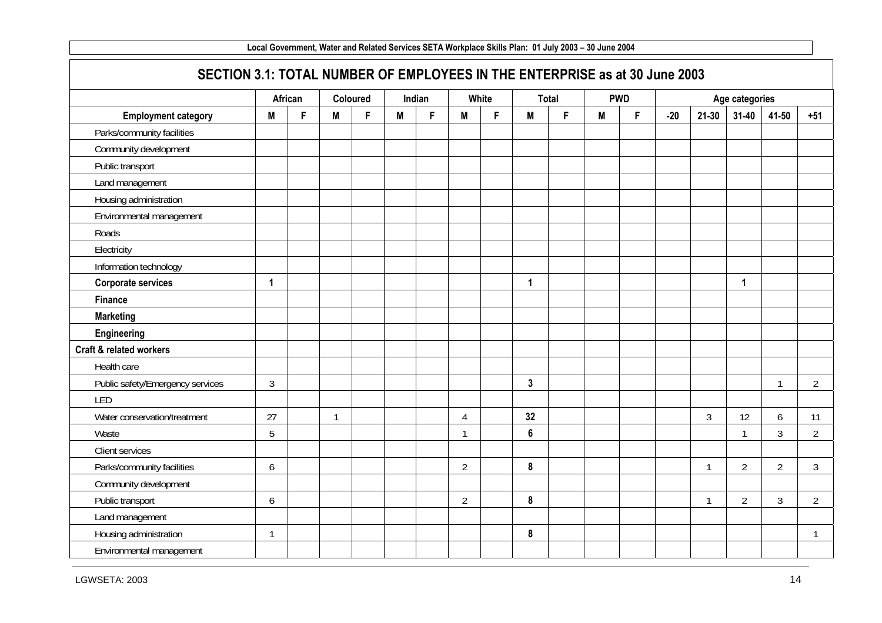## SECTION 3.1: TOTAL NUMBER OF EMPLOYEES IN THE ENTERPRISE as at 30 June 2003

| | African | | Coloured | | Indian | | White | | Total | | PWD | | Age categories | | | | |
|---|---|---|---|---|---|---|---|---|---|---|---|---|---|---|---|---|---|
| **Employment category** | **M** | **F** | **M** | **F** | **M** | **F** | **M** | **F** | **M** | **F** | **M** | **F** | **-20** | **21-30** | **31-40** | **41-50** | **+51** |
| Parks/community facilities | | | | | | | | | | | | | | | | | |
| Community development | | | | | | | | | | | | | | | | | |
| Public transport | | | | | | | | | | | | | | | | | |
| Land management | | | | | | | | | | | | | | | | | |
| Housing administration | | | | | | | | | | | | | | | | | |
| Environmental management | | | | | | | | | | | | | | | | | |
| Roads | | | | | | | | | | | | | | | | | |
| Electricity | | | | | | | | | | | | | | | | | |
| Information technology | | | | | | | | | | | | | | | | | |
| **Corporate services** | **1** | | | | | | | | **1** | | | | | | **1** | | |
| **Finance** | | | | | | | | | | | | | | | | | |
| **Marketing** | | | | | | | | | | | | | | | | | |
| **Engineering** | | | | | | | | | | | | | | | | | |
| **Craft & related workers** | | | | | | | | | | | | | | | | | |
| Health care | | | | | | | | | | | | | | | | | |
| Public safety/Emergency services | 3 | | | | | | | | **3** | | | | | | | 1 | 2 |
| LED | | | | | | | | | | | | | | | | | |
| Water conservation/treatment | 27 | | 1 | | | | 4 | | **32** | | | | | 3 | 12 | 6 | 11 |
| Waste | 5 | | | | | | 1 | | **6** | | | | | | 1 | 3 | 2 |
| Client services | | | | | | | | | | | | | | | | | |
| Parks/community facilities | 6 | | | | | | 2 | | **8** | | | | | 1 | 2 | 2 | 3 |
| Community development | | | | | | | | | | | | | | | | | |
| Public transport | 6 | | | | | | 2 | | **8** | | | | | 1 | 2 | 3 | 2 |
| Land management | | | | | | | | | | | | | | | | | |
| Housing administration | 1 | | | | | | | | **8** | | | | | | | | 1 |
| Environmental management | | | | | | | | | | | | | | | | | |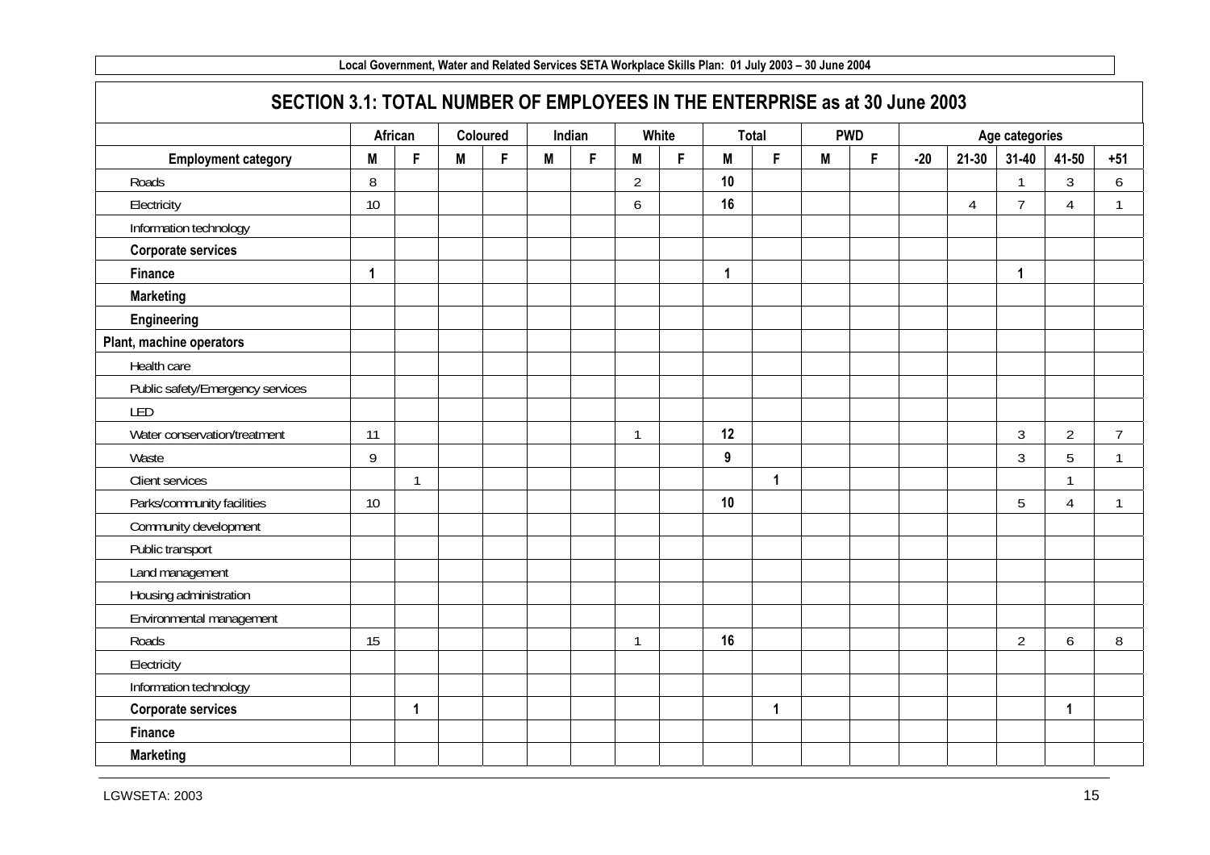## SECTION 3.1: TOTAL NUMBER OF EMPLOYEES IN THE ENTERPRISE as at 30 June 2003

| | African | | Coloured | | Indian | | White | | Total | | PWD | | Age categories | | | | |
|---|---|---|---|---|---|---|---|---|---|---|---|---|---|---|---|---|---|
| **Employment category** | **M** | **F** | **M** | **F** | **M** | **F** | **M** | **F** | **M** | **F** | **M** | **F** | **-20** | **21-30** | **31-40** | **41-50** | **+51** |
| Roads | 8 | | | | | | 2 | | **10** | | | | | | 1 | 3 | 6 |
| Electricity | 10 | | | | | | 6 | | **16** | | | | | 4 | 7 | 4 | 1 |
| Information technology | | | | | | | | | | | | | | | | | |
| **Corporate services** | | | | | | | | | | | | | | | | | |
| **Finance** | **1** | | | | | | | | **1** | | | | | | **1** | | |
| **Marketing** | | | | | | | | | | | | | | | | | |
| **Engineering** | | | | | | | | | | | | | | | | | |
| **Plant, machine operators** | | | | | | | | | | | | | | | | | |
| Health care | | | | | | | | | | | | | | | | | |
| Public safety/Emergency services | | | | | | | | | | | | | | | | | |
| LED | | | | | | | | | | | | | | | | | |
| Water conservation/treatment | 11 | | | | | | 1 | | **12** | | | | | | 3 | 2 | 7 |
| Waste | 9 | | | | | | | | **9** | | | | | | 3 | 5 | 1 |
| Client services | | 1 | | | | | | | | **1** | | | | | | 1 | |
| Parks/community facilities | 10 | | | | | | | | **10** | | | | | | 5 | 4 | 1 |
| Community development | | | | | | | | | | | | | | | | | |
| Public transport | | | | | | | | | | | | | | | | | |
| Land management | | | | | | | | | | | | | | | | | |
| Housing administration | | | | | | | | | | | | | | | | | |
| Environmental management | | | | | | | | | | | | | | | | | |
| Roads | 15 | | | | | | 1 | | **16** | | | | | | 2 | 6 | 8 |
| Electricity | | | | | | | | | | | | | | | | | |
| Information technology | | | | | | | | | | | | | | | | | |
| **Corporate services** | | **1** | | | | | | | | **1** | | | | | | **1** | |
| **Finance** | | | | | | | | | | | | | | | | | |
| **Marketing** | | | | | | | | | | | | | | | | | |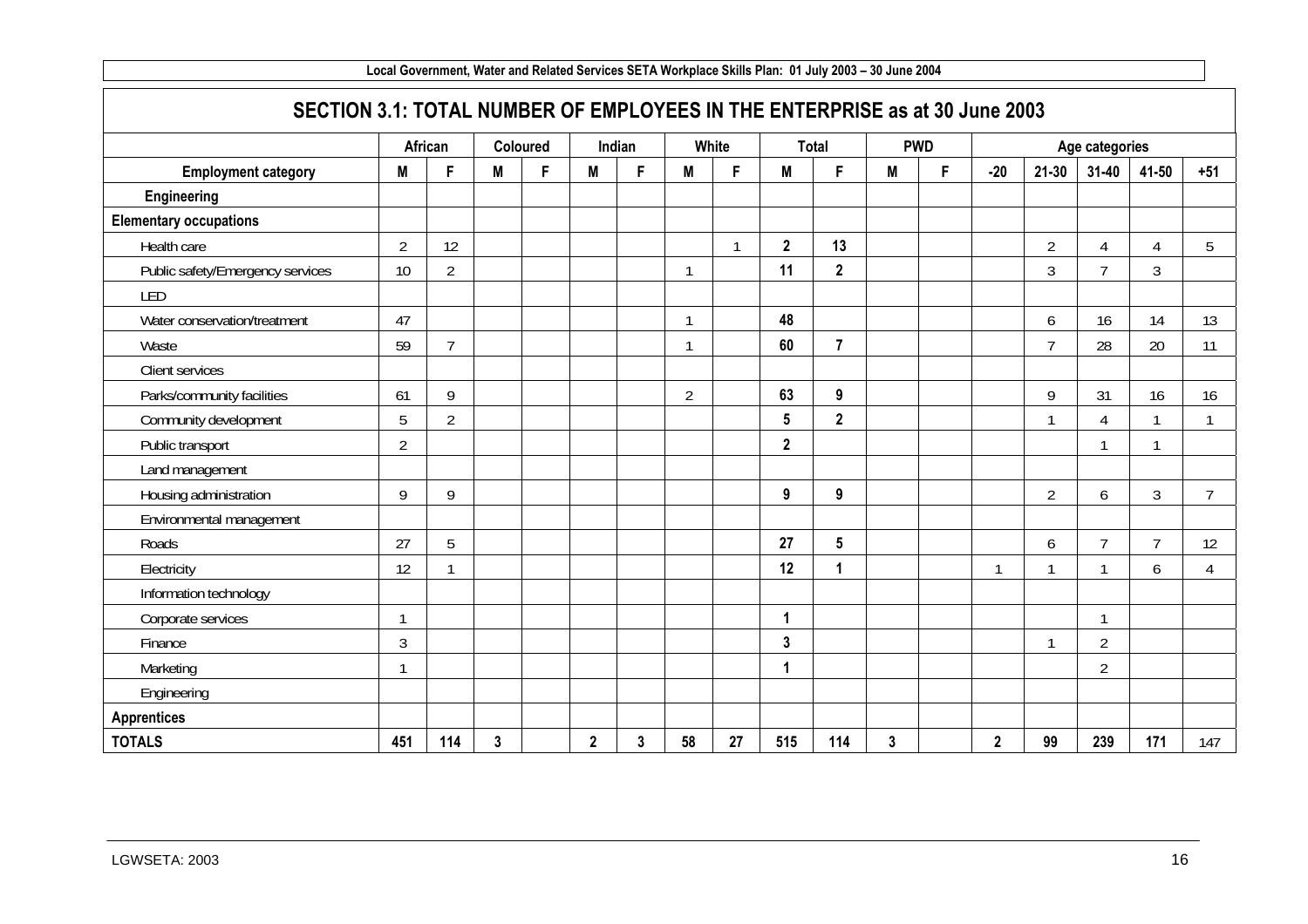## SECTION 3.1: TOTAL NUMBER OF EMPLOYEES IN THE ENTERPRISE as at 30 June 2003

| | African | | Coloured | | Indian | | White | | Total | | PWD | | Age categories | | | | |
|---|---|---|---|---|---|---|---|---|---|---|---|---|---|---|---|---|---|
| **Employment category** | **M** | **F** | **M** | **F** | **M** | **F** | **M** | **F** | **M** | **F** | **M** | **F** | **-20** | **21-30** | **31-40** | **41-50** | **+51** |
| **Engineering** | | | | | | | | | | | | | | | | | |
| **Elementary occupations** | | | | | | | | | | | | | | | | | |
| Health care | 2 | 12 | | | | | | 1 | **2** | **13** | | | | 2 | 4 | 4 | 5 |
| Public safety/Emergency services | 10 | 2 | | | | | 1 | | **11** | **2** | | | | 3 | 7 | 3 | |
| LED | | | | | | | | | | | | | | | | | |
| Water conservation/treatment | 47 | | | | | | 1 | | **48** | | | | | 6 | 16 | 14 | 13 |
| Waste | 59 | 7 | | | | | 1 | | **60** | **7** | | | | 7 | 28 | 20 | 11 |
| Client services | | | | | | | | | | | | | | | | | |
| Parks/community facilities | 61 | 9 | | | | | 2 | | **63** | **9** | | | | 9 | 31 | 16 | 16 |
| Community development | 5 | 2 | | | | | | | **5** | **2** | | | | 1 | 4 | 1 | 1 |
| Public transport | 2 | | | | | | | | **2** | | | | | | 1 | 1 | |
| Land management | | | | | | | | | | | | | | | | | |
| Housing administration | 9 | 9 | | | | | | | **9** | **9** | | | | 2 | 6 | 3 | 7 |
| Environmental management | | | | | | | | | | | | | | | | | |
| Roads | 27 | 5 | | | | | | | **27** | **5** | | | | 6 | 7 | 7 | 12 |
| Electricity | 12 | 1 | | | | | | | **12** | **1** | | | 1 | 1 | 1 | 6 | 4 |
| Information technology | | | | | | | | | | | | | | | | | |
| Corporate services | 1 | | | | | | | | **1** | | | | | | 1 | | |
| Finance | 3 | | | | | | | | **3** | | | | | 1 | 2 | | |
| Marketing | 1 | | | | | | | | **1** | | | | | | 2 | | |
| Engineering | | | | | | | | | | | | | | | | | |
| **Apprentices** | | | | | | | | | | | | | | | | | |
| **TOTALS** | **451** | **114** | **3** | | **2** | **3** | **58** | **27** | **515** | **114** | **3** | | **2** | **99** | **239** | **171** | 147 |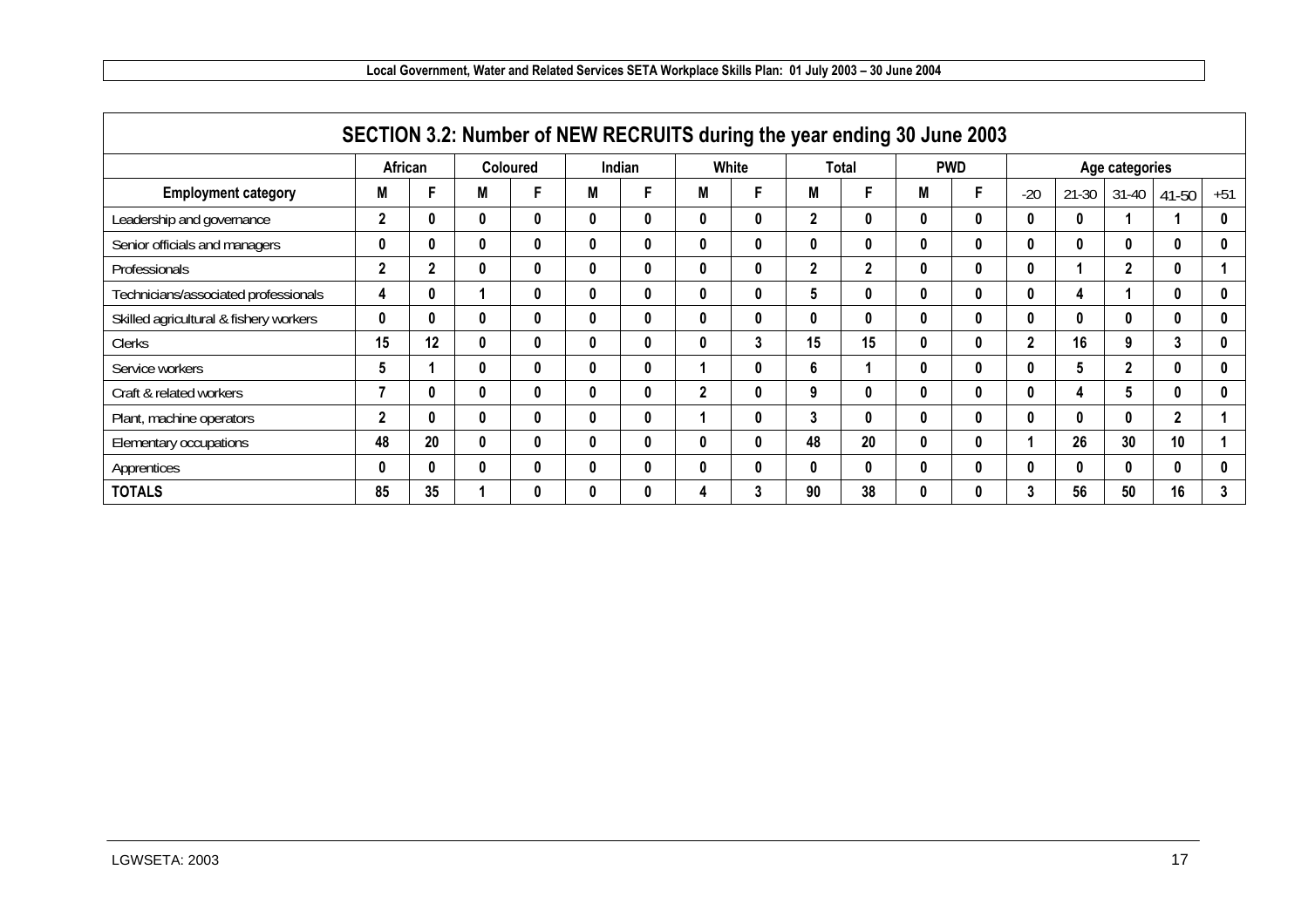## SECTION 3.2: Number of NEW RECRUITS during the year ending 30 June 2003

| | African | | Coloured | | Indian | | White | | Total | | PWD | | Age categories | | | | |
|---|---|---|---|---|---|---|---|---|---|---|---|---|---|---|---|---|---|
| **Employment category** | **M** | **F** | **M** | **F** | **M** | **F** | **M** | **F** | **M** | **F** | **M** | **F** | -20 | 21-30 | 31-40 | 41-50 | +51 |
| Leadership and governance | 2 | 0 | 0 | 0 | 0 | 0 | 0 | 0 | 2 | 0 | 0 | 0 | 0 | 0 | 1 | 1 | 0 |
| Senior officials and managers | 0 | 0 | 0 | 0 | 0 | 0 | 0 | 0 | 0 | 0 | 0 | 0 | 0 | 0 | 0 | 0 | 0 |
| Professionals | 2 | 2 | 0 | 0 | 0 | 0 | 0 | 0 | 2 | 2 | 0 | 0 | 0 | 1 | 2 | 0 | 1 |
| Technicians/associated professionals | 4 | 0 | 1 | 0 | 0 | 0 | 0 | 0 | 5 | 0 | 0 | 0 | 0 | 4 | 1 | 0 | 0 |
| Skilled agricultural & fishery workers | 0 | 0 | 0 | 0 | 0 | 0 | 0 | 0 | 0 | 0 | 0 | 0 | 0 | 0 | 0 | 0 | 0 |
| Clerks | 15 | 12 | 0 | 0 | 0 | 0 | 0 | 3 | 15 | 15 | 0 | 0 | 2 | 16 | 9 | 3 | 0 |
| Service workers | 5 | 1 | 0 | 0 | 0 | 0 | 1 | 0 | 6 | 1 | 0 | 0 | 0 | 5 | 2 | 0 | 0 |
| Craft & related workers | 7 | 0 | 0 | 0 | 0 | 0 | 2 | 0 | 9 | 0 | 0 | 0 | 0 | 4 | 5 | 0 | 0 |
| Plant, machine operators | 2 | 0 | 0 | 0 | 0 | 0 | 1 | 0 | 3 | 0 | 0 | 0 | 0 | 0 | 0 | 2 | 1 |
| Elementary occupations | 48 | 20 | 0 | 0 | 0 | 0 | 0 | 0 | 48 | 20 | 0 | 0 | 1 | 26 | 30 | 10 | 1 |
| Apprentices | 0 | 0 | 0 | 0 | 0 | 0 | 0 | 0 | 0 | 0 | 0 | 0 | 0 | 0 | 0 | 0 | 0 |
| **TOTALS** | **85** | **35** | **1** | **0** | **0** | **0** | **4** | **3** | **90** | **38** | **0** | **0** | **3** | **56** | **50** | **16** | **3** |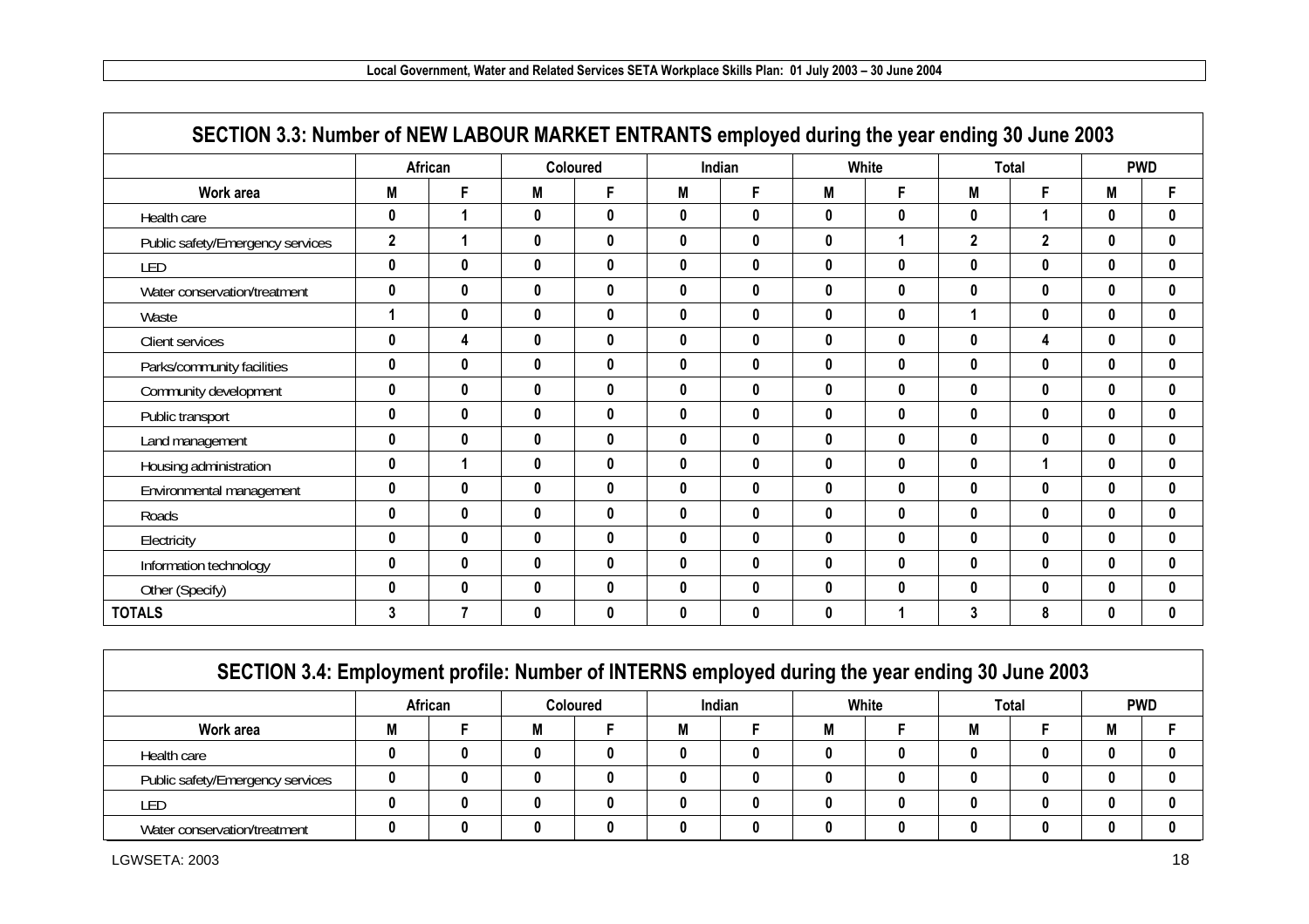## SECTION 3.3: Number of NEW LABOUR MARKET ENTRANTS employed during the year ending 30 June 2003

| | African | | Coloured | | Indian | | White | | Total | | PWD | |
|---|---|---|---|---|---|---|---|---|---|---|---|---|
| **Work area** | **M** | **F** | **M** | **F** | **M** | **F** | **M** | **F** | **M** | **F** | **M** | **F** |
| Health care | 0 | 1 | 0 | 0 | 0 | 0 | 0 | 0 | 0 | 1 | 0 | 0 |
| Public safety/Emergency services | 2 | 1 | 0 | 0 | 0 | 0 | 0 | 1 | 2 | 2 | 0 | 0 |
| LED | 0 | 0 | 0 | 0 | 0 | 0 | 0 | 0 | 0 | 0 | 0 | 0 |
| Water conservation/treatment | 0 | 0 | 0 | 0 | 0 | 0 | 0 | 0 | 0 | 0 | 0 | 0 |
| Waste | 1 | 0 | 0 | 0 | 0 | 0 | 0 | 0 | 1 | 0 | 0 | 0 |
| Client services | 0 | 4 | 0 | 0 | 0 | 0 | 0 | 0 | 0 | 4 | 0 | 0 |
| Parks/community facilities | 0 | 0 | 0 | 0 | 0 | 0 | 0 | 0 | 0 | 0 | 0 | 0 |
| Community development | 0 | 0 | 0 | 0 | 0 | 0 | 0 | 0 | 0 | 0 | 0 | 0 |
| Public transport | 0 | 0 | 0 | 0 | 0 | 0 | 0 | 0 | 0 | 0 | 0 | 0 |
| Land management | 0 | 0 | 0 | 0 | 0 | 0 | 0 | 0 | 0 | 0 | 0 | 0 |
| Housing administration | 0 | 1 | 0 | 0 | 0 | 0 | 0 | 0 | 0 | 1 | 0 | 0 |
| Environmental management | 0 | 0 | 0 | 0 | 0 | 0 | 0 | 0 | 0 | 0 | 0 | 0 |
| Roads | 0 | 0 | 0 | 0 | 0 | 0 | 0 | 0 | 0 | 0 | 0 | 0 |
| Electricity | 0 | 0 | 0 | 0 | 0 | 0 | 0 | 0 | 0 | 0 | 0 | 0 |
| Information technology | 0 | 0 | 0 | 0 | 0 | 0 | 0 | 0 | 0 | 0 | 0 | 0 |
| Other (Specify) | 0 | 0 | 0 | 0 | 0 | 0 | 0 | 0 | 0 | 0 | 0 | 0 |
| **TOTALS** | 3 | 7 | 0 | 0 | 0 | 0 | 0 | 1 | 3 | 8 | 0 | 0 |

## SECTION 3.4: Employment profile: Number of INTERNS employed during the year ending 30 June 2003

| | African | | Coloured | | Indian | | White | | Total | | PWD | |
|---|---|---|---|---|---|---|---|---|---|---|---|---|
| **Work area** | **M** | **F** | **M** | **F** | **M** | **F** | **M** | **F** | **M** | **F** | **M** | **F** |
| Health care | 0 | 0 | 0 | 0 | 0 | 0 | 0 | 0 | 0 | 0 | 0 | 0 |
| Public safety/Emergency services | 0 | 0 | 0 | 0 | 0 | 0 | 0 | 0 | 0 | 0 | 0 | 0 |
| LED | 0 | 0 | 0 | 0 | 0 | 0 | 0 | 0 | 0 | 0 | 0 | 0 |
| Water conservation/treatment | 0 | 0 | 0 | 0 | 0 | 0 | 0 | 0 | 0 | 0 | 0 | 0 |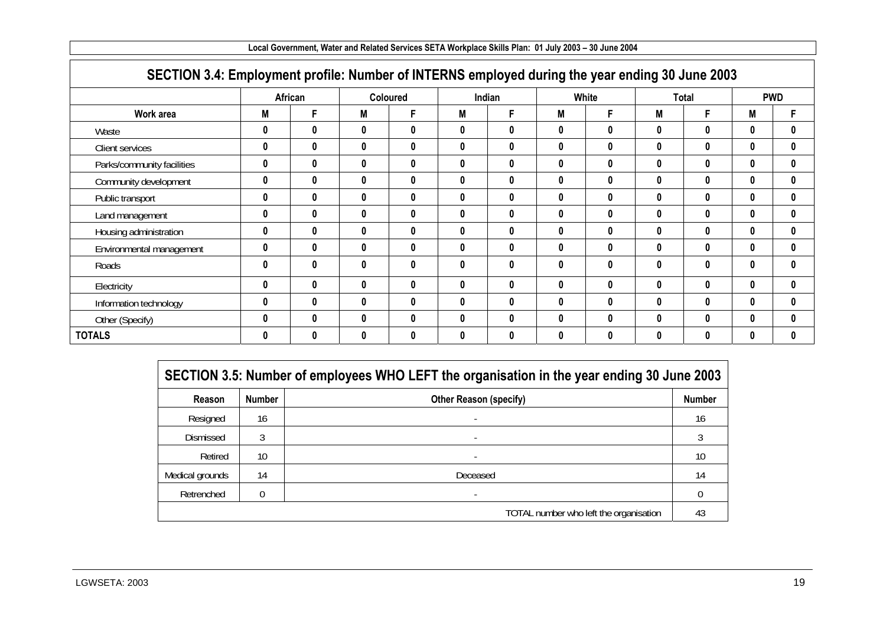## SECTION 3.4: Employment profile: Number of INTERNS employed during the year ending 30 June 2003

| | African | | Coloured | | Indian | | White | | Total | | PWD | |
|---|---|---|---|---|---|---|---|---|---|---|---|---|
| **Work area** | **M** | **F** | **M** | **F** | **M** | **F** | **M** | **F** | **M** | **F** | **M** | **F** |
| Waste | 0 | 0 | 0 | 0 | 0 | 0 | 0 | 0 | 0 | 0 | 0 | 0 |
| Client services | 0 | 0 | 0 | 0 | 0 | 0 | 0 | 0 | 0 | 0 | 0 | 0 |
| Parks/community facilities | 0 | 0 | 0 | 0 | 0 | 0 | 0 | 0 | 0 | 0 | 0 | 0 |
| Community development | 0 | 0 | 0 | 0 | 0 | 0 | 0 | 0 | 0 | 0 | 0 | 0 |
| Public transport | 0 | 0 | 0 | 0 | 0 | 0 | 0 | 0 | 0 | 0 | 0 | 0 |
| Land management | 0 | 0 | 0 | 0 | 0 | 0 | 0 | 0 | 0 | 0 | 0 | 0 |
| Housing administration | 0 | 0 | 0 | 0 | 0 | 0 | 0 | 0 | 0 | 0 | 0 | 0 |
| Environmental management | 0 | 0 | 0 | 0 | 0 | 0 | 0 | 0 | 0 | 0 | 0 | 0 |
| Roads | 0 | 0 | 0 | 0 | 0 | 0 | 0 | 0 | 0 | 0 | 0 | 0 |
| Electricity | 0 | 0 | 0 | 0 | 0 | 0 | 0 | 0 | 0 | 0 | 0 | 0 |
| Information technology | 0 | 0 | 0 | 0 | 0 | 0 | 0 | 0 | 0 | 0 | 0 | 0 |
| Other (Specify) | 0 | 0 | 0 | 0 | 0 | 0 | 0 | 0 | 0 | 0 | 0 | 0 |
| **TOTALS** | 0 | 0 | 0 | 0 | 0 | 0 | 0 | 0 | 0 | 0 | 0 | 0 |

## SECTION 3.5: Number of employees WHO LEFT the organisation in the year ending 30 June 2003

| Reason | Number | Other Reason (specify) | Number |
|---|---|---|---|
| Resigned | 16 | - | 16 |
| Dismissed | 3 | - | 3 |
| Retired | 10 | - | 10 |
| Medical grounds | 14 | Deceased | 14 |
| Retrenched | 0 | - | 0 |
| | | TOTAL number who left the organisation | 43 |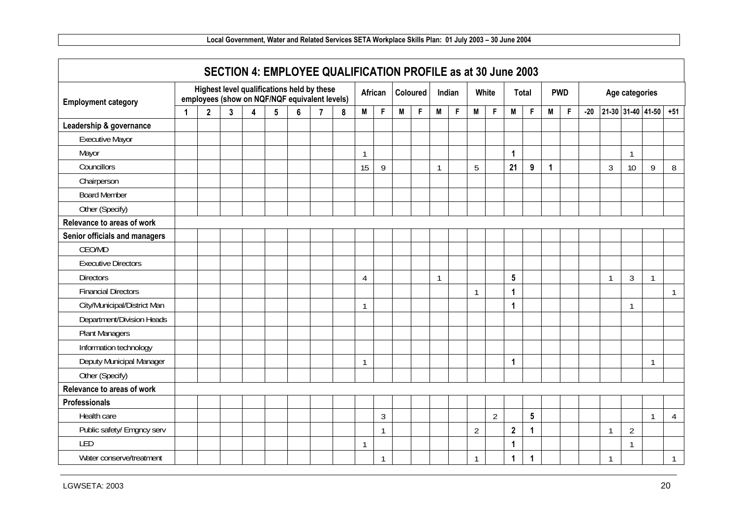## SECTION 4: EMPLOYEE QUALIFICATION PROFILE as at 30 June 2003

| Employment category | Highest level qualifications held by these employees (show on NQF/NQF equivalent levels) | | | | | | | | African | | Coloured | | Indian | | White | | Total | | PWD | | Age categories | | | | |
|---|---|---|---|---|---|---|---|---|---|---|---|---|---|---|---|---|---|---|---|---|---|---|---|---|---|
| | 1 | 2 | 3 | 4 | 5 | 6 | 7 | 8 | M | F | M | F | M | F | M | F | M | F | M | F | -20 | 21-30 | 31-40 | 41-50 | +51 |
| **Leadership & governance** | | | | | | | | | | | | | | | | | | | | | | | | | |
| Executive Mayor | | | | | | | | | | | | | | | | | | | | | | | | | |
| Mayor | | | | | | | | | 1 | | | | | | | | 1 | | | | | | 1 | | |
| Councillors | | | | | | | | | 15 | 9 | | | 1 | | 5 | | 21 | 9 | 1 | | | 3 | 10 | 9 | 8 |
| Chairperson | | | | | | | | | | | | | | | | | | | | | | | | | |
| Board Member | | | | | | | | | | | | | | | | | | | | | | | | | |
| Other (Specify) | | | | | | | | | | | | | | | | | | | | | | | | | |
| **Relevance to areas of work** | | | | | | | | | | | | | | | | | | | | | | | | | |
| **Senior officials and managers** | | | | | | | | | | | | | | | | | | | | | | | | | |
| CEO/MD | | | | | | | | | | | | | | | | | | | | | | | | | |
| Executive Directors | | | | | | | | | | | | | | | | | | | | | | | | | |
| Directors | | | | | | | | | 4 | | | | 1 | | | | 5 | | | | | 1 | 3 | 1 | |
| Financial Directors | | | | | | | | | | | | | | | 1 | | 1 | | | | | | | | 1 |
| City/Municipal/District Man | | | | | | | | | 1 | | | | | | | | 1 | | | | | | 1 | | |
| Department/Division Heads | | | | | | | | | | | | | | | | | | | | | | | | | |
| Plant Managers | | | | | | | | | | | | | | | | | | | | | | | | | |
| Information technology | | | | | | | | | | | | | | | | | | | | | | | | | |
| Deputy Municipal Manager | | | | | | | | | 1 | | | | | | | | 1 | | | | | | | 1 | |
| Other (Specify) | | | | | | | | | | | | | | | | | | | | | | | | | |
| **Relevance to areas of work** | | | | | | | | | | | | | | | | | | | | | | | | | |
| **Professionals** | | | | | | | | | | | | | | | | | | | | | | | | | |
| Health care | | | | | | | | | | 3 | | | | | | 2 | | 5 | | | | | | 1 | 4 |
| Public safety/ Emgncy serv | | | | | | | | | | 1 | | | | | 2 | | 2 | 1 | | | | 1 | 2 | | |
| LED | | | | | | | | | 1 | | | | | | | | 1 | | | | | | 1 | | |
| Water conserve/treatment | | | | | | | | | | 1 | | | | | 1 | | 1 | 1 | | | | 1 | | | 1 |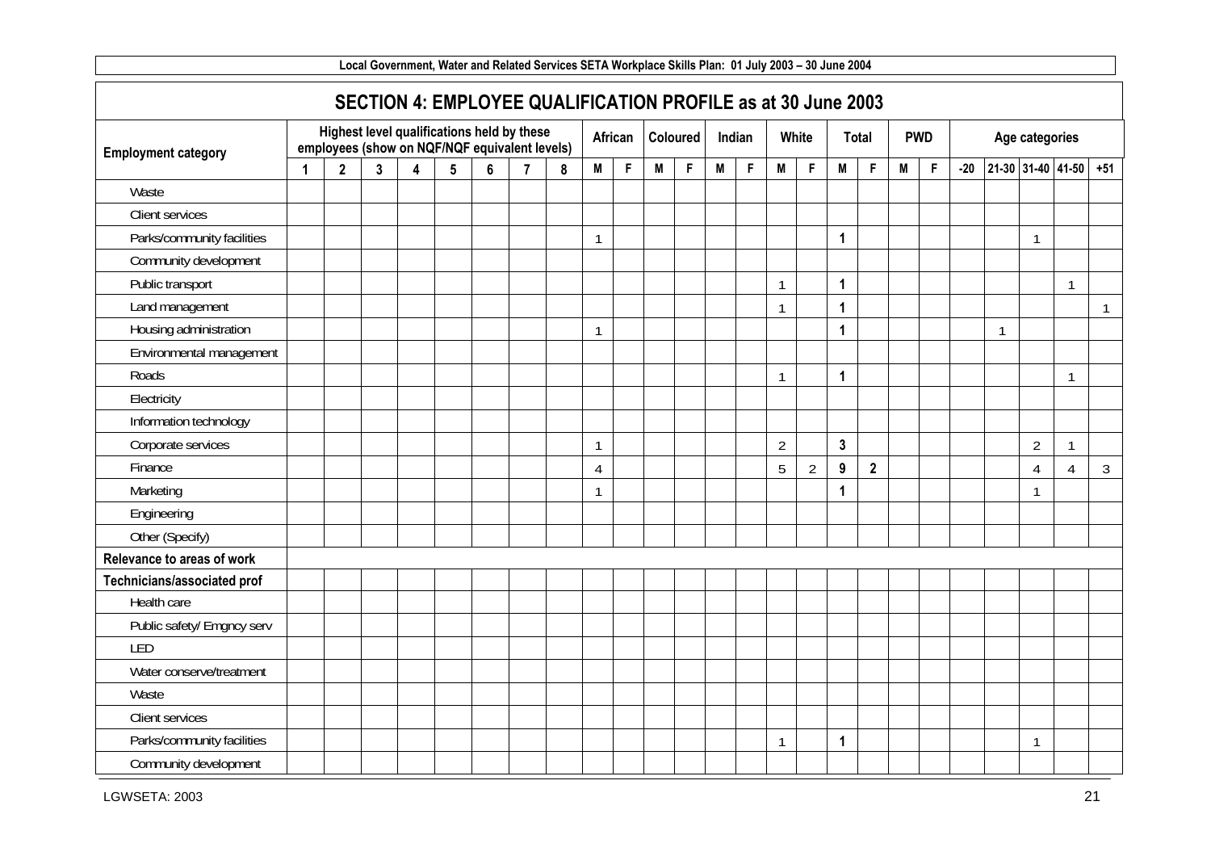## SECTION 4: EMPLOYEE QUALIFICATION PROFILE as at 30 June 2003

| Employment category | Highest level qualifications held by these employees (show on NQF/NQF equivalent levels) | | | | | | | | African | | Coloured | | Indian | | White | | Total | | PWD | | Age categories | | | | |
|---|---|---|---|---|---|---|---|---|---|---|---|---|---|---|---|---|---|---|---|---|---|---|---|---|---|
| | 1 | 2 | 3 | 4 | 5 | 6 | 7 | 8 | M | F | M | F | M | F | M | F | M | F | M | F | -20 | 21-30 | 31-40 | 41-50 | +51 |
| Waste | | | | | | | | | | | | | | | | | | | | | | | | | |
| Client services | | | | | | | | | | | | | | | | | | | | | | | | | |
| Parks/community facilities | | | | | | | | | 1 | | | | | | | | **1** | | | | | | 1 | | |
| Community development | | | | | | | | | | | | | | | | | | | | | | | | | |
| Public transport | | | | | | | | | | | | | | | 1 | | **1** | | | | | | | 1 | |
| Land management | | | | | | | | | | | | | | | 1 | | **1** | | | | | | | | 1 |
| Housing administration | | | | | | | | | 1 | | | | | | | | **1** | | | | | 1 | | | |
| Environmental management | | | | | | | | | | | | | | | | | | | | | | | | | |
| Roads | | | | | | | | | | | | | | | 1 | | **1** | | | | | | | 1 | |
| Electricity | | | | | | | | | | | | | | | | | | | | | | | | | |
| Information technology | | | | | | | | | | | | | | | | | | | | | | | | | |
| Corporate services | | | | | | | | | 1 | | | | | | 2 | | **3** | | | | | | 2 | 1 | |
| Finance | | | | | | | | | 4 | | | | | | 5 | 2 | **9** | **2** | | | | | 4 | 4 | 3 |
| Marketing | | | | | | | | | 1 | | | | | | | | **1** | | | | | | 1 | | |
| Engineering | | | | | | | | | | | | | | | | | | | | | | | | | |
| Other (Specify) | | | | | | | | | | | | | | | | | | | | | | | | | |
| **Relevance to areas of work** | | | | | | | | | | | | | | | | | | | | | | | | | |
| **Technicians/associated prof** | | | | | | | | | | | | | | | | | | | | | | | | | |
| Health care | | | | | | | | | | | | | | | | | | | | | | | | | |
| Public safety/ Emgncy serv | | | | | | | | | | | | | | | | | | | | | | | | | |
| LED | | | | | | | | | | | | | | | | | | | | | | | | | |
| Water conserve/treatment | | | | | | | | | | | | | | | | | | | | | | | | | |
| Waste | | | | | | | | | | | | | | | | | | | | | | | | | |
| Client services | | | | | | | | | | | | | | | | | | | | | | | | | |
| Parks/community facilities | | | | | | | | | | | | | | | 1 | | **1** | | | | | | 1 | | |
| Community development | | | | | | | | | | | | | | | | | | | | | | | | | |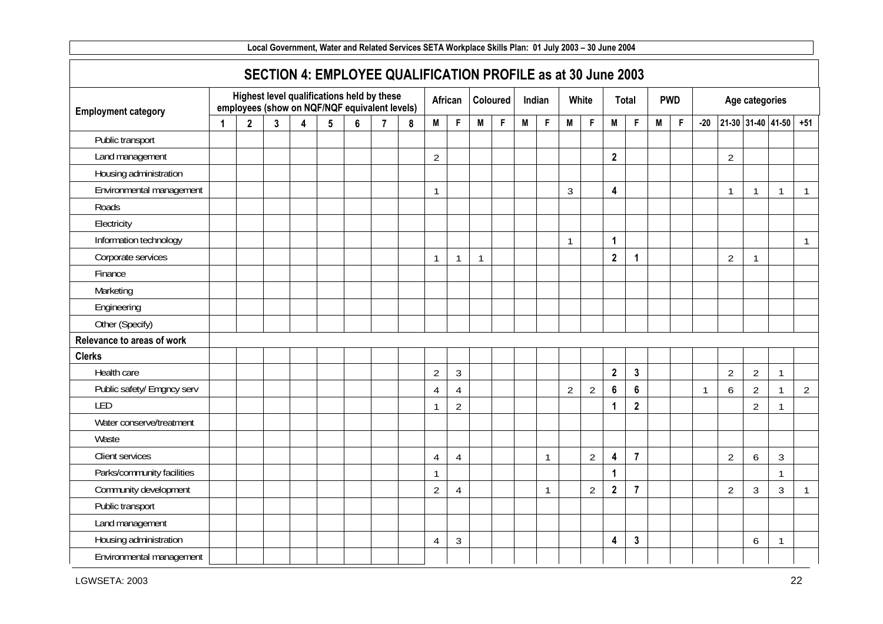## SECTION 4: EMPLOYEE QUALIFICATION PROFILE as at 30 June 2003

| Employment category | Highest level qualifications held by these employees (show on NQF/NQF equivalent levels) | | | | | | | | African | | Coloured | | Indian | | White | | Total | | PWD | | Age categories | | | | |
|---|---|---|---|---|---|---|---|---|---|---|---|---|---|---|---|---|---|---|---|---|---|---|---|---|---|
| | 1 | 2 | 3 | 4 | 5 | 6 | 7 | 8 | M | F | M | F | M | F | M | F | M | F | M | F | -20 | 21-30 | 31-40 | 41-50 | +51 |
| Public transport | | | | | | | | | | | | | | | | | | | | | | | | | |
| Land management | | | | | | | | | 2 | | | | | | | | **2** | | | | | 2 | | | |
| Housing administration | | | | | | | | | | | | | | | | | | | | | | | | | |
| Environmental management | | | | | | | | | 1 | | | | | | 3 | | **4** | | | | | 1 | 1 | 1 | 1 |
| Roads | | | | | | | | | | | | | | | | | | | | | | | | | |
| Electricity | | | | | | | | | | | | | | | | | | | | | | | | | |
| Information technology | | | | | | | | | | | | | | | 1 | | **1** | | | | | | | | 1 |
| Corporate services | | | | | | | | | 1 | 1 | 1 | | | | | | **2** | **1** | | | | 2 | 1 | | |
| Finance | | | | | | | | | | | | | | | | | | | | | | | | | |
| Marketing | | | | | | | | | | | | | | | | | | | | | | | | | |
| Engineering | | | | | | | | | | | | | | | | | | | | | | | | | |
| Other (Specify) | | | | | | | | | | | | | | | | | | | | | | | | | |
| **Relevance to areas of work** | | | | | | | | | | | | | | | | | | | | | | | | | |
| **Clerks** | | | | | | | | | | | | | | | | | | | | | | | | | |
| Health care | | | | | | | | | 2 | 3 | | | | | | | **2** | **3** | | | | 2 | 2 | 1 | |
| Public safety/ Emgncy serv | | | | | | | | | 4 | 4 | | | | | 2 | 2 | **6** | **6** | | | 1 | 6 | 2 | 1 | 2 |
| LED | | | | | | | | | 1 | 2 | | | | | | | **1** | **2** | | | | | 2 | 1 | |
| Water conserve/treatment | | | | | | | | | | | | | | | | | | | | | | | | | |
| Waste | | | | | | | | | | | | | | | | | | | | | | | | | |
| Client services | | | | | | | | | 4 | 4 | | | | 1 | | 2 | **4** | **7** | | | | 2 | 6 | 3 | |
| Parks/community facilities | | | | | | | | | 1 | | | | | | | | **1** | | | | | | | 1 | |
| Community development | | | | | | | | | 2 | 4 | | | | 1 | | 2 | **2** | **7** | | | | 2 | 3 | 3 | 1 |
| Public transport | | | | | | | | | | | | | | | | | | | | | | | | | |
| Land management | | | | | | | | | | | | | | | | | | | | | | | | | |
| Housing administration | | | | | | | | | 4 | 3 | | | | | | | **4** | **3** | | | | | 6 | 1 | |
| Environmental management | | | | | | | | | | | | | | | | | | | | | | | | | |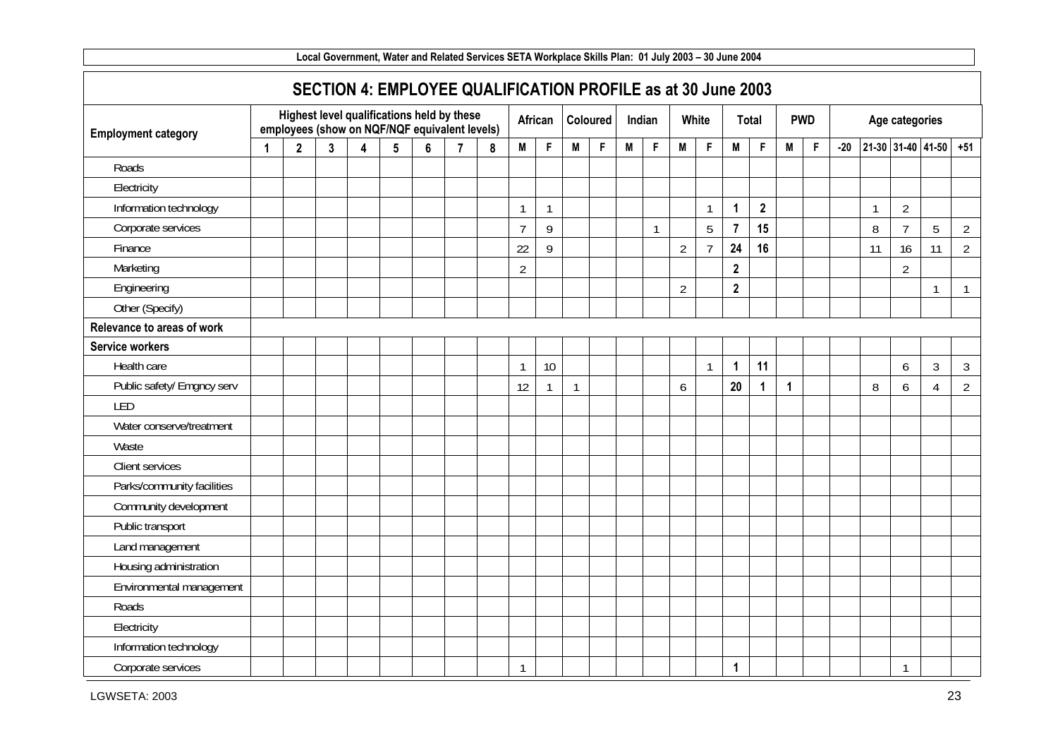Local Government, Water and Related Services SETA Workplace Skills Plan: 01 July 2003 – 30 June 2004

## SECTION 4: EMPLOYEE QUALIFICATION PROFILE as at 30 June 2003

| Employment category | Highest level qualifications held by these employees (show on NQF/NQF equivalent levels) | | | | | | | | African | | Coloured | | Indian | | White | | Total | | PWD | | Age categories | | | | |
|---|---|---|---|---|---|---|---|---|---|---|---|---|---|---|---|---|---|---|---|---|---|---|---|---|---|
| | 1 | 2 | 3 | 4 | 5 | 6 | 7 | 8 | M | F | M | F | M | F | M | F | M | F | M | F | -20 | 21-30 | 31-40 | 41-50 | +51 |
| Roads | | | | | | | | | | | | | | | | | | | | | | | | | |
| Electricity | | | | | | | | | | | | | | | | | | | | | | | | | |
| Information technology | | | | | | | | | 1 | 1 | | | | | | 1 | **1** | **2** | | | | 1 | 2 | | |
| Corporate services | | | | | | | | | 7 | 9 | | | | 1 | | 5 | **7** | **15** | | | | 8 | 7 | 5 | 2 |
| Finance | | | | | | | | | 22 | 9 | | | | | 2 | 7 | **24** | **16** | | | | 11 | 16 | 11 | 2 |
| Marketing | | | | | | | | | 2 | | | | | | | | **2** | | | | | | 2 | | |
| Engineering | | | | | | | | | | | | | | | 2 | | **2** | | | | | | | 1 | 1 |
| Other (Specify) | | | | | | | | | | | | | | | | | | | | | | | | | |
| **Relevance to areas of work** | | | | | | | | | | | | | | | | | | | | | | | | | |
| **Service workers** | | | | | | | | | | | | | | | | | | | | | | | | | |
| Health care | | | | | | | | | 1 | 10 | | | | | | 1 | **1** | **11** | | | | | 6 | 3 | 3 |
| Public safety/ Emgncy serv | | | | | | | | | 12 | 1 | 1 | | | | 6 | | **20** | **1** | **1** | | | 8 | 6 | 4 | 2 |
| LED | | | | | | | | | | | | | | | | | | | | | | | | | |
| Water conserve/treatment | | | | | | | | | | | | | | | | | | | | | | | | | |
| Waste | | | | | | | | | | | | | | | | | | | | | | | | | |
| Client services | | | | | | | | | | | | | | | | | | | | | | | | | |
| Parks/community facilities | | | | | | | | | | | | | | | | | | | | | | | | | |
| Community development | | | | | | | | | | | | | | | | | | | | | | | | | |
| Public transport | | | | | | | | | | | | | | | | | | | | | | | | | |
| Land management | | | | | | | | | | | | | | | | | | | | | | | | | |
| Housing administration | | | | | | | | | | | | | | | | | | | | | | | | | |
| Environmental management | | | | | | | | | | | | | | | | | | | | | | | | | |
| Roads | | | | | | | | | | | | | | | | | | | | | | | | | |
| Electricity | | | | | | | | | | | | | | | | | | | | | | | | | |
| Information technology | | | | | | | | | | | | | | | | | | | | | | | | | |
| Corporate services | | | | | | | | | 1 | | | | | | | | **1** | | | | | | 1 | | |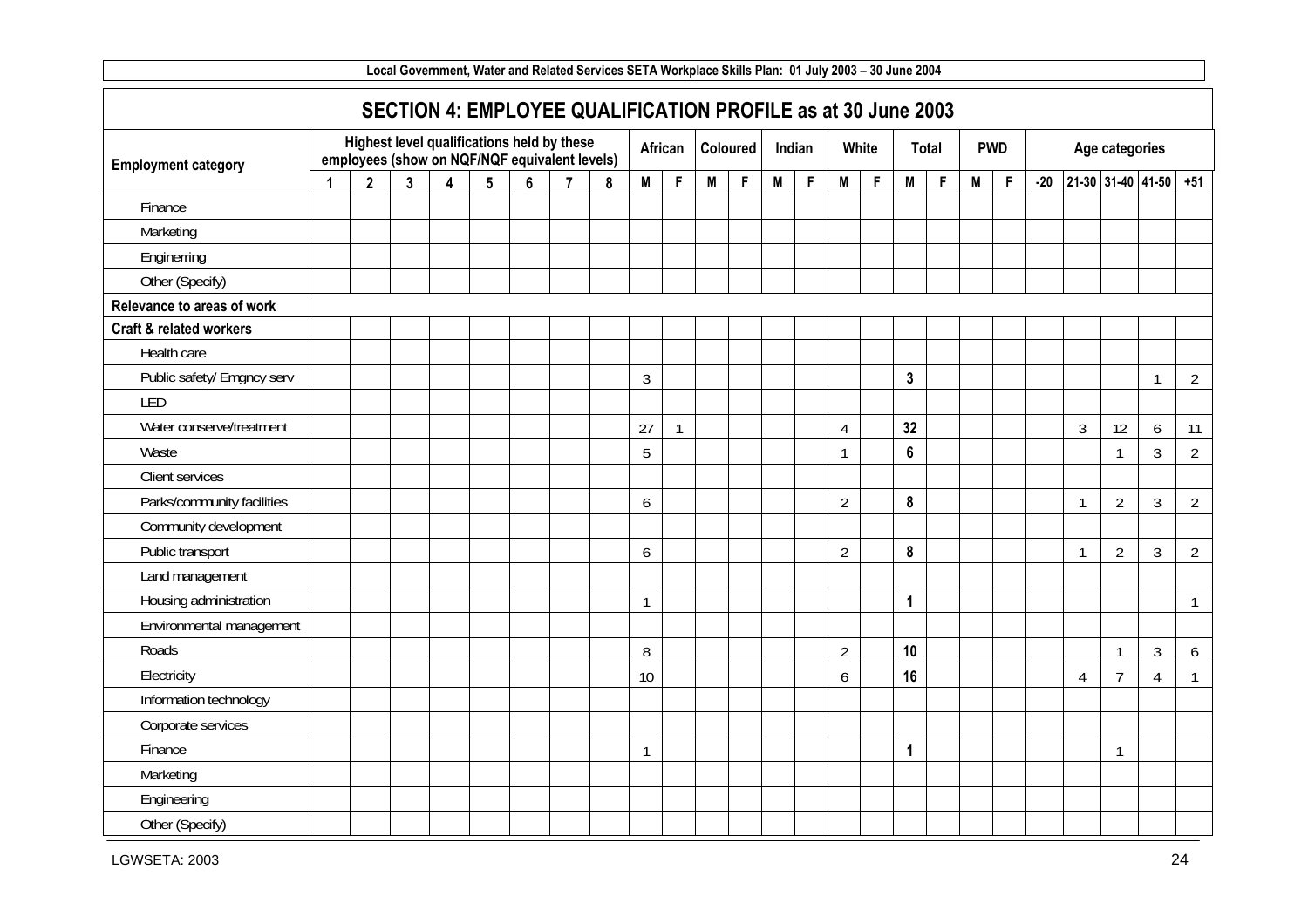## SECTION 4: EMPLOYEE QUALIFICATION PROFILE as at 30 June 2003

| Employment category | Highest level qualifications held by these employees (show on NQF/NQF equivalent levels) | | | | | | | | African | | Coloured | | Indian | | White | | Total | | PWD | | Age categories | | | | |
|---|---|---|---|---|---|---|---|---|---|---|---|---|---|---|---|---|---|---|---|---|---|---|---|---|---|
| | 1 | 2 | 3 | 4 | 5 | 6 | 7 | 8 | M | F | M | F | M | F | M | F | M | F | M | F | -20 | 21-30 | 31-40 | 41-50 | +51 |
| Finance | | | | | | | | | | | | | | | | | | | | | | | | | |
| Marketing | | | | | | | | | | | | | | | | | | | | | | | | | |
| Enginerring | | | | | | | | | | | | | | | | | | | | | | | | | |
| Other (Specify) | | | | | | | | | | | | | | | | | | | | | | | | | |
| **Relevance to areas of work** | | | | | | | | | | | | | | | | | | | | | | | | | |
| **Craft & related workers** | | | | | | | | | | | | | | | | | | | | | | | | | |
| Health care | | | | | | | | | | | | | | | | | | | | | | | | | |
| Public safety/ Emgncy serv | | | | | | | | | 3 | | | | | | | | **3** | | | | | | | 1 | 2 |
| LED | | | | | | | | | | | | | | | | | | | | | | | | | |
| Water conserve/treatment | | | | | | | | | 27 | 1 | | | | | 4 | | **32** | | | | | 3 | 12 | 6 | 11 |
| Waste | | | | | | | | | 5 | | | | | | 1 | | **6** | | | | | | 1 | 3 | 2 |
| Client services | | | | | | | | | | | | | | | | | | | | | | | | | |
| Parks/community facilities | | | | | | | | | 6 | | | | | | 2 | | **8** | | | | | 1 | 2 | 3 | 2 |
| Community development | | | | | | | | | | | | | | | | | | | | | | | | | |
| Public transport | | | | | | | | | 6 | | | | | | 2 | | **8** | | | | | 1 | 2 | 3 | 2 |
| Land management | | | | | | | | | | | | | | | | | | | | | | | | | |
| Housing administration | | | | | | | | | 1 | | | | | | | | **1** | | | | | | | | 1 |
| Environmental management | | | | | | | | | | | | | | | | | | | | | | | | | |
| Roads | | | | | | | | | 8 | | | | | | 2 | | **10** | | | | | | 1 | 3 | 6 |
| Electricity | | | | | | | | | 10 | | | | | | 6 | | **16** | | | | | 4 | 7 | 4 | 1 |
| Information technology | | | | | | | | | | | | | | | | | | | | | | | | | |
| Corporate services | | | | | | | | | | | | | | | | | | | | | | | | | |
| Finance | | | | | | | | | 1 | | | | | | | | **1** | | | | | | 1 | | |
| Marketing | | | | | | | | | | | | | | | | | | | | | | | | | |
| Engineering | | | | | | | | | | | | | | | | | | | | | | | | | |
| Other (Specify) | | | | | | | | | | | | | | | | | | | | | | | | | |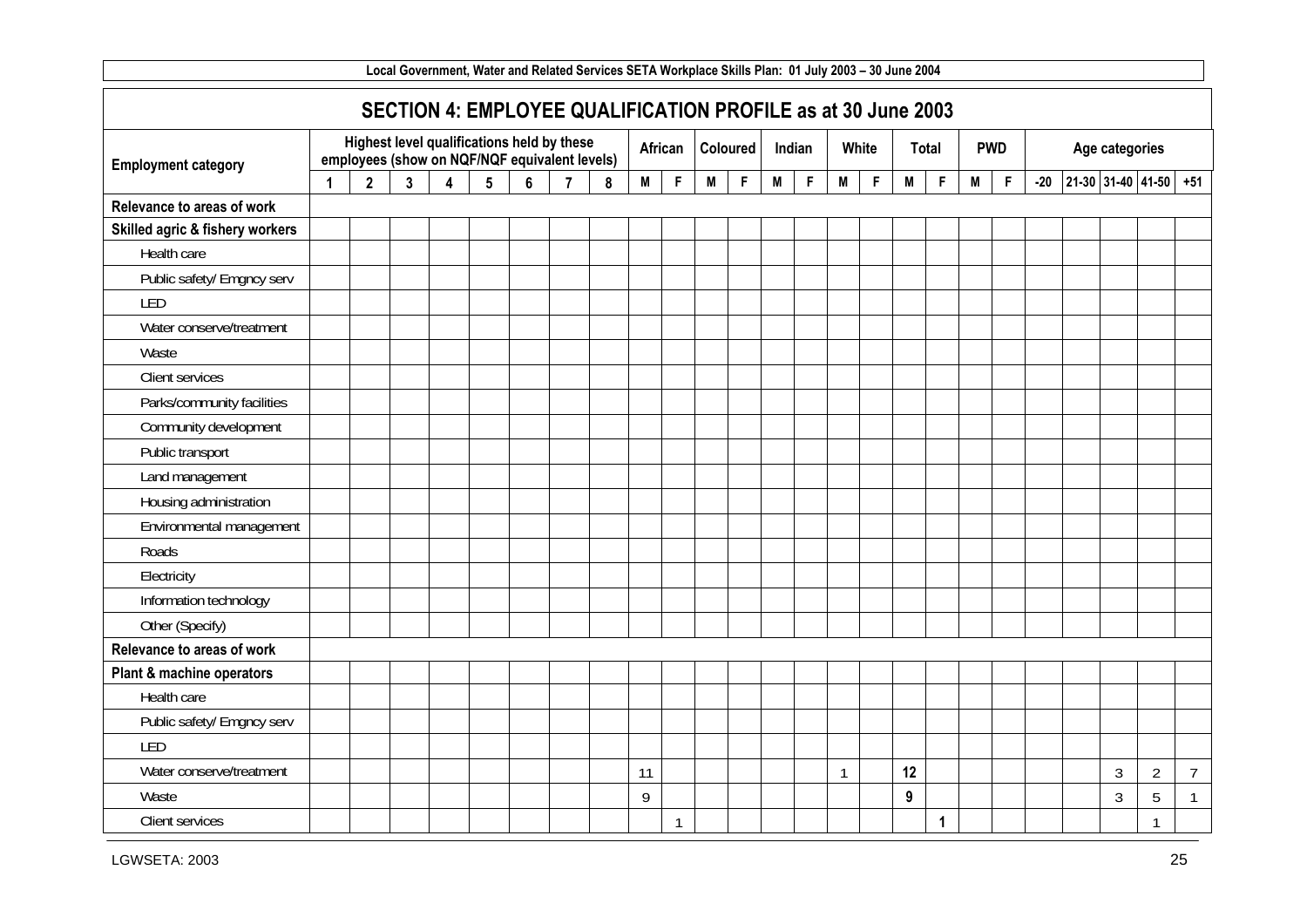## SECTION 4: EMPLOYEE QUALIFICATION PROFILE as at 30 June 2003

| Employment category | Highest level qualifications held by these employees (show on NQF/NQF equivalent levels) | | | | | | | | African | | Coloured | | Indian | | White | | Total | | PWD | | Age categories | | | | |
|---|---|---|---|---|---|---|---|---|---|---|---|---|---|---|---|---|---|---|---|---|---|---|---|---|---|
| | 1 | 2 | 3 | 4 | 5 | 6 | 7 | 8 | M | F | M | F | M | F | M | F | M | F | M | F | -20 | 21-30 | 31-40 | 41-50 | +51 |
| **Relevance to areas of work** | | | | | | | | | | | | | | | | | | | | | | | | | |
| **Skilled agric & fishery workers** | | | | | | | | | | | | | | | | | | | | | | | | | |
| Health care | | | | | | | | | | | | | | | | | | | | | | | | | |
| Public safety/ Emgncy serv | | | | | | | | | | | | | | | | | | | | | | | | | |
| LED | | | | | | | | | | | | | | | | | | | | | | | | | |
| Water conserve/treatment | | | | | | | | | | | | | | | | | | | | | | | | | |
| Waste | | | | | | | | | | | | | | | | | | | | | | | | | |
| Client services | | | | | | | | | | | | | | | | | | | | | | | | | |
| Parks/community facilities | | | | | | | | | | | | | | | | | | | | | | | | | |
| Community development | | | | | | | | | | | | | | | | | | | | | | | | | |
| Public transport | | | | | | | | | | | | | | | | | | | | | | | | | |
| Land management | | | | | | | | | | | | | | | | | | | | | | | | | |
| Housing administration | | | | | | | | | | | | | | | | | | | | | | | | | |
| Environmental management | | | | | | | | | | | | | | | | | | | | | | | | | |
| Roads | | | | | | | | | | | | | | | | | | | | | | | | | |
| Electricity | | | | | | | | | | | | | | | | | | | | | | | | | |
| Information technology | | | | | | | | | | | | | | | | | | | | | | | | | |
| Other (Specify) | | | | | | | | | | | | | | | | | | | | | | | | | |
| **Relevance to areas of work** | | | | | | | | | | | | | | | | | | | | | | | | | |
| **Plant & machine operators** | | | | | | | | | | | | | | | | | | | | | | | | | |
| Health care | | | | | | | | | | | | | | | | | | | | | | | | | |
| Public safety/ Emgncy serv | | | | | | | | | | | | | | | | | | | | | | | | | |
| LED | | | | | | | | | | | | | | | | | | | | | | | | | |
| Water conserve/treatment | | | | | | | | | 11 | | | | | | 1 | | **12** | | | | | | 3 | 2 | 7 |
| Waste | | | | | | | | | 9 | | | | | | | | **9** | | | | | | 3 | 5 | 1 |
| Client services | | | | | | | | | | 1 | | | | | | | | **1** | | | | | | 1 | |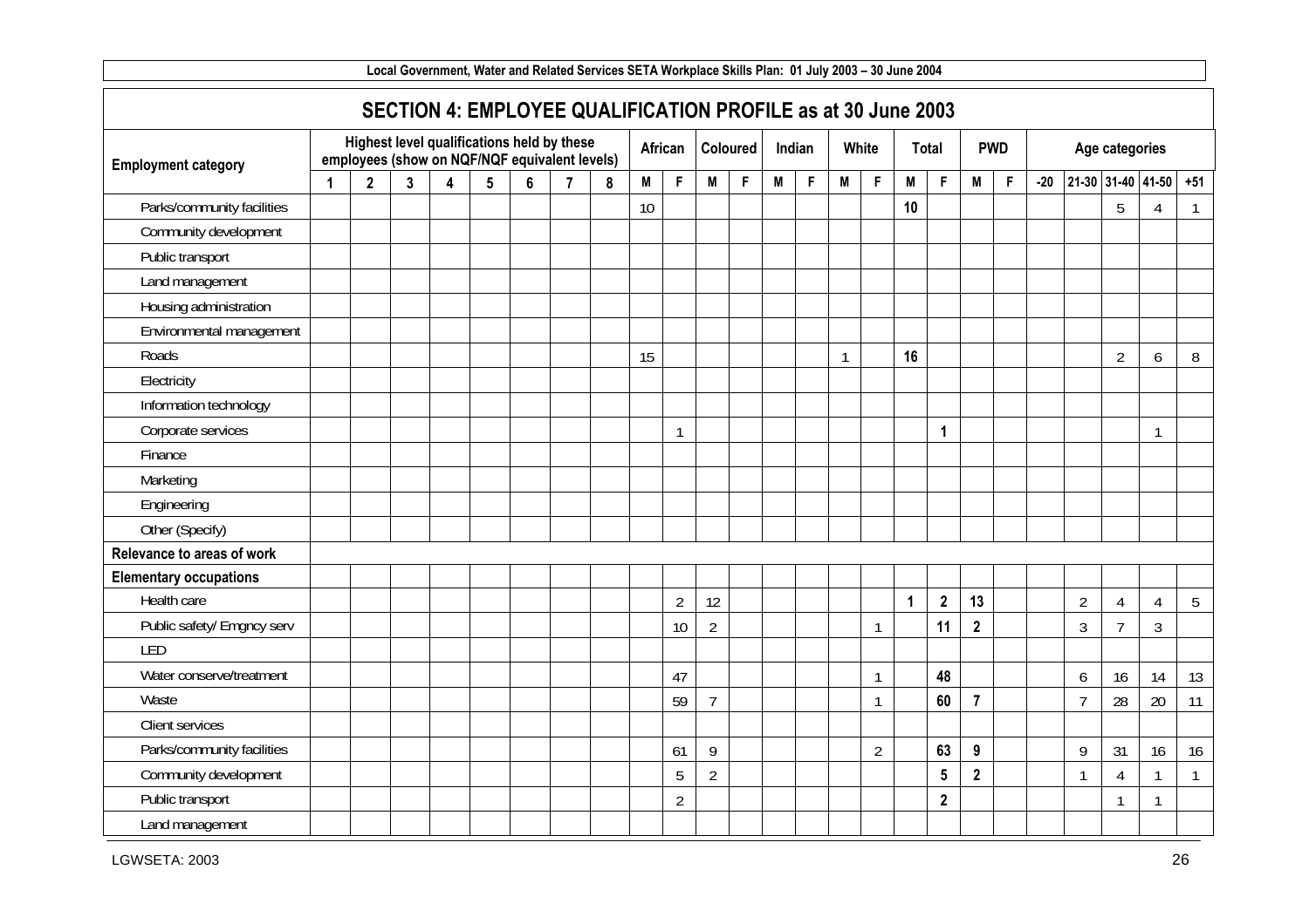## SECTION 4: EMPLOYEE QUALIFICATION PROFILE as at 30 June 2003

| Employment category | Highest level qualifications held by these employees (show on NQF/NQF equivalent levels) | | | | | | | | African | | Coloured | | Indian | | White | | Total | | PWD | | Age categories | | | | |
|---|---|---|---|---|---|---|---|---|---|---|---|---|---|---|---|---|---|---|---|---|---|---|---|---|---|
| | 1 | 2 | 3 | 4 | 5 | 6 | 7 | 8 | M | F | M | F | M | F | M | F | M | F | M | F | -20 | 21-30 | 31-40 | 41-50 | +51 |
| Parks/community facilities | | | | | | | | | 10 | | | | | | | | **10** | | | | | | 5 | 4 | 1 |
| Community development | | | | | | | | | | | | | | | | | | | | | | | | | |
| Public transport | | | | | | | | | | | | | | | | | | | | | | | | | |
| Land management | | | | | | | | | | | | | | | | | | | | | | | | | |
| Housing administration | | | | | | | | | | | | | | | | | | | | | | | | | |
| Environmental management | | | | | | | | | | | | | | | | | | | | | | | | | |
| Roads | | | | | | | | | 15 | | | | | | 1 | | **16** | | | | | | 2 | 6 | 8 |
| Electricity | | | | | | | | | | | | | | | | | | | | | | | | | |
| Information technology | | | | | | | | | | | | | | | | | | | | | | | | | |
| Corporate services | | | | | | | | | | 1 | | | | | | | | **1** | | | | | | 1 | |
| Finance | | | | | | | | | | | | | | | | | | | | | | | | | |
| Marketing | | | | | | | | | | | | | | | | | | | | | | | | | |
| Engineering | | | | | | | | | | | | | | | | | | | | | | | | | |
| Other (Specify) | | | | | | | | | | | | | | | | | | | | | | | | | |
| **Relevance to areas of work** | | | | | | | | | | | | | | | | | | | | | | | | | |
| **Elementary occupations** | | | | | | | | | | | | | | | | | | | | | | | | | |
| Health care | | | | | | | | | | 2 | 12 | | | | | | **1** | **2** | **13** | | | 2 | 4 | 4 | 5 |
| Public safety/ Emgncy serv | | | | | | | | | | 10 | 2 | | | | | 1 | | **11** | **2** | | | 3 | 7 | 3 | |
| LED | | | | | | | | | | | | | | | | | | | | | | | | | |
| Water conserve/treatment | | | | | | | | | | 47 | | | | | | 1 | | **48** | | | | 6 | 16 | 14 | 13 |
| Waste | | | | | | | | | | 59 | 7 | | | | | 1 | | **60** | **7** | | | 7 | 28 | 20 | 11 |
| Client services | | | | | | | | | | | | | | | | | | | | | | | | | |
| Parks/community facilities | | | | | | | | | | 61 | 9 | | | | | 2 | | **63** | **9** | | | 9 | 31 | 16 | 16 |
| Community development | | | | | | | | | | 5 | 2 | | | | | | | **5** | **2** | | | 1 | 4 | 1 | 1 |
| Public transport | | | | | | | | | | 2 | | | | | | | | **2** | | | | | 1 | 1 | |
| Land management | | | | | | | | | | | | | | | | | | | | | | | | | |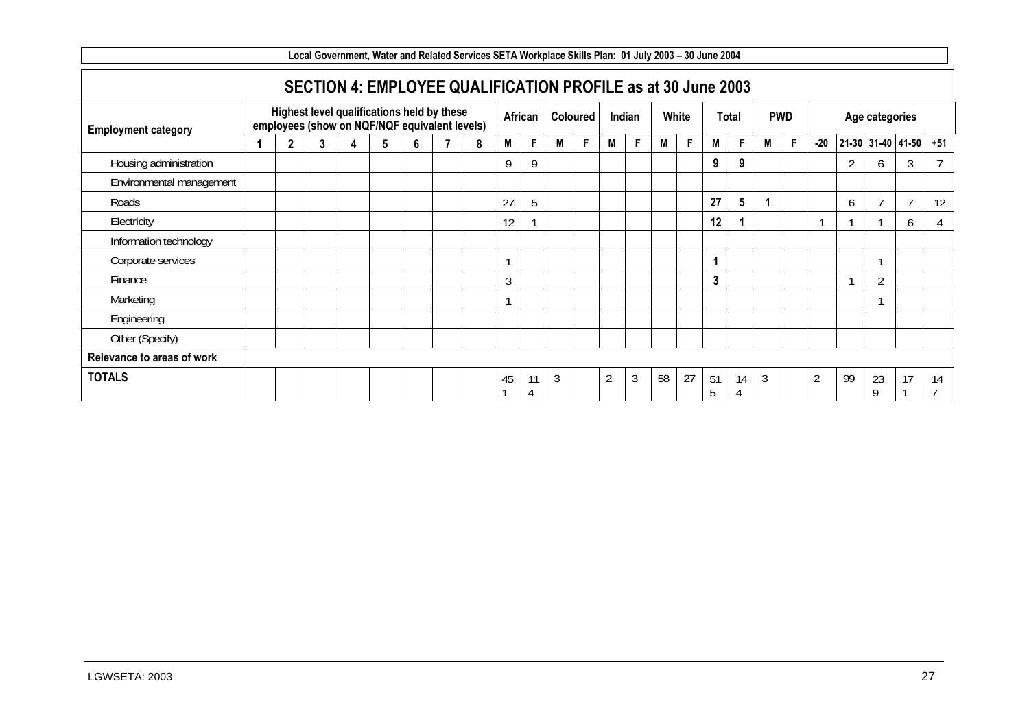## SECTION 4: EMPLOYEE QUALIFICATION PROFILE as at 30 June 2003

| Employment category | Highest level qualifications held by these employees (show on NQF/NQF equivalent levels) | | | | | | | | African | | Coloured | | Indian | | White | | Total | | PWD | | Age categories | | | | |
|---|---|---|---|---|---|---|---|---|---|---|---|---|---|---|---|---|---|---|---|---|---|---|---|---|---|
| | 1 | 2 | 3 | 4 | 5 | 6 | 7 | 8 | M | F | M | F | M | F | M | F | M | F | M | F | -20 | 21-30 | 31-40 | 41-50 | +51 |
| Housing administration | | | | | | | | | 9 | 9 | | | | | | | 9 | 9 | | | | 2 | 6 | 3 | 7 |
| Environmental management | | | | | | | | | | | | | | | | | | | | | | | | | |
| Roads | | | | | | | | | 27 | 5 | | | | | | | 27 | 5 | 1 | | | 6 | 7 | 7 | 12 |
| Electricity | | | | | | | | | 12 | 1 | | | | | | | 12 | 1 | | | 1 | 1 | 1 | 6 | 4 |
| Information technology | | | | | | | | | | | | | | | | | | | | | | | | | |
| Corporate services | | | | | | | | | 1 | | | | | | | | 1 | | | | | | 1 | | |
| Finance | | | | | | | | | 3 | | | | | | | | 3 | | | | | 1 | 2 | | |
| Marketing | | | | | | | | | 1 | | | | | | | | | | | | | | 1 | | |
| Engineering | | | | | | | | | | | | | | | | | | | | | | | | | |
| Other (Specify) | | | | | | | | | | | | | | | | | | | | | | | | | |
| **Relevance to areas of work** | | | | | | | | | | | | | | | | | | | | | | | | | |
| **TOTALS** | | | | | | | | | 451 | 114 | 3 | | 2 | 3 | 58 | 27 | 515 | 144 | 3 | | 2 | 99 | 239 | 171 | 147 |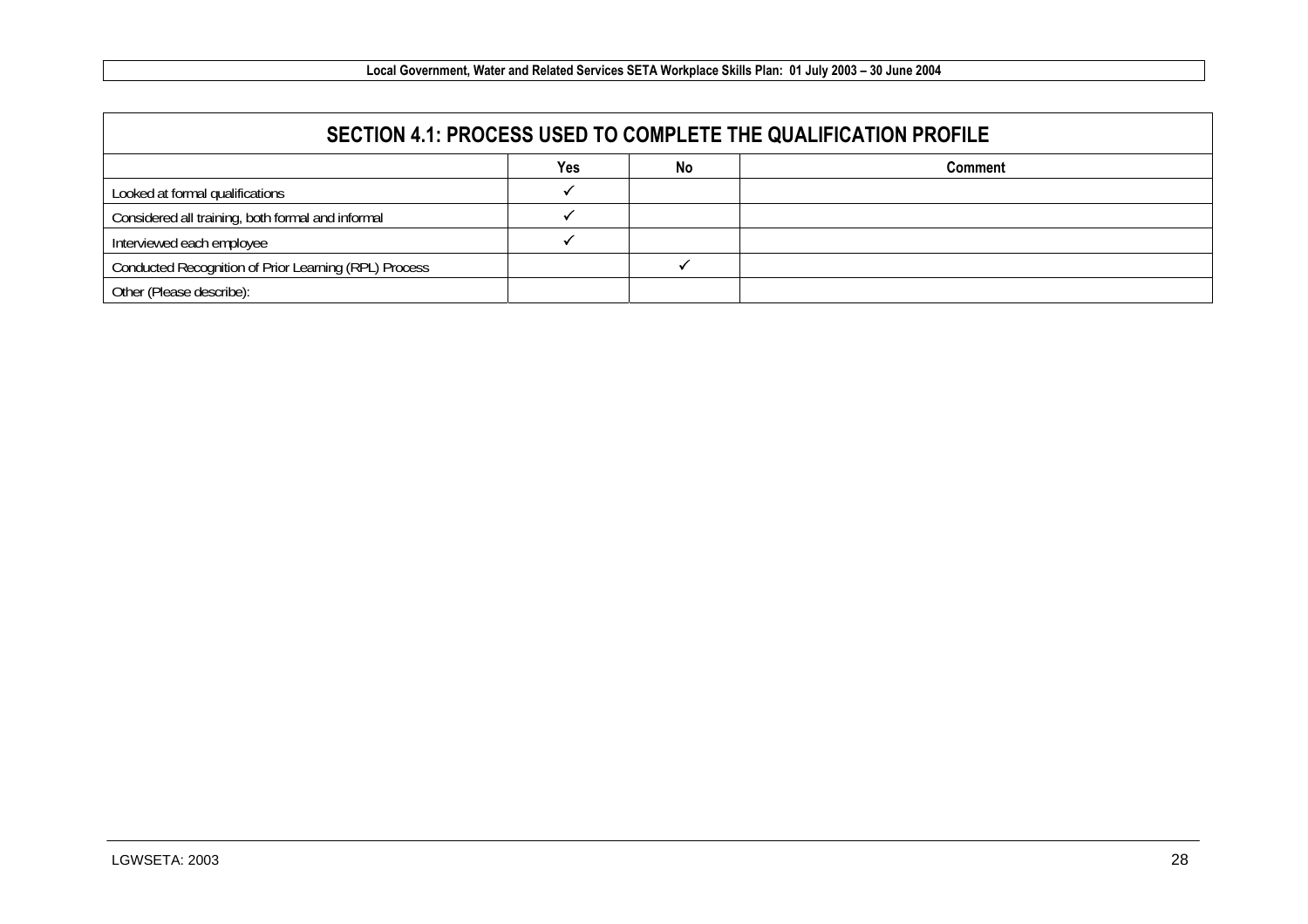## SECTION 4.1: PROCESS USED TO COMPLETE THE QUALIFICATION PROFILE

| | Yes | No | Comment |
|---|---|---|---|
| Looked at formal qualifications | ✓ | | |
| Considered all training, both formal and informal | ✓ | | |
| Interviewed each employee | ✓ | | |
| Conducted Recognition of Prior Learning (RPL) Process | | ✓ | |
| Other (Please describe): | | | |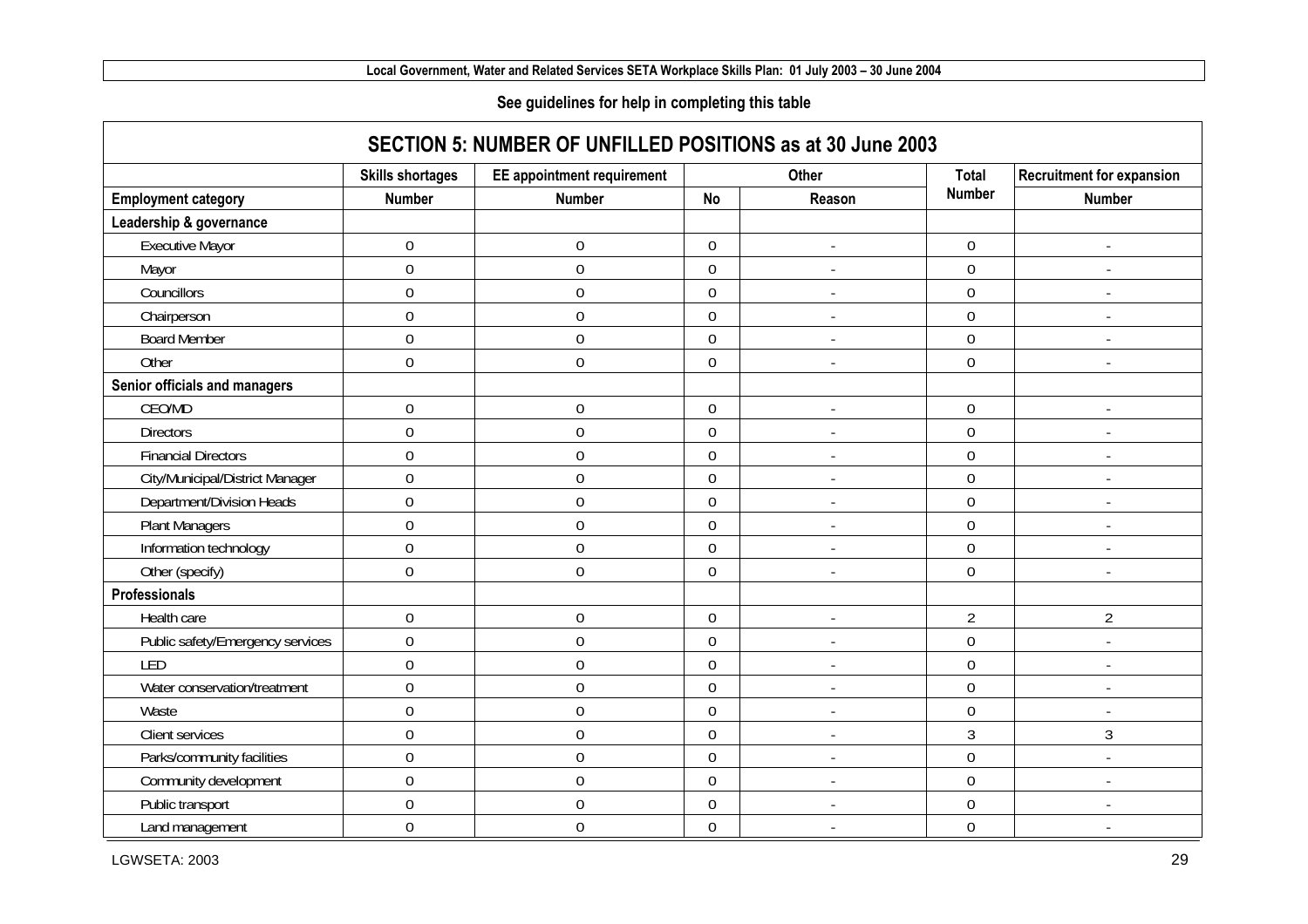See guidelines for help in completing this table

## SECTION 5: NUMBER OF UNFILLED POSITIONS as at 30 June 2003

| | Skills shortages | EE appointment requirement | Other | | Total | Recruitment for expansion |
|---|---|---|---|---|---|---|
| **Employment category** | **Number** | **Number** | **No** | **Reason** | **Number** | **Number** |
| **Leadership & governance** | | | | | | |
| Executive Mayor | 0 | 0 | 0 | - | 0 | - |
| Mayor | 0 | 0 | 0 | - | 0 | - |
| Councillors | 0 | 0 | 0 | - | 0 | - |
| Chairperson | 0 | 0 | 0 | - | 0 | - |
| Board Member | 0 | 0 | 0 | - | 0 | - |
| Other | 0 | 0 | 0 | - | 0 | - |
| **Senior officials and managers** | | | | | | |
| CEO/MD | 0 | 0 | 0 | - | 0 | - |
| Directors | 0 | 0 | 0 | - | 0 | - |
| Financial Directors | 0 | 0 | 0 | - | 0 | - |
| City/Municipal/District Manager | 0 | 0 | 0 | - | 0 | - |
| Department/Division Heads | 0 | 0 | 0 | - | 0 | - |
| Plant Managers | 0 | 0 | 0 | - | 0 | - |
| Information technology | 0 | 0 | 0 | - | 0 | - |
| Other (specify) | 0 | 0 | 0 | - | 0 | - |
| **Professionals** | | | | | | |
| Health care | 0 | 0 | 0 | - | 2 | 2 |
| Public safety/Emergency services | 0 | 0 | 0 | - | 0 | - |
| LED | 0 | 0 | 0 | - | 0 | - |
| Water conservation/treatment | 0 | 0 | 0 | - | 0 | - |
| Waste | 0 | 0 | 0 | - | 0 | - |
| Client services | 0 | 0 | 0 | - | 3 | 3 |
| Parks/community facilities | 0 | 0 | 0 | - | 0 | - |
| Community development | 0 | 0 | 0 | - | 0 | - |
| Public transport | 0 | 0 | 0 | - | 0 | - |
| Land management | 0 | 0 | 0 | - | 0 | - |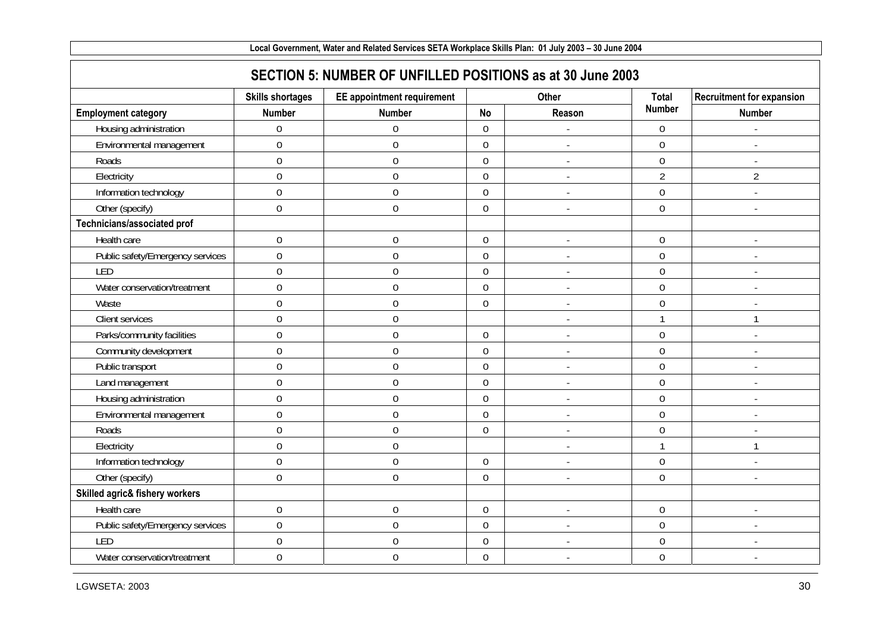## SECTION 5: NUMBER OF UNFILLED POSITIONS as at 30 June 2003

| | Skills shortages | EE appointment requirement | Other | | Total | Recruitment for expansion |
|---|---|---|---|---|---|---|
| Employment category | Number | Number | No | Reason | Number | Number |
| Housing administration | 0 | 0 | 0 | - | 0 | - |
| Environmental management | 0 | 0 | 0 | - | 0 | - |
| Roads | 0 | 0 | 0 | - | 0 | - |
| Electricity | 0 | 0 | 0 | - | 2 | 2 |
| Information technology | 0 | 0 | 0 | - | 0 | - |
| Other (specify) | 0 | 0 | 0 | - | 0 | - |
| **Technicians/associated prof** | | | | | | |
| Health care | 0 | 0 | 0 | - | 0 | - |
| Public safety/Emergency services | 0 | 0 | 0 | - | 0 | - |
| LED | 0 | 0 | 0 | - | 0 | - |
| Water conservation/treatment | 0 | 0 | 0 | - | 0 | - |
| Waste | 0 | 0 | 0 | - | 0 | - |
| Client services | 0 | 0 | | - | 1 | 1 |
| Parks/community facilities | 0 | 0 | 0 | - | 0 | - |
| Community development | 0 | 0 | 0 | - | 0 | - |
| Public transport | 0 | 0 | 0 | - | 0 | - |
| Land management | 0 | 0 | 0 | - | 0 | - |
| Housing administration | 0 | 0 | 0 | - | 0 | - |
| Environmental management | 0 | 0 | 0 | - | 0 | - |
| Roads | 0 | 0 | 0 | - | 0 | - |
| Electricity | 0 | 0 | | - | 1 | 1 |
| Information technology | 0 | 0 | 0 | - | 0 | - |
| Other (specify) | 0 | 0 | 0 | - | 0 | - |
| **Skilled agric& fishery workers** | | | | | | |
| Health care | 0 | 0 | 0 | - | 0 | - |
| Public safety/Emergency services | 0 | 0 | 0 | - | 0 | - |
| LED | 0 | 0 | 0 | - | 0 | - |
| Water conservation/treatment | 0 | 0 | 0 | - | 0 | - |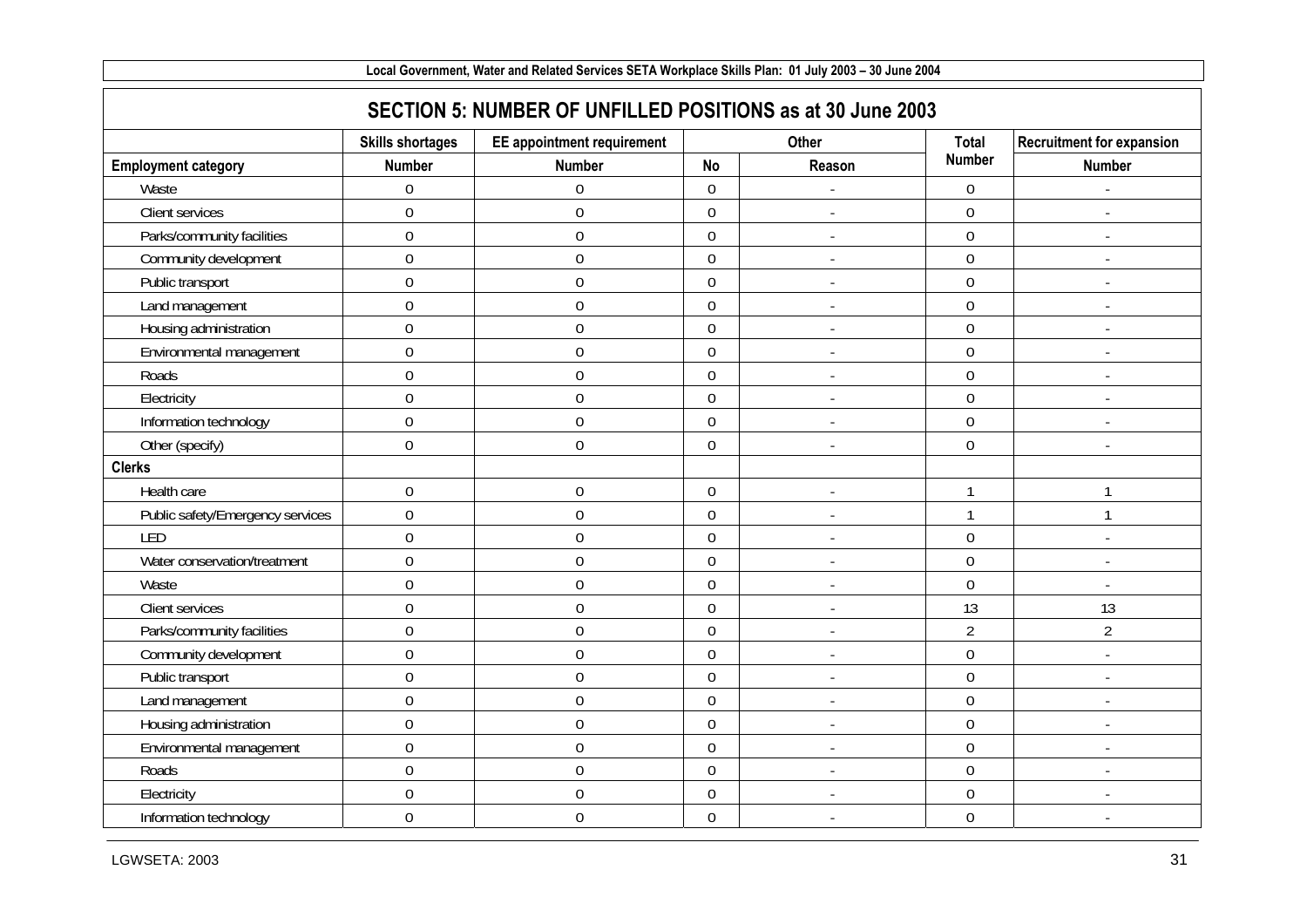## SECTION 5: NUMBER OF UNFILLED POSITIONS as at 30 June 2003

| | Skills shortages | EE appointment requirement | Other | | Total | Recruitment for expansion |
|---|---|---|---|---|---|---|
| **Employment category** | **Number** | **Number** | **No** | **Reason** | **Number** | **Number** |
| Waste | 0 | 0 | 0 | - | 0 | - |
| Client services | 0 | 0 | 0 | - | 0 | - |
| Parks/community facilities | 0 | 0 | 0 | - | 0 | - |
| Community development | 0 | 0 | 0 | - | 0 | - |
| Public transport | 0 | 0 | 0 | - | 0 | - |
| Land management | 0 | 0 | 0 | - | 0 | - |
| Housing administration | 0 | 0 | 0 | - | 0 | - |
| Environmental management | 0 | 0 | 0 | - | 0 | - |
| Roads | 0 | 0 | 0 | - | 0 | - |
| Electricity | 0 | 0 | 0 | - | 0 | - |
| Information technology | 0 | 0 | 0 | - | 0 | - |
| Other (specify) | 0 | 0 | 0 | - | 0 | - |
| **Clerks** | | | | | | |
| Health care | 0 | 0 | 0 | - | 1 | 1 |
| Public safety/Emergency services | 0 | 0 | 0 | - | 1 | 1 |
| LED | 0 | 0 | 0 | - | 0 | - |
| Water conservation/treatment | 0 | 0 | 0 | - | 0 | - |
| Waste | 0 | 0 | 0 | - | 0 | - |
| Client services | 0 | 0 | 0 | - | 13 | 13 |
| Parks/community facilities | 0 | 0 | 0 | - | 2 | 2 |
| Community development | 0 | 0 | 0 | - | 0 | - |
| Public transport | 0 | 0 | 0 | - | 0 | - |
| Land management | 0 | 0 | 0 | - | 0 | - |
| Housing administration | 0 | 0 | 0 | - | 0 | - |
| Environmental management | 0 | 0 | 0 | - | 0 | - |
| Roads | 0 | 0 | 0 | - | 0 | - |
| Electricity | 0 | 0 | 0 | - | 0 | - |
| Information technology | 0 | 0 | 0 | - | 0 | - |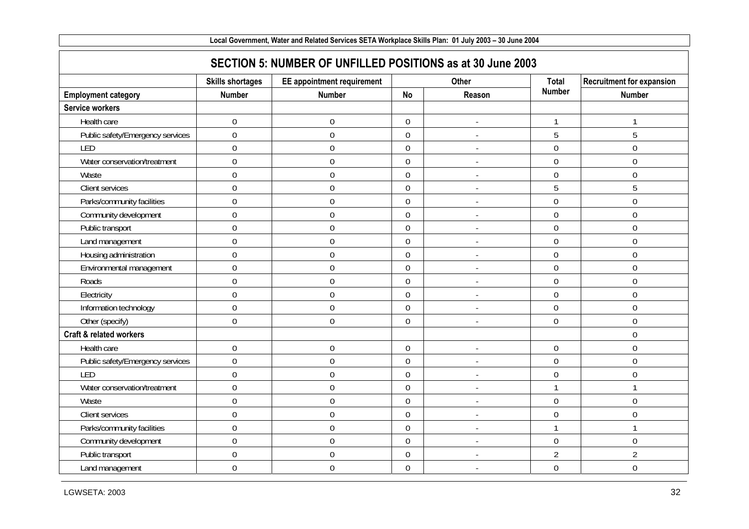## SECTION 5: NUMBER OF UNFILLED POSITIONS as at 30 June 2003

| | Skills shortages | EE appointment requirement | Other | | Total | Recruitment for expansion |
|---|---|---|---|---|---|---|
| **Employment category** | **Number** | **Number** | **No** | **Reason** | **Number** | **Number** |
| **Service workers** | | | | | | |
| Health care | 0 | 0 | 0 | - | 1 | 1 |
| Public safety/Emergency services | 0 | 0 | 0 | - | 5 | 5 |
| LED | 0 | 0 | 0 | - | 0 | 0 |
| Water conservation/treatment | 0 | 0 | 0 | - | 0 | 0 |
| Waste | 0 | 0 | 0 | - | 0 | 0 |
| Client services | 0 | 0 | 0 | - | 5 | 5 |
| Parks/community facilities | 0 | 0 | 0 | - | 0 | 0 |
| Community development | 0 | 0 | 0 | - | 0 | 0 |
| Public transport | 0 | 0 | 0 | - | 0 | 0 |
| Land management | 0 | 0 | 0 | - | 0 | 0 |
| Housing administration | 0 | 0 | 0 | - | 0 | 0 |
| Environmental management | 0 | 0 | 0 | - | 0 | 0 |
| Roads | 0 | 0 | 0 | - | 0 | 0 |
| Electricity | 0 | 0 | 0 | - | 0 | 0 |
| Information technology | 0 | 0 | 0 | - | 0 | 0 |
| Other (specify) | 0 | 0 | 0 | - | 0 | 0 |
| **Craft & related workers** | | | | | | 0 |
| Health care | 0 | 0 | 0 | - | 0 | 0 |
| Public safety/Emergency services | 0 | 0 | 0 | - | 0 | 0 |
| LED | 0 | 0 | 0 | - | 0 | 0 |
| Water conservation/treatment | 0 | 0 | 0 | - | 1 | 1 |
| Waste | 0 | 0 | 0 | - | 0 | 0 |
| Client services | 0 | 0 | 0 | - | 0 | 0 |
| Parks/community facilities | 0 | 0 | 0 | - | 1 | 1 |
| Community development | 0 | 0 | 0 | - | 0 | 0 |
| Public transport | 0 | 0 | 0 | - | 2 | 2 |
| Land management | 0 | 0 | 0 | - | 0 | 0 |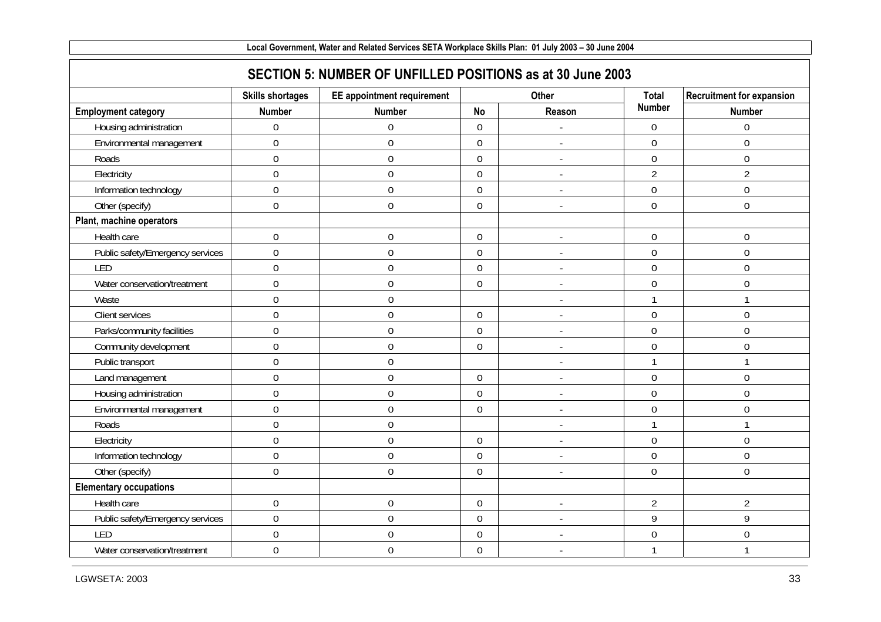## SECTION 5: NUMBER OF UNFILLED POSITIONS as at 30 June 2003

| | Skills shortages | EE appointment requirement | Other | | Total | Recruitment for expansion |
|---|---|---|---|---|---|---|
| Employment category | Number | Number | No | Reason | Number | Number |
| Housing administration | 0 | 0 | 0 | - | 0 | 0 |
| Environmental management | 0 | 0 | 0 | - | 0 | 0 |
| Roads | 0 | 0 | 0 | - | 0 | 0 |
| Electricity | 0 | 0 | 0 | - | 2 | 2 |
| Information technology | 0 | 0 | 0 | - | 0 | 0 |
| Other (specify) | 0 | 0 | 0 | - | 0 | 0 |
| **Plant, machine operators** | | | | | | |
| Health care | 0 | 0 | 0 | - | 0 | 0 |
| Public safety/Emergency services | 0 | 0 | 0 | - | 0 | 0 |
| LED | 0 | 0 | 0 | - | 0 | 0 |
| Water conservation/treatment | 0 | 0 | 0 | - | 0 | 0 |
| Waste | 0 | 0 | | - | 1 | 1 |
| Client services | 0 | 0 | 0 | - | 0 | 0 |
| Parks/community facilities | 0 | 0 | 0 | - | 0 | 0 |
| Community development | 0 | 0 | 0 | - | 0 | 0 |
| Public transport | 0 | 0 | | - | 1 | 1 |
| Land management | 0 | 0 | 0 | - | 0 | 0 |
| Housing administration | 0 | 0 | 0 | - | 0 | 0 |
| Environmental management | 0 | 0 | 0 | - | 0 | 0 |
| Roads | 0 | 0 | | - | 1 | 1 |
| Electricity | 0 | 0 | 0 | - | 0 | 0 |
| Information technology | 0 | 0 | 0 | - | 0 | 0 |
| Other (specify) | 0 | 0 | 0 | - | 0 | 0 |
| **Elementary occupations** | | | | | | |
| Health care | 0 | 0 | 0 | - | 2 | 2 |
| Public safety/Emergency services | 0 | 0 | 0 | - | 9 | 9 |
| LED | 0 | 0 | 0 | - | 0 | 0 |
| Water conservation/treatment | 0 | 0 | 0 | - | 1 | 1 |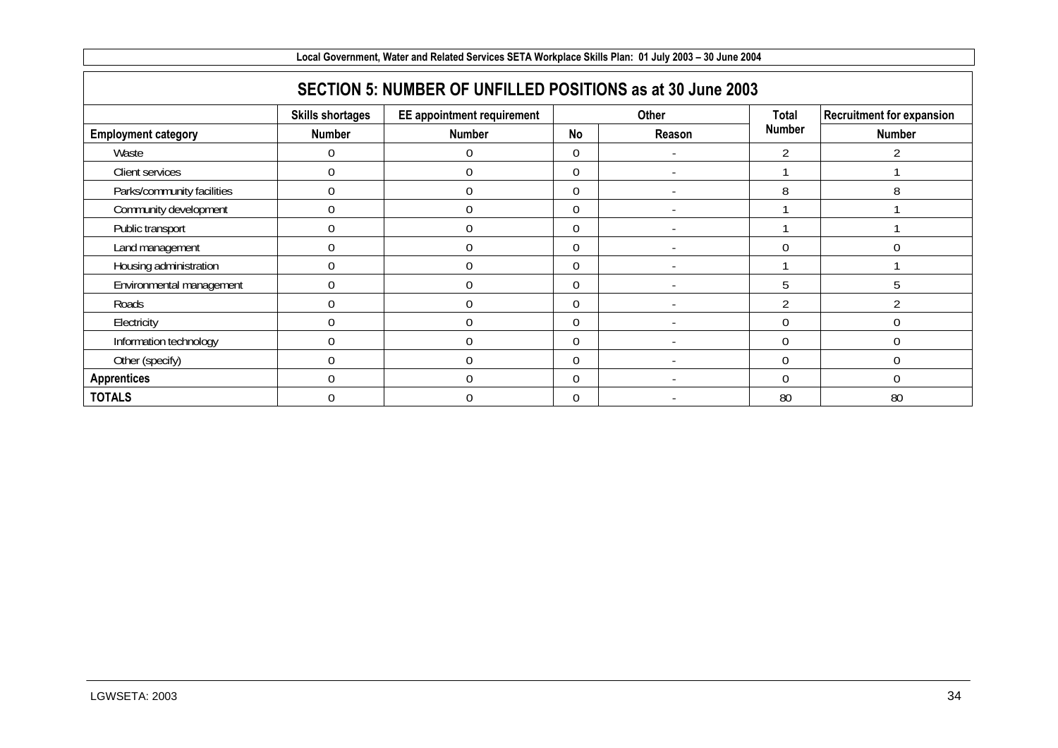## SECTION 5: NUMBER OF UNFILLED POSITIONS as at 30 June 2003

| | Skills shortages | EE appointment requirement | Other | | Total | Recruitment for expansion |
|---|---|---|---|---|---|---|
| **Employment category** | **Number** | **Number** | **No** | **Reason** | **Number** | **Number** |
| Waste | 0 | 0 | 0 | - | 2 | 2 |
| Client services | 0 | 0 | 0 | - | 1 | 1 |
| Parks/community facilities | 0 | 0 | 0 | - | 8 | 8 |
| Community development | 0 | 0 | 0 | - | 1 | 1 |
| Public transport | 0 | 0 | 0 | - | 1 | 1 |
| Land management | 0 | 0 | 0 | - | 0 | 0 |
| Housing administration | 0 | 0 | 0 | - | 1 | 1 |
| Environmental management | 0 | 0 | 0 | - | 5 | 5 |
| Roads | 0 | 0 | 0 | - | 2 | 2 |
| Electricity | 0 | 0 | 0 | - | 0 | 0 |
| Information technology | 0 | 0 | 0 | - | 0 | 0 |
| Other (specify) | 0 | 0 | 0 | - | 0 | 0 |
| **Apprentices** | 0 | 0 | 0 | - | 0 | 0 |
| **TOTALS** | 0 | 0 | 0 | - | 80 | 80 |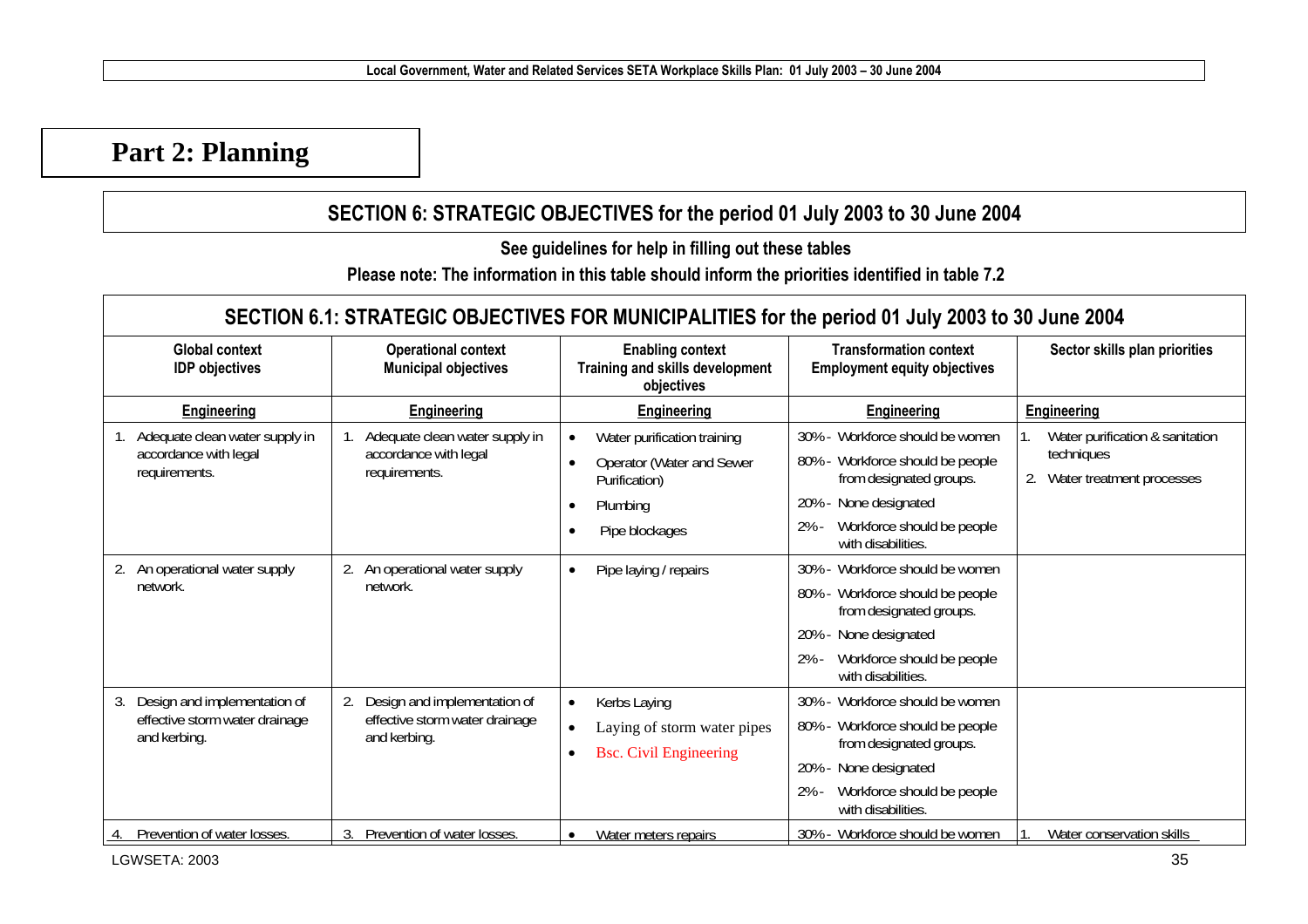# Part 2: Planning

## SECTION 6: STRATEGIC OBJECTIVES for the period 01 July 2003 to 30 June 2004

**See guidelines for help in filling out these tables**

**Please note: The information in this table should inform the priorities identified in table 7.2**

### SECTION 6.1: STRATEGIC OBJECTIVES FOR MUNICIPALITIES for the period 01 July 2003 to 30 June 2004

| Global context<br>IDP objectives | Operational context<br>Municipal objectives | Enabling context<br>Training and skills development objectives | Transformation context<br>Employment equity objectives | Sector skills plan priorities |
|---|---|---|---|---|
| **Engineering** | **Engineering** | **Engineering** | **Engineering** | **Engineering** |
| 1. Adequate clean water supply in accordance with legal requirements. | 1. Adequate clean water supply in accordance with legal requirements. | • Water purification training<br>• Operator (Water and Sewer Purification)<br>• Plumbing<br>• Pipe blockages | 30% - Workforce should be women<br>80% - Workforce should be people from designated groups.<br>20% - None designated<br>2% - Workforce should be people with disabilities. | 1. Water purification & sanitation techniques<br>2. Water treatment processes |
| 2. An operational water supply network. | 2. An operational water supply network. | • Pipe laying / repairs | 30% - Workforce should be women<br>80% - Workforce should be people from designated groups.<br>20% - None designated<br>2% - Workforce should be people with disabilities. | |
| 3. Design and implementation of effective storm water drainage and kerbing. | 2. Design and implementation of effective storm water drainage and kerbing. | • Kerbs Laying<br>• Laying of storm water pipes<br>• Bsc. Civil Engineering | 30% - Workforce should be women<br>80% - Workforce should be people from designated groups.<br>20% - None designated<br>2% - Workforce should be people with disabilities. | |
| 4. Prevention of water losses. | 3. Prevention of water losses. | • Water meters repairs | 30% - Workforce should be women | 1. Water conservation skills |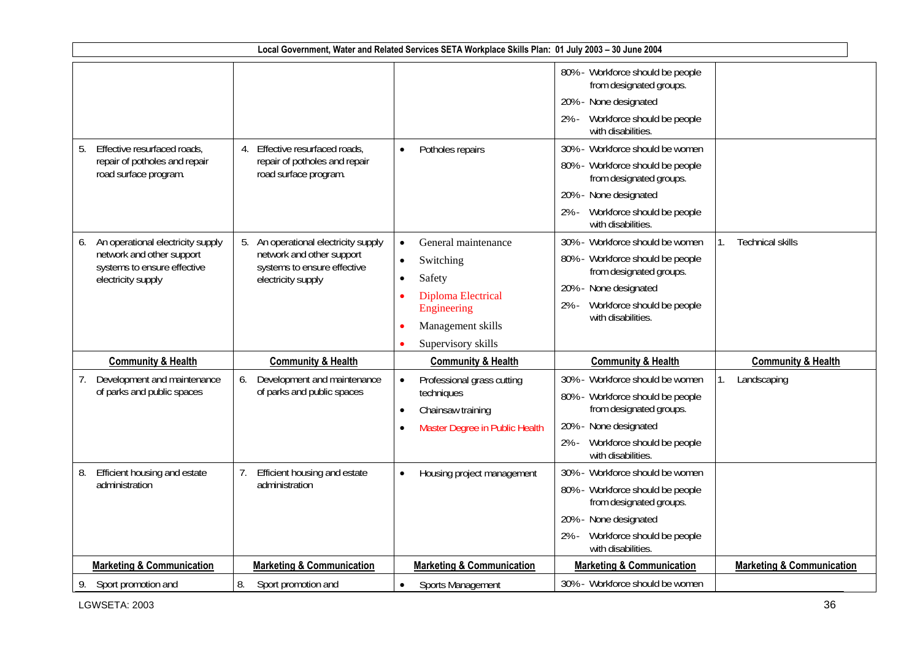| | | | | |
|---|---|---|---|---|
| | | | 80% - Workforce should be people from designated groups.<br>20% - None designated<br>2% - Workforce should be people with disabilities. | |
| 5. Effective resurfaced roads, repair of potholes and repair road surface program. | 4. Effective resurfaced roads, repair of potholes and repair road surface program. | • Potholes repairs | 30% - Workforce should be women<br>80% - Workforce should be people from designated groups.<br>20% - None designated<br>2% - Workforce should be people with disabilities. | |
| 6. An operational electricity supply network and other support systems to ensure effective electricity supply | 5. An operational electricity supply network and other support systems to ensure effective electricity supply | • General maintenance<br>• Switching<br>• Safety<br>• Diploma Electrical Engineering<br>• Management skills<br>• Supervisory skills | 30% - Workforce should be women<br>80% - Workforce should be people from designated groups.<br>20% - None designated<br>2% - Workforce should be people with disabilities. | 1. Technical skills |
| **Community & Health** | **Community & Health** | **Community & Health** | **Community & Health** | **Community & Health** |
| 7. Development and maintenance of parks and public spaces | 6. Development and maintenance of parks and public spaces | • Professional grass cutting techniques<br>• Chainsaw training<br>• Master Degree in Public Health | 30% - Workforce should be women<br>80% - Workforce should be people from designated groups.<br>20% - None designated<br>2% - Workforce should be people with disabilities. | 1. Landscaping |
| 8. Efficient housing and estate administration | 7. Efficient housing and estate administration | • Housing project management | 30% - Workforce should be women<br>80% - Workforce should be people from designated groups.<br>20% - None designated<br>2% - Workforce should be people with disabilities. | |
| **Marketing & Communication** | **Marketing & Communication** | **Marketing & Communication** | **Marketing & Communication** | **Marketing & Communication** |
| 9. Sport promotion and | 8. Sport promotion and | • Sports Management | 30% - Workforce should be women | |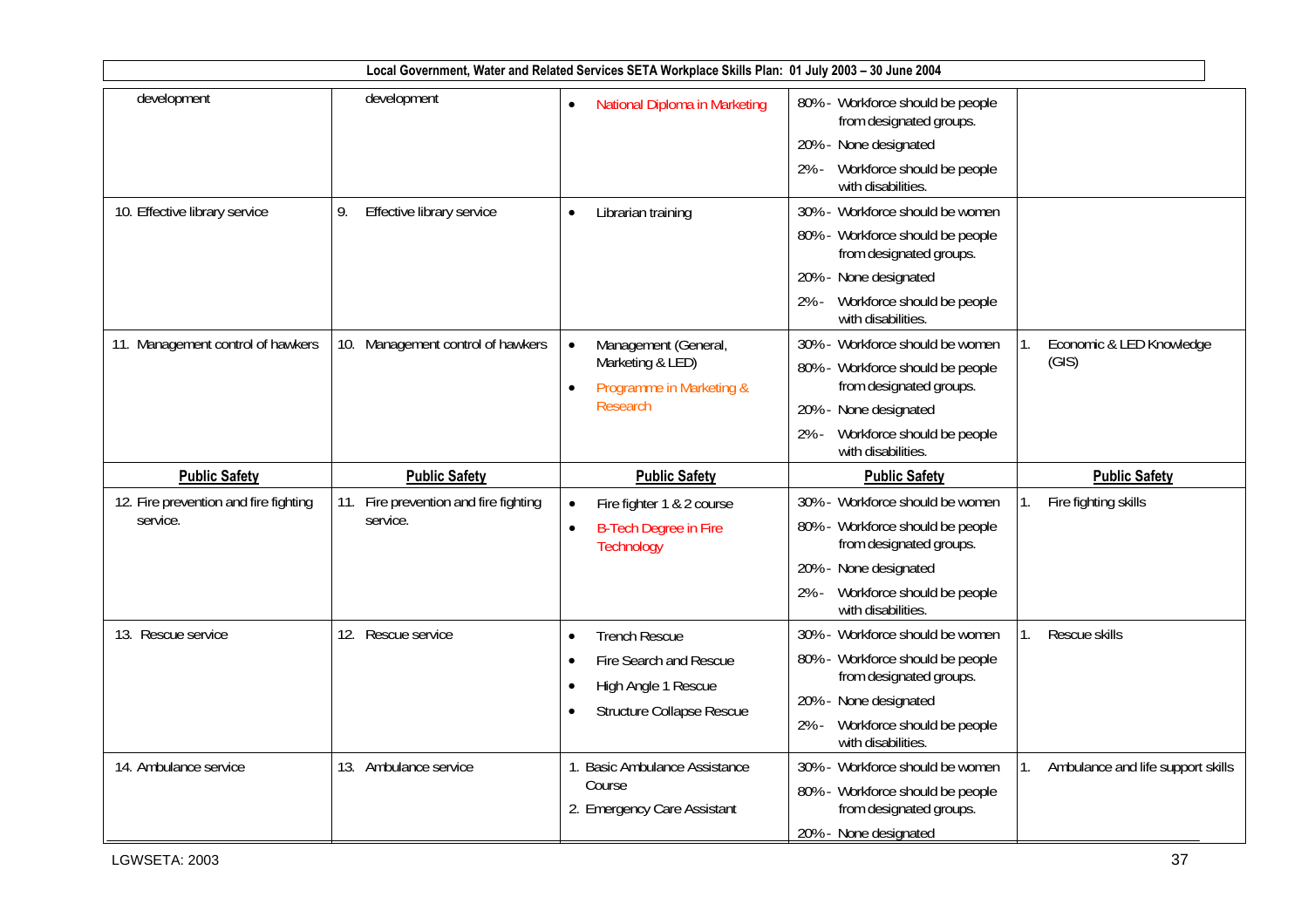| | | | | |
|---|---|---|---|---|
| development | development | • National Diploma in Marketing | 80% - Workforce should be people from designated groups.<br>20% - None designated<br>2% - Workforce should be people with disabilities. | |
| 10. Effective library service | 9. Effective library service | • Librarian training | 30% - Workforce should be women<br>80% - Workforce should be people from designated groups.<br>20% - None designated<br>2% - Workforce should be people with disabilities. | |
| 11. Management control of hawkers | 10. Management control of hawkers | • Management (General, Marketing & LED)<br>• Programme in Marketing & Research | 30% - Workforce should be women<br>80% - Workforce should be people from designated groups.<br>20% - None designated<br>2% - Workforce should be people with disabilities. | 1. Economic & LED Knowledge (GIS) |
| **Public Safety** | **Public Safety** | **Public Safety** | **Public Safety** | **Public Safety** |
| 12. Fire prevention and fire fighting service. | 11. Fire prevention and fire fighting service. | • Fire fighter 1 & 2 course<br>• B-Tech Degree in Fire Technology | 30% - Workforce should be women<br>80% - Workforce should be people from designated groups.<br>20% - None designated<br>2% - Workforce should be people with disabilities. | 1. Fire fighting skills |
| 13. Rescue service | 12. Rescue service | • Trench Rescue<br>• Fire Search and Rescue<br>• High Angle 1 Rescue<br>• Structure Collapse Rescue | 30% - Workforce should be women<br>80% - Workforce should be people from designated groups.<br>20% - None designated<br>2% - Workforce should be people with disabilities. | 1. Rescue skills |
| 14. Ambulance service | 13. Ambulance service | 1. Basic Ambulance Assistance Course<br>2. Emergency Care Assistant | 30% - Workforce should be women<br>80% - Workforce should be people from designated groups.<br>20% - None designated | 1. Ambulance and life support skills |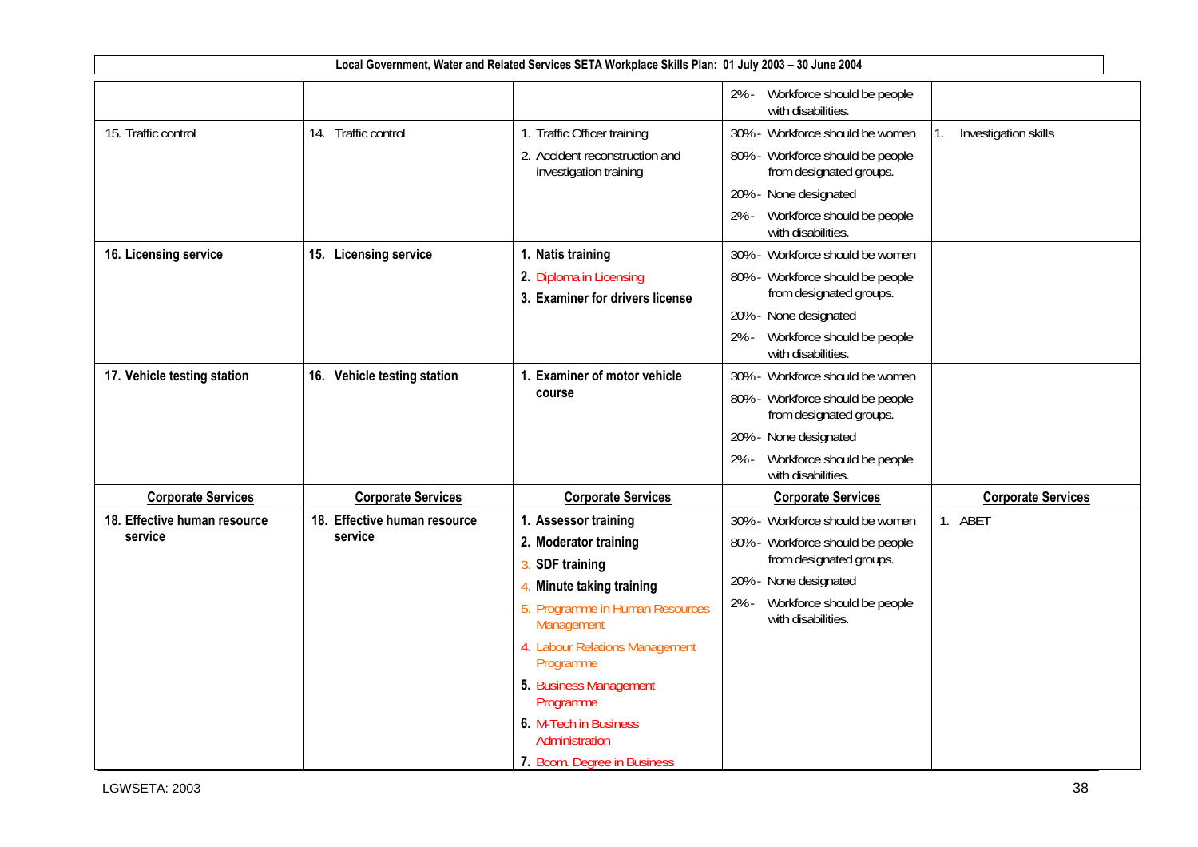| | | | | |
|---|---|---|---|---|
| | | | 2% - Workforce should be people with disabilities. | |
| 15. Traffic control | 14. Traffic control | 1. Traffic Officer training<br>2. Accident reconstruction and investigation training | 30% - Workforce should be women<br>80% - Workforce should be people from designated groups.<br>20% - None designated<br>2% - Workforce should be people with disabilities. | 1. Investigation skills |
| **16. Licensing service** | **15. Licensing service** | **1. Natis training**<br>**2.** Diploma in Licensing<br>**3. Examiner for drivers license** | 30% - Workforce should be women<br>80% - Workforce should be people from designated groups.<br>20% - None designated<br>2% - Workforce should be people with disabilities. | |
| **17. Vehicle testing station** | **16. Vehicle testing station** | **1. Examiner of motor vehicle course** | 30% - Workforce should be women<br>80% - Workforce should be people from designated groups.<br>20% - None designated<br>2% - Workforce should be people with disabilities. | |
| **Corporate Services** | **Corporate Services** | **Corporate Services** | **Corporate Services** | **Corporate Services** |
| **18. Effective human resource service** | **18. Effective human resource service** | **1. Assessor training**<br>**2. Moderator training**<br>3. **SDF training**<br>4. **Minute taking training**<br>5. Programme in Human Resources Management<br>4. Labour Relations Management Programme<br>**5.** Business Management Programme<br>**6.** M-Tech in Business Administration<br>**7.** Bcom. Degree in Business | 30% - Workforce should be women<br>80% - Workforce should be people from designated groups.<br>20% - None designated<br>2% - Workforce should be people with disabilities. | 1. ABET |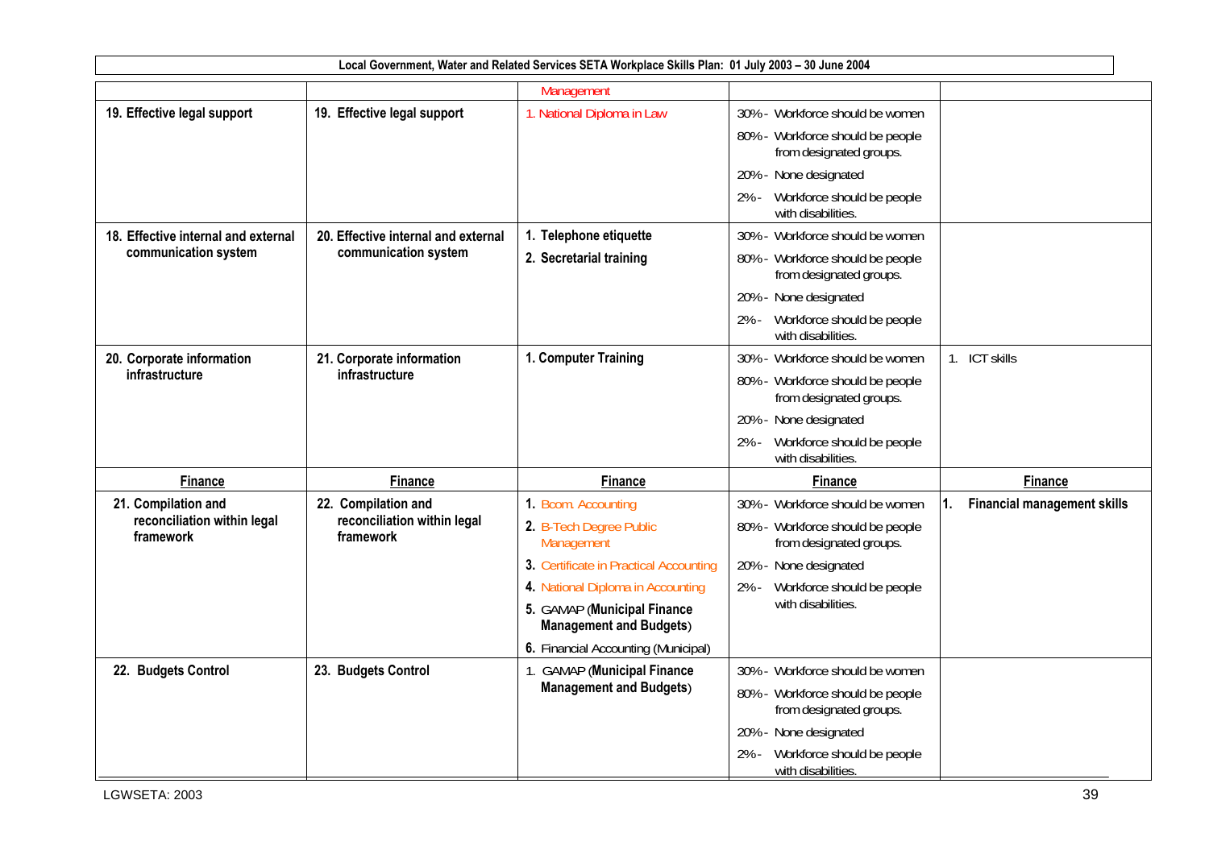**Local Government, Water and Related Services SETA Workplace Skills Plan: 01 July 2003 – 30 June 2004**

| | | | | |
|---|---|---|---|---|
| | | Management | | |
| **19. Effective legal support** | **19. Effective legal support** | 1. National Diploma in Law | 30% - Workforce should be women<br>80% - Workforce should be people from designated groups.<br>20% - None designated<br>2% - Workforce should be people with disabilities. | |
| **18. Effective internal and external communication system** | **20. Effective internal and external communication system** | **1. Telephone etiquette**<br>**2. Secretarial training** | 30% - Workforce should be women<br>80% - Workforce should be people from designated groups.<br>20% - None designated<br>2% - Workforce should be people with disabilities. | |
| **20. Corporate information infrastructure** | **21. Corporate information infrastructure** | **1. Computer Training** | 30% - Workforce should be women<br>80% - Workforce should be people from designated groups.<br>20% - None designated<br>2% - Workforce should be people with disabilities. | 1. ICT skills |
| **Finance** | **Finance** | **Finance** | **Finance** | **Finance** |
| **21. Compilation and reconciliation within legal framework** | **22. Compilation and reconciliation within legal framework** | **1.** Bcom. Accounting<br>**2.** B-Tech Degree Public Management<br>**3.** Certificate in Practical Accounting<br>**4.** National Diploma in Accounting<br>**5.** GAMAP (**Municipal Finance Management and Budgets**)<br>**6.** Financial Accounting (Municipal) | 30% - Workforce should be women<br>80% - Workforce should be people from designated groups.<br>20% - None designated<br>2% - Workforce should be people with disabilities. | **1. Financial management skills** |
| **22. Budgets Control** | **23. Budgets Control** | 1. GAMAP (**Municipal Finance Management and Budgets**) | 30% - Workforce should be women<br>80% - Workforce should be people from designated groups.<br>20% - None designated<br>2% - Workforce should be people with disabilities. | |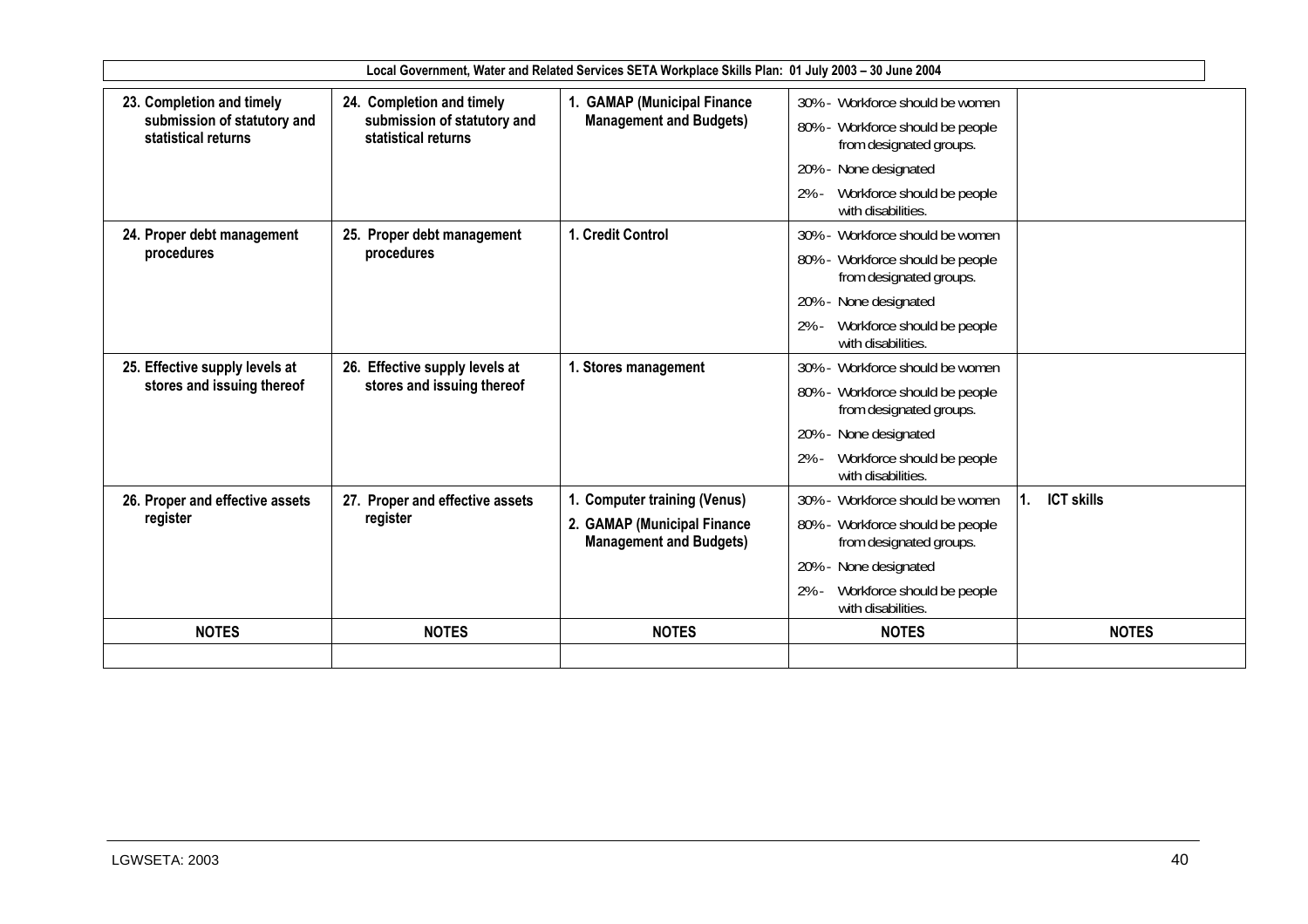| 23. Completion and timely submission of statutory and statistical returns | 24. Completion and timely submission of statutory and statistical returns | 1. GAMAP (Municipal Finance Management and Budgets) | 30% - Workforce should be women<br>80% - Workforce should be people from designated groups.<br>20% - None designated<br>2% - Workforce should be people with disabilities. | |
|---|---|---|---|---|
| 24. Proper debt management procedures | 25. Proper debt management procedures | 1. Credit Control | 30% - Workforce should be women<br>80% - Workforce should be people from designated groups.<br>20% - None designated<br>2% - Workforce should be people with disabilities. | |
| 25. Effective supply levels at stores and issuing thereof | 26. Effective supply levels at stores and issuing thereof | 1. Stores management | 30% - Workforce should be women<br>80% - Workforce should be people from designated groups.<br>20% - None designated<br>2% - Workforce should be people with disabilities. | |
| 26. Proper and effective assets register | 27. Proper and effective assets register | 1. Computer training (Venus)<br>2. GAMAP (Municipal Finance Management and Budgets) | 30% - Workforce should be women<br>80% - Workforce should be people from designated groups.<br>20% - None designated<br>2% - Workforce should be people with disabilities. | 1. ICT skills |
| **NOTES** | **NOTES** | **NOTES** | **NOTES** | **NOTES** |
| | | | | |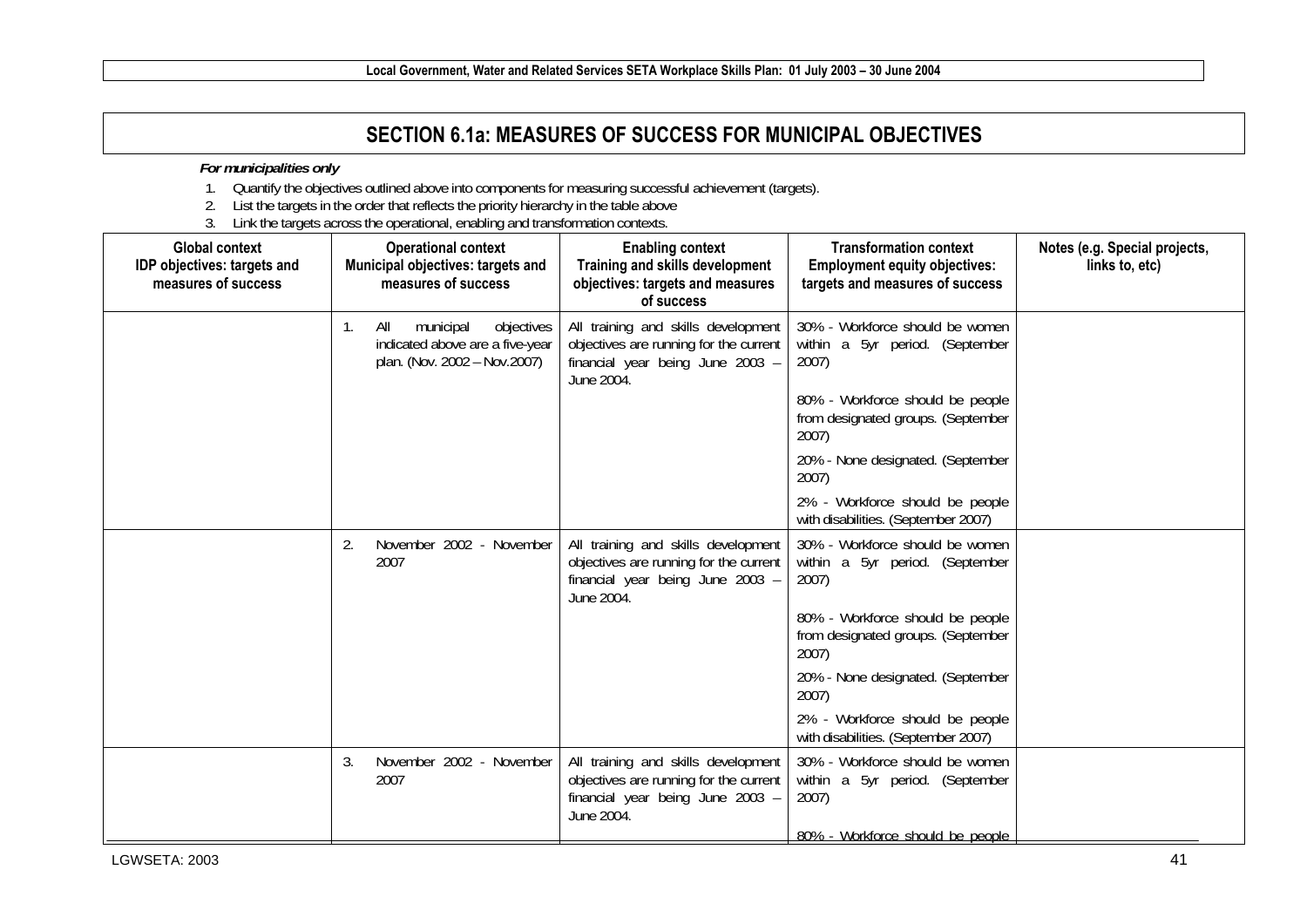## SECTION 6.1a: MEASURES OF SUCCESS FOR MUNICIPAL OBJECTIVES

***For municipalities only***

1. Quantify the objectives outlined above into components for measuring successful achievement (targets).
2. List the targets in the order that reflects the priority hierarchy in the table above
3. Link the targets across the operational, enabling and transformation contexts.

| Global context IDP objectives: targets and measures of success | Operational context Municipal objectives: targets and measures of success | Enabling context Training and skills development objectives: targets and measures of success | Transformation context Employment equity objectives: targets and measures of success | Notes (e.g. Special projects, links to, etc) |
|---|---|---|---|---|
| | 1. All municipal objectives indicated above are a five-year plan. (Nov. 2002 – Nov.2007) | All training and skills development objectives are running for the current financial year being June 2003 – June 2004. | 30% - Workforce should be women within a 5yr period. (September 2007)<br><br>80% - Workforce should be people from designated groups. (September 2007)<br><br>20% - None designated. (September 2007)<br><br>2% - Workforce should be people with disabilities. (September 2007) | |
| | 2. November 2002 - November 2007 | All training and skills development objectives are running for the current financial year being June 2003 – June 2004. | 30% - Workforce should be women within a 5yr period. (September 2007)<br><br>80% - Workforce should be people from designated groups. (September 2007)<br><br>20% - None designated. (September 2007)<br><br>2% - Workforce should be people with disabilities. (September 2007) | |
| | 3. November 2002 - November 2007 | All training and skills development objectives are running for the current financial year being June 2003 – June 2004. | 30% - Workforce should be women within a 5yr period. (September 2007)<br><br>80% - Workforce should be people | |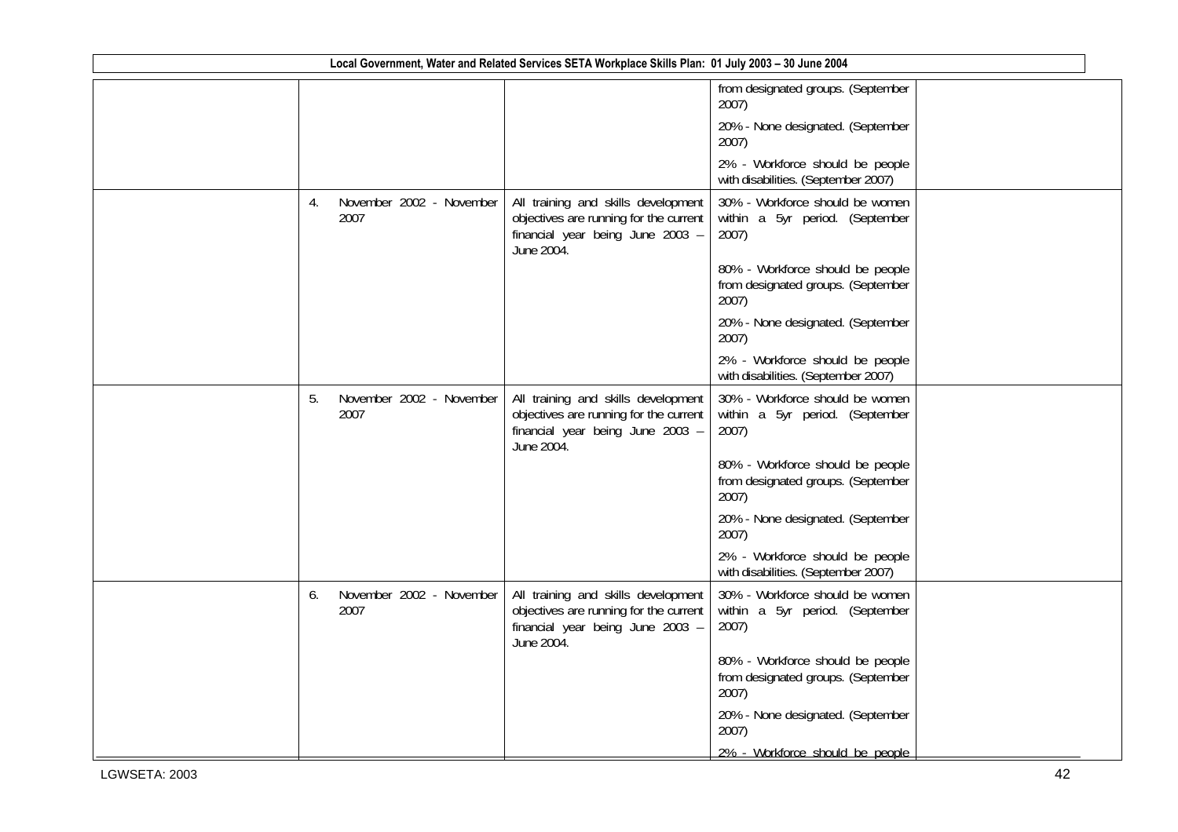| | | | | |
|---|---|---|---|---|
| | | | from designated groups. (September 2007)<br><br>20% - None designated. (September 2007)<br><br>2% - Workforce should be people with disabilities. (September 2007) | |
| | 4. November 2002 - November 2007 | All training and skills development objectives are running for the current financial year being June 2003 – June 2004. | 30% - Workforce should be women within a 5yr period. (September 2007)<br><br>80% - Workforce should be people from designated groups. (September 2007)<br><br>20% - None designated. (September 2007)<br><br>2% - Workforce should be people with disabilities. (September 2007) | |
| | 5. November 2002 - November 2007 | All training and skills development objectives are running for the current financial year being June 2003 – June 2004. | 30% - Workforce should be women within a 5yr period. (September 2007)<br><br>80% - Workforce should be people from designated groups. (September 2007)<br><br>20% - None designated. (September 2007)<br><br>2% - Workforce should be people with disabilities. (September 2007) | |
| | 6. November 2002 - November 2007 | All training and skills development objectives are running for the current financial year being June 2003 – June 2004. | 30% - Workforce should be women within a 5yr period. (September 2007)<br><br>80% - Workforce should be people from designated groups. (September 2007)<br><br>20% - None designated. (September 2007)<br><br>2% - Workforce should be people | |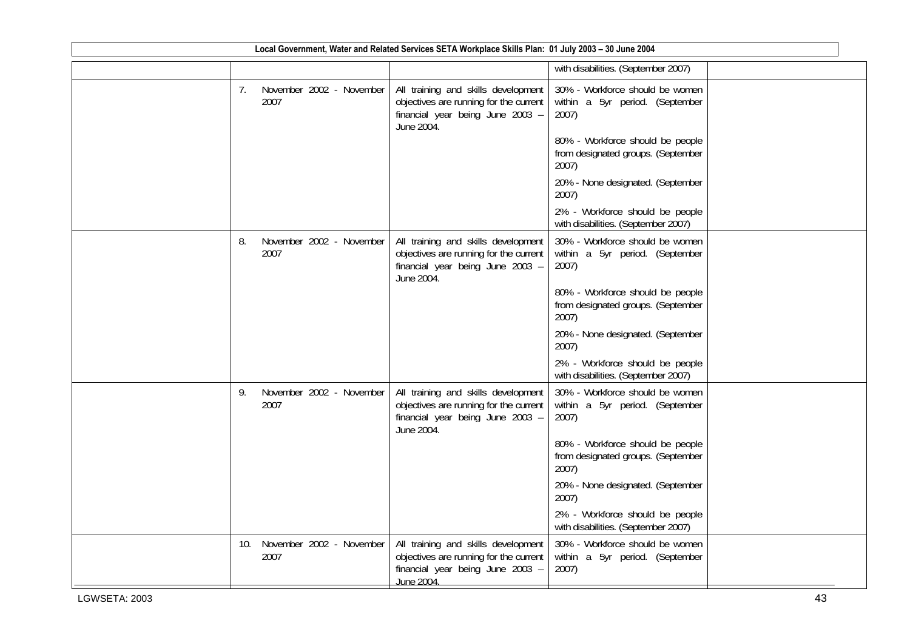| | | | | |
|---|---|---|---|---|
| | | | with disabilities. (September 2007) | |
| | 7. November 2002 - November 2007 | All training and skills development objectives are running for the current financial year being June 2003 – June 2004. | 30% - Workforce should be women within a 5yr period. (September 2007)<br><br>80% - Workforce should be people from designated groups. (September 2007)<br><br>20% - None designated. (September 2007)<br><br>2% - Workforce should be people with disabilities. (September 2007) | |
| | 8. November 2002 - November 2007 | All training and skills development objectives are running for the current financial year being June 2003 – June 2004. | 30% - Workforce should be women within a 5yr period. (September 2007)<br><br>80% - Workforce should be people from designated groups. (September 2007)<br><br>20% - None designated. (September 2007)<br><br>2% - Workforce should be people with disabilities. (September 2007) | |
| | 9. November 2002 - November 2007 | All training and skills development objectives are running for the current financial year being June 2003 – June 2004. | 30% - Workforce should be women within a 5yr period. (September 2007)<br><br>80% - Workforce should be people from designated groups. (September 2007)<br><br>20% - None designated. (September 2007)<br><br>2% - Workforce should be people with disabilities. (September 2007) | |
| | 10. November 2002 - November 2007 | All training and skills development objectives are running for the current financial year being June 2003 – June 2004. | 30% - Workforce should be women within a 5yr period. (September 2007) | |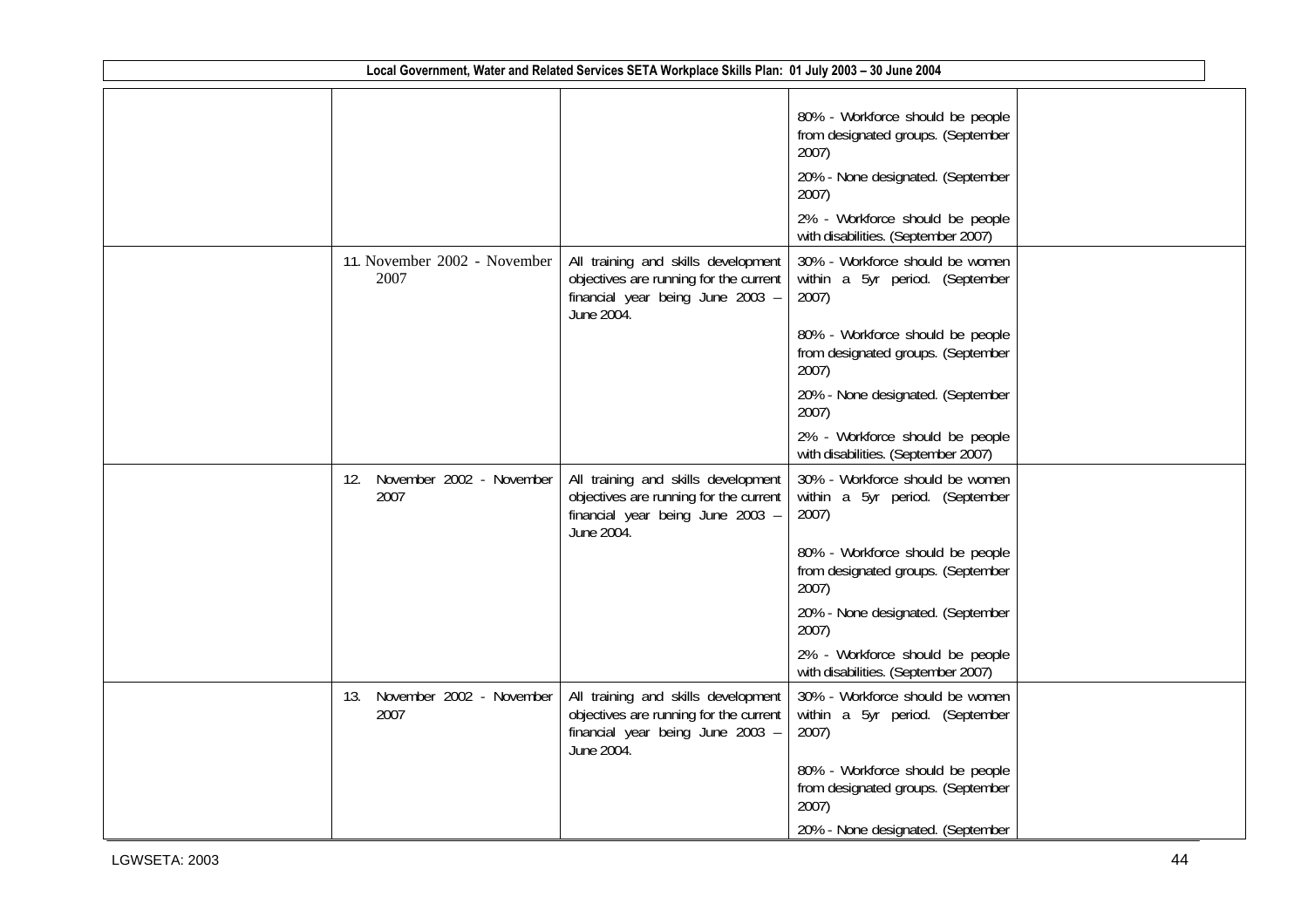| | | | | |
|---|---|---|---|---|
| | | | 80% - Workforce should be people from designated groups. (September 2007)<br><br>20% - None designated. (September 2007)<br><br>2% - Workforce should be people with disabilities. (September 2007) | |
| | 11. November 2002 - November 2007 | All training and skills development objectives are running for the current financial year being June 2003 – June 2004. | 30% - Workforce should be women within a 5yr period. (September 2007)<br><br>80% - Workforce should be people from designated groups. (September 2007)<br><br>20% - None designated. (September 2007)<br><br>2% - Workforce should be people with disabilities. (September 2007) | |
| | 12. November 2002 - November 2007 | All training and skills development objectives are running for the current financial year being June 2003 – June 2004. | 30% - Workforce should be women within a 5yr period. (September 2007)<br><br>80% - Workforce should be people from designated groups. (September 2007)<br><br>20% - None designated. (September 2007)<br><br>2% - Workforce should be people with disabilities. (September 2007) | |
| | 13. November 2002 - November 2007 | All training and skills development objectives are running for the current financial year being June 2003 – June 2004. | 30% - Workforce should be women within a 5yr period. (September 2007)<br><br>80% - Workforce should be people from designated groups. (September 2007)<br><br>20% - None designated. (September | |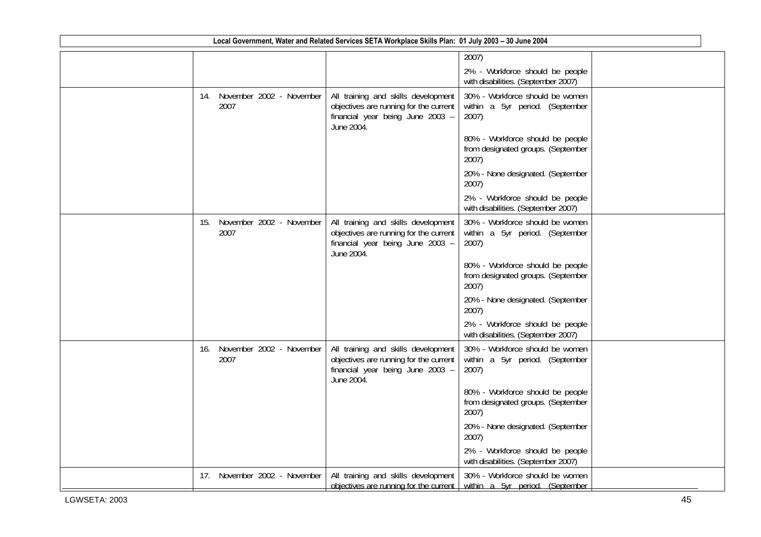| | | | | |
|---|---|---|---|---|
| | | | 2007)<br><br>2% - Workforce should be people with disabilities. (September 2007) | |
| | 14. November 2002 - November 2007 | All training and skills development objectives are running for the current financial year being June 2003 – June 2004. | 30% - Workforce should be women within a 5yr period. (September 2007)<br><br>80% - Workforce should be people from designated groups. (September 2007)<br><br>20% - None designated. (September 2007)<br><br>2% - Workforce should be people with disabilities. (September 2007) | |
| | 15. November 2002 - November 2007 | All training and skills development objectives are running for the current financial year being June 2003 – June 2004. | 30% - Workforce should be women within a 5yr period. (September 2007)<br><br>80% - Workforce should be people from designated groups. (September 2007)<br><br>20% - None designated. (September 2007)<br><br>2% - Workforce should be people with disabilities. (September 2007) | |
| | 16. November 2002 - November 2007 | All training and skills development objectives are running for the current financial year being June 2003 – June 2004. | 30% - Workforce should be women within a 5yr period. (September 2007)<br><br>80% - Workforce should be people from designated groups. (September 2007)<br><br>20% - None designated. (September 2007)<br><br>2% - Workforce should be people with disabilities. (September 2007) | |
| | 17. November 2002 - November | All training and skills development objectives are running for the current | 30% - Workforce should be women within a 5yr period. (September | |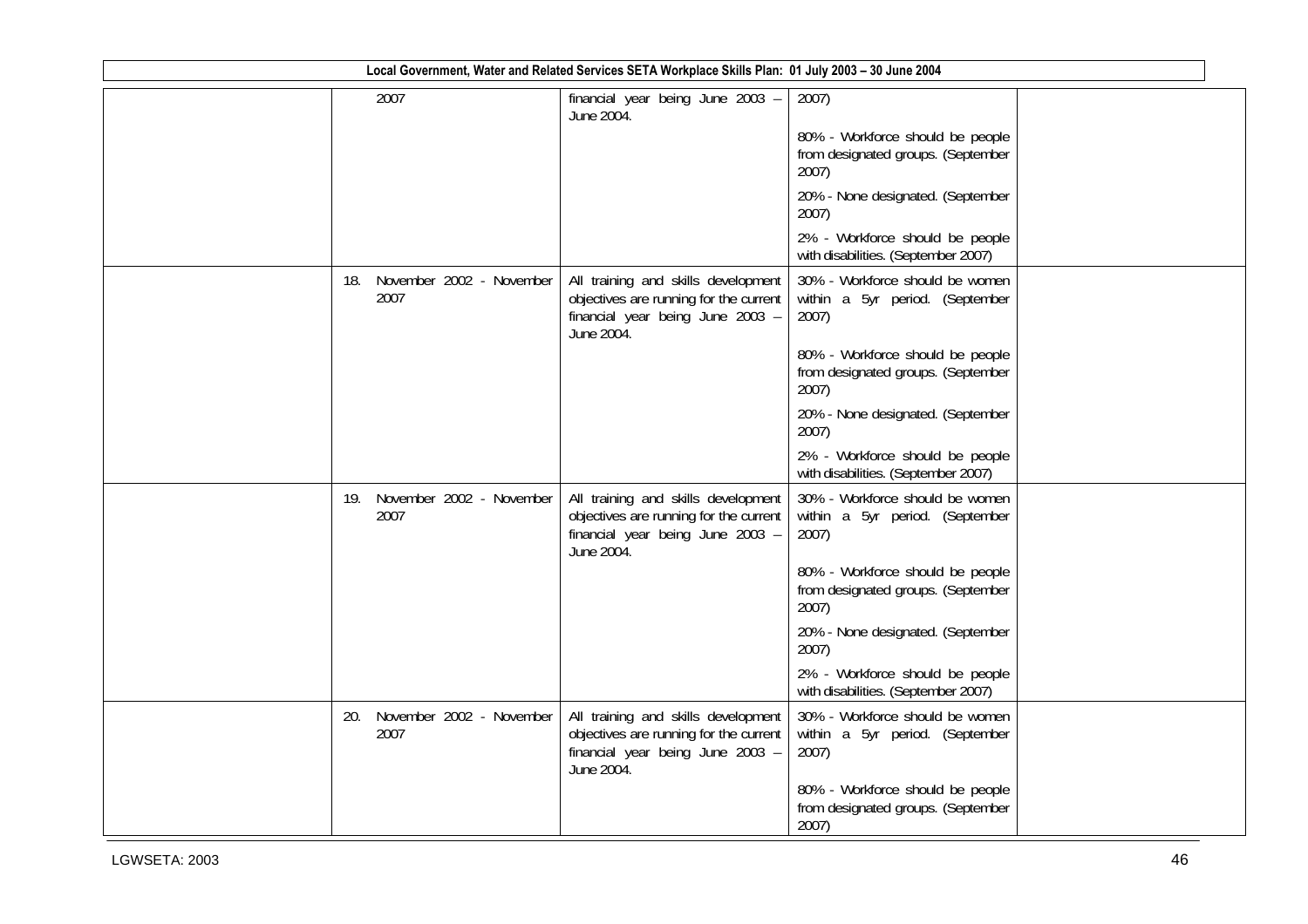| | | | | |
|---|---|---|---|---|
| | 2007 | financial year being June 2003 – June 2004. | 2007)<br><br>80% - Workforce should be people from designated groups. (September 2007)<br><br>20% - None designated. (September 2007)<br><br>2% - Workforce should be people with disabilities. (September 2007) | |
| | 18. November 2002 - November 2007 | All training and skills development objectives are running for the current financial year being June 2003 – June 2004. | 30% - Workforce should be women within a 5yr period. (September 2007)<br><br>80% - Workforce should be people from designated groups. (September 2007)<br><br>20% - None designated. (September 2007)<br><br>2% - Workforce should be people with disabilities. (September 2007) | |
| | 19. November 2002 - November 2007 | All training and skills development objectives are running for the current financial year being June 2003 – June 2004. | 30% - Workforce should be women within a 5yr period. (September 2007)<br><br>80% - Workforce should be people from designated groups. (September 2007)<br><br>20% - None designated. (September 2007)<br><br>2% - Workforce should be people with disabilities. (September 2007) | |
| | 20. November 2002 - November 2007 | All training and skills development objectives are running for the current financial year being June 2003 – June 2004. | 30% - Workforce should be women within a 5yr period. (September 2007)<br><br>80% - Workforce should be people from designated groups. (September 2007) | |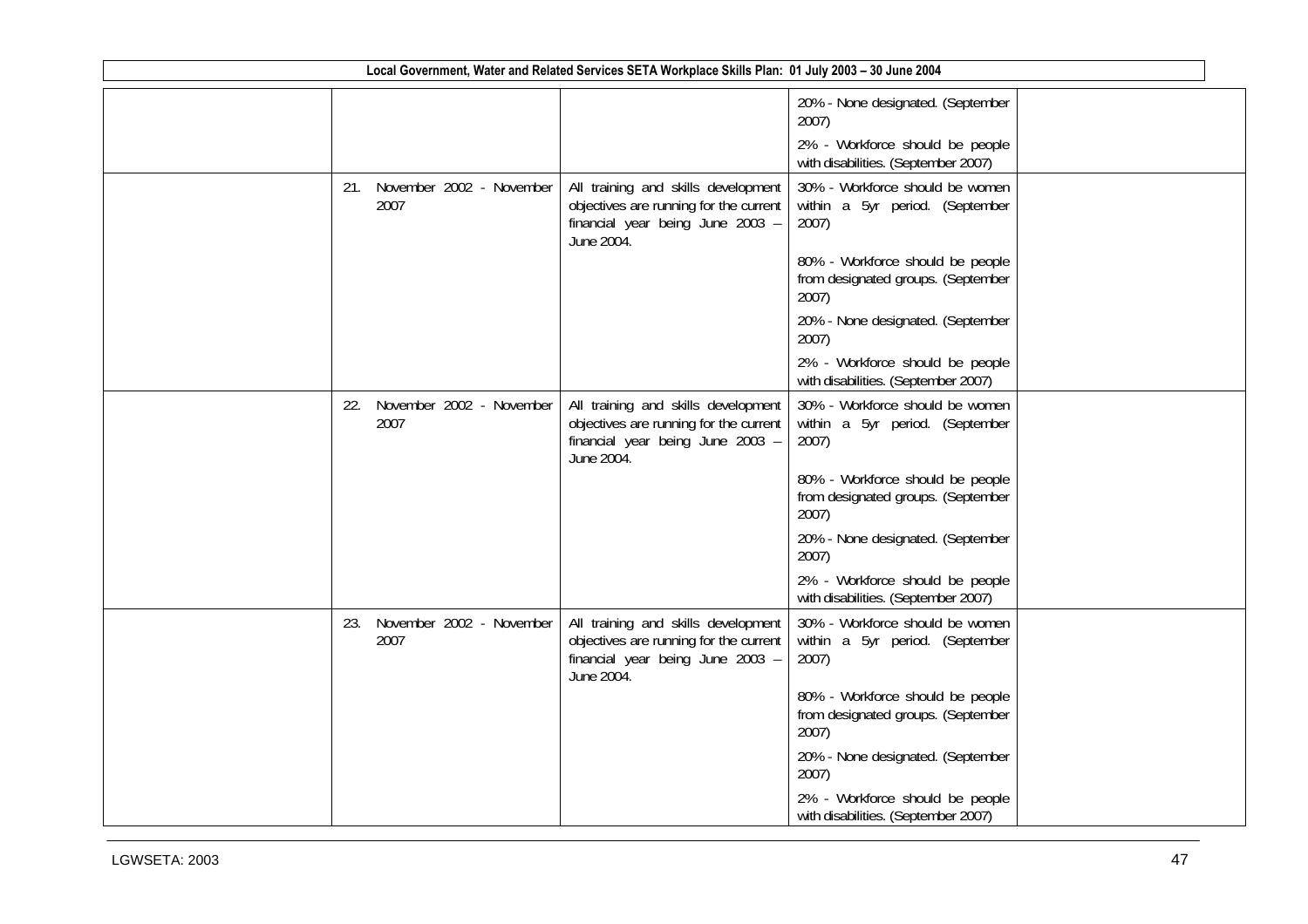| | | | | |
|---|---|---|---|---|
| | | | 20% - None designated. (September 2007)<br>2% - Workforce should be people with disabilities. (September 2007) | |
| | 21. November 2002 - November 2007 | All training and skills development objectives are running for the current financial year being June 2003 – June 2004. | 30% - Workforce should be women within a 5yr period. (September 2007)<br>80% - Workforce should be people from designated groups. (September 2007)<br>20% - None designated. (September 2007)<br>2% - Workforce should be people with disabilities. (September 2007) | |
| | 22. November 2002 - November 2007 | All training and skills development objectives are running for the current financial year being June 2003 – June 2004. | 30% - Workforce should be women within a 5yr period. (September 2007)<br>80% - Workforce should be people from designated groups. (September 2007)<br>20% - None designated. (September 2007)<br>2% - Workforce should be people with disabilities. (September 2007) | |
| | 23. November 2002 - November 2007 | All training and skills development objectives are running for the current financial year being June 2003 – June 2004. | 30% - Workforce should be women within a 5yr period. (September 2007)<br>80% - Workforce should be people from designated groups. (September 2007)<br>20% - None designated. (September 2007)<br>2% - Workforce should be people with disabilities. (September 2007) | |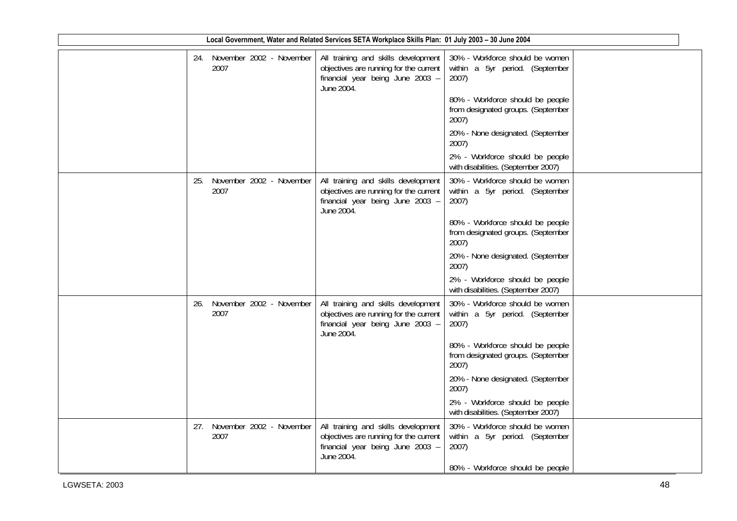| | | | | |
|---|---|---|---|---|
| | 24. November 2002 - November 2007 | All training and skills development objectives are running for the current financial year being June 2003 – June 2004. | 30% - Workforce should be women within a 5yr period. (September 2007)<br><br>80% - Workforce should be people from designated groups. (September 2007)<br><br>20% - None designated. (September 2007)<br><br>2% - Workforce should be people with disabilities. (September 2007) | |
| | 25. November 2002 - November 2007 | All training and skills development objectives are running for the current financial year being June 2003 – June 2004. | 30% - Workforce should be women within a 5yr period. (September 2007)<br><br>80% - Workforce should be people from designated groups. (September 2007)<br><br>20% - None designated. (September 2007)<br><br>2% - Workforce should be people with disabilities. (September 2007) | |
| | 26. November 2002 - November 2007 | All training and skills development objectives are running for the current financial year being June 2003 – June 2004. | 30% - Workforce should be women within a 5yr period. (September 2007)<br><br>80% - Workforce should be people from designated groups. (September 2007)<br><br>20% - None designated. (September 2007)<br><br>2% - Workforce should be people with disabilities. (September 2007) | |
| | 27. November 2002 - November 2007 | All training and skills development objectives are running for the current financial year being June 2003 – June 2004. | 30% - Workforce should be women within a 5yr period. (September 2007)<br><br>80% - Workforce should be people | |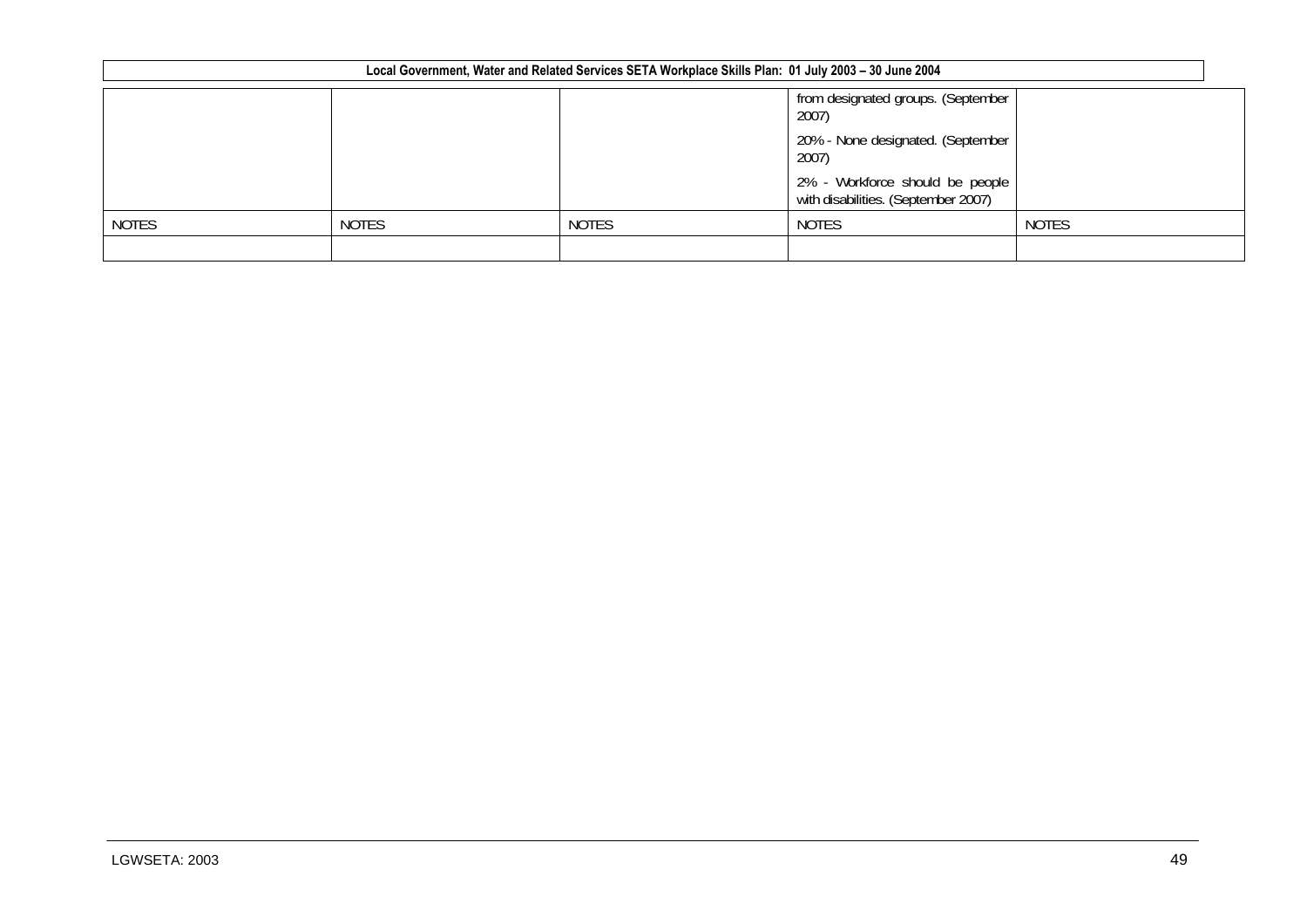| | | | | |
|---|---|---|---|---|
| | | | from designated groups. (September 2007)<br><br>20% - None designated. (September 2007)<br><br>2% - Workforce should be people with disabilities. (September 2007) | |
| NOTES | NOTES | NOTES | NOTES | NOTES |
| | | | | |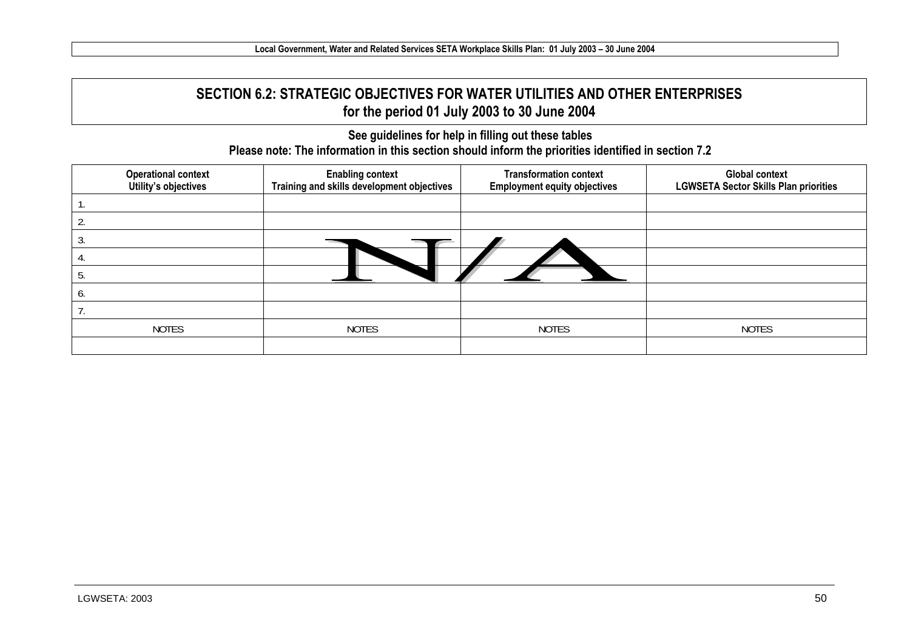## SECTION 6.2: STRATEGIC OBJECTIVES FOR WATER UTILITIES AND OTHER ENTERPRISES for the period 01 July 2003 to 30 June 2004

**See guidelines for help in filling out these tables**

**Please note: The information in this section should inform the priorities identified in section 7.2**

| Operational context<br>Utility's objectives | Enabling context<br>Training and skills development objectives | Transformation context<br>Employment equity objectives | Global context<br>LGWSETA Sector Skills Plan priorities |
|---|---|---|---|
| 1. | | | |
| 2. | | | |
| 3. | | | |
| 4. | N/A | | |
| 5. | | | |
| 6. | | | |
| 7. | | | |
| NOTES | NOTES | NOTES | NOTES |
| | | | |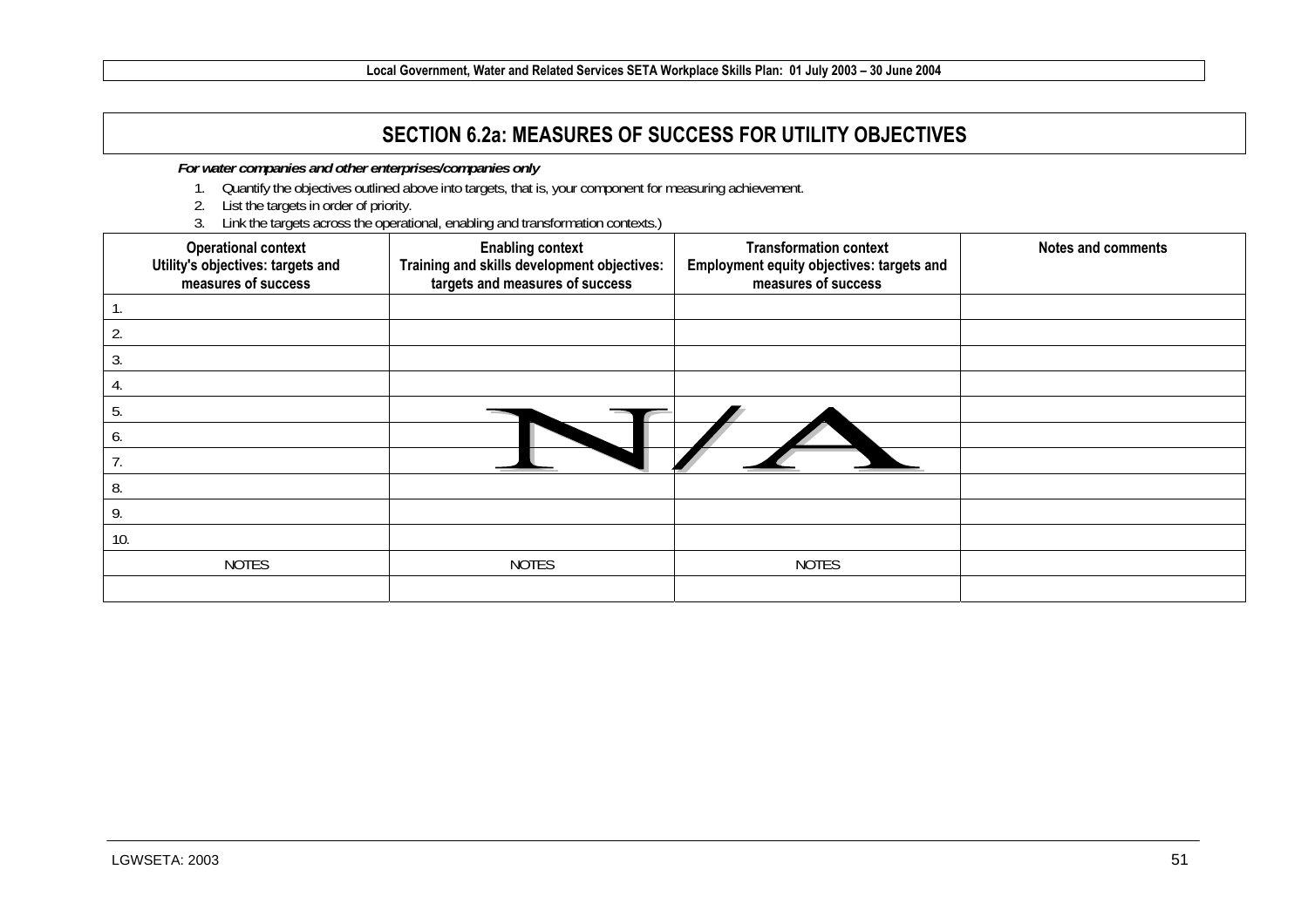# SECTION 6.2a: MEASURES OF SUCCESS FOR UTILITY OBJECTIVES

***For water companies and other enterprises/companies only***

1. Quantify the objectives outlined above into targets, that is, your component for measuring achievement.
2. List the targets in order of priority.
3. Link the targets across the operational, enabling and transformation contexts.)

| Operational context Utility's objectives: targets and measures of success | Enabling context Training and skills development objectives: targets and measures of success | Transformation context Employment equity objectives: targets and measures of success | Notes and comments |
|---|---|---|---|
| 1. | | | |
| 2. | | | |
| 3. | | | |
| 4. | | | |
| 5. | | | |
| 6. | N/A | | |
| 7. | | | |
| 8. | | | |
| 9. | | | |
| 10. | | | |
| NOTES | NOTES | NOTES | |
| | | | |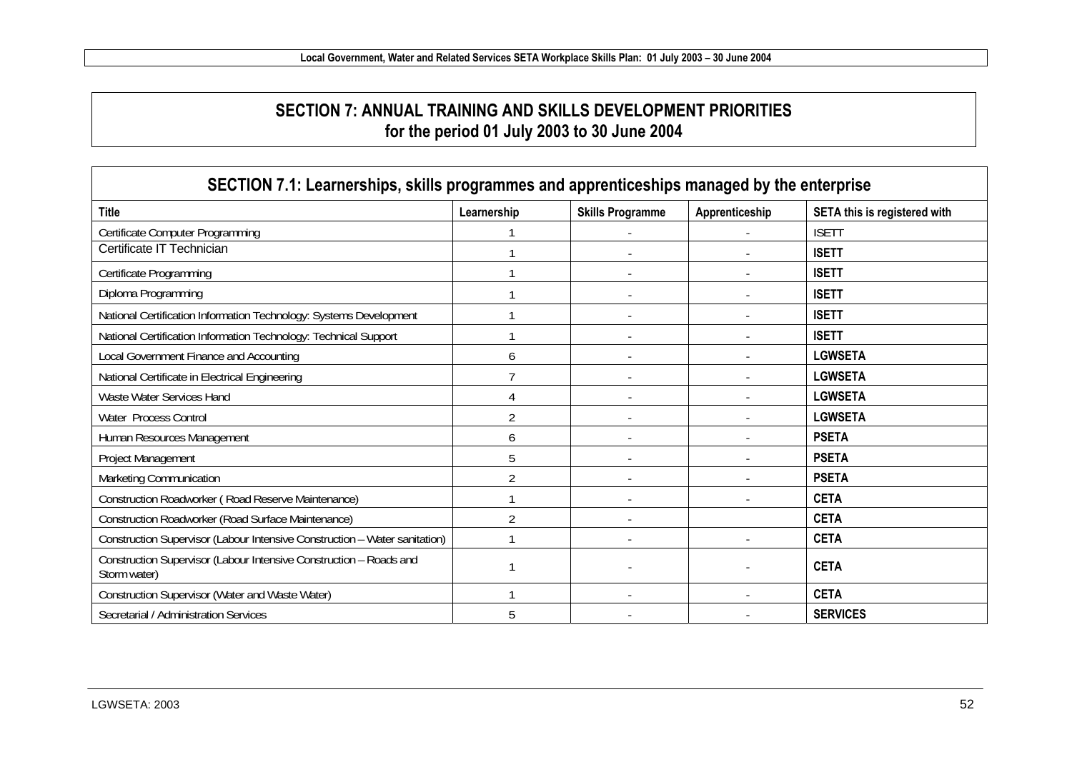## SECTION 7: ANNUAL TRAINING AND SKILLS DEVELOPMENT PRIORITIES for the period 01 July 2003 to 30 June 2004

### SECTION 7.1: Learnerships, skills programmes and apprenticeships managed by the enterprise

| Title | Learnership | Skills Programme | Apprenticeship | SETA this is registered with |
|---|---|---|---|---|
| Certificate Computer Programming | 1 | - | - | ISETT |
| Certificate IT Technician | 1 | - | - | **ISETT** |
| Certificate Programming | 1 | - | - | **ISETT** |
| Diploma Programming | 1 | - | - | **ISETT** |
| National Certification Information Technology: Systems Development | 1 | - | - | **ISETT** |
| National Certification Information Technology: Technical Support | 1 | - | - | **ISETT** |
| Local Government Finance and Accounting | 6 | - | - | **LGWSETA** |
| National Certificate in Electrical Engineering | 7 | - | - | **LGWSETA** |
| Waste Water Services Hand | 4 | - | - | **LGWSETA** |
| Water Process Control | 2 | - | - | **LGWSETA** |
| Human Resources Management | 6 | - | - | **PSETA** |
| Project Management | 5 | - | - | **PSETA** |
| Marketing Communication | 2 | - | - | **PSETA** |
| Construction Roadworker ( Road Reserve Maintenance) | 1 | - | - | **CETA** |
| Construction Roadworker (Road Surface Maintenance) | 2 | - | | **CETA** |
| Construction Supervisor (Labour Intensive Construction – Water sanitation) | 1 | - | - | **CETA** |
| Construction Supervisor (Labour Intensive Construction – Roads and Storm water) | 1 | - | - | **CETA** |
| Construction Supervisor (Water and Waste Water) | 1 | - | - | **CETA** |
| Secretarial / Administration Services | 5 | - | - | **SERVICES** |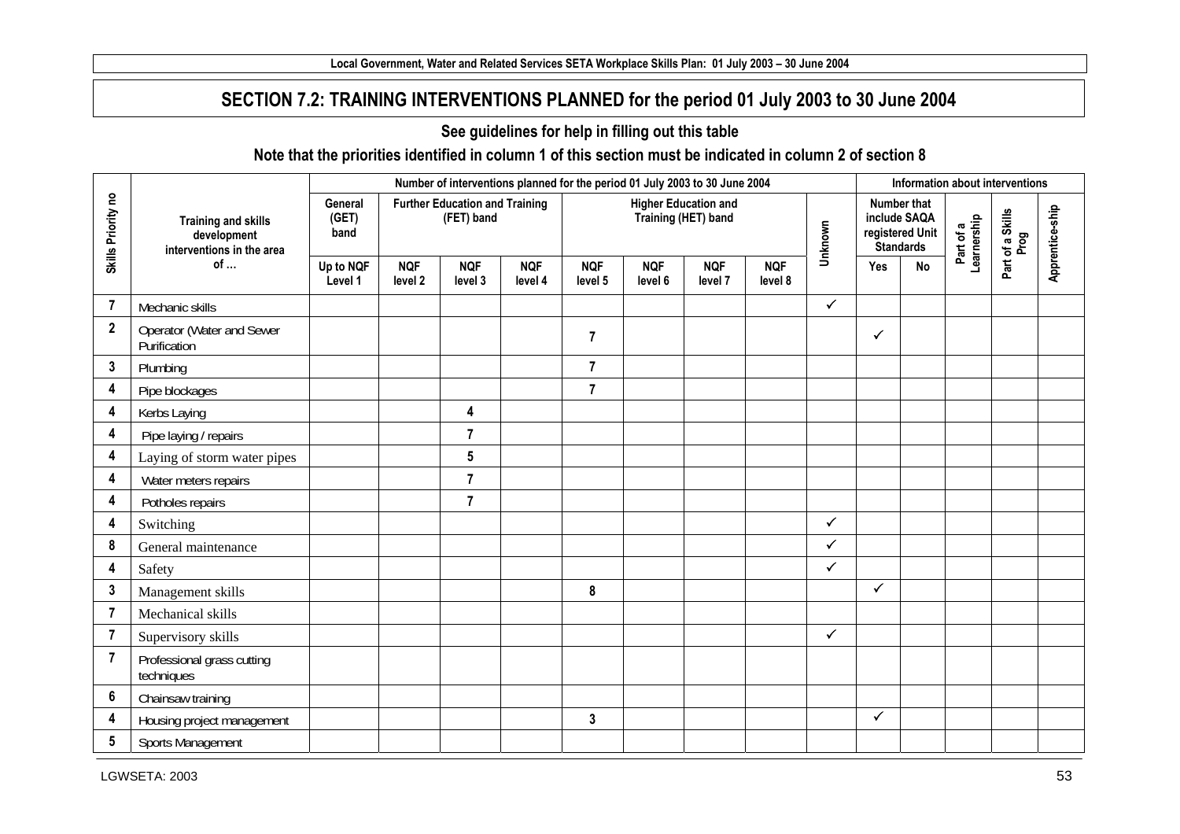## SECTION 7.2: TRAINING INTERVENTIONS PLANNED for the period 01 July 2003 to 30 June 2004

**See guidelines for help in filling out this table**

**Note that the priorities identified in column 1 of this section must be indicated in column 2 of section 8**

| Skills Priority no | Training and skills development interventions in the area of … | Number of interventions planned for the period 01 July 2003 to 30 June 2004 | | | | | | | | | Information about interventions | | | | |
|---|---|---|---|---|---|---|---|---|---|---|---|---|---|---|---|
| | | General (GET) band | Further Education and Training (FET) band | | | Higher Education and Training (HET) band | | | | Unknown | Number that include SAQA registered Unit Standards | | Part of a Learnership | Part of a Skills Prog | Apprentice-ship |
| | | Up to NQF Level 1 | NQF level 2 | NQF level 3 | NQF level 4 | NQF level 5 | NQF level 6 | NQF level 7 | NQF level 8 | | Yes | No | | | |
| 7 | Mechanic skills | | | | | | | | | ✓ | | | | | |
| 2 | Operator (Water and Sewer Purification | | | | | 7 | | | | | ✓ | | | | |
| 3 | Plumbing | | | | | 7 | | | | | | | | | |
| 4 | Pipe blockages | | | | | 7 | | | | | | | | | |
| 4 | Kerbs Laying | | | 4 | | | | | | | | | | | |
| 4 | Pipe laying / repairs | | | 7 | | | | | | | | | | | |
| 4 | Laying of storm water pipes | | | 5 | | | | | | | | | | | |
| 4 | Water meters repairs | | | 7 | | | | | | | | | | | |
| 4 | Potholes repairs | | | 7 | | | | | | | | | | | |
| 4 | Switching | | | | | | | | | ✓ | | | | | |
| 8 | General maintenance | | | | | | | | | ✓ | | | | | |
| 4 | Safety | | | | | | | | | ✓ | | | | | |
| 3 | Management skills | | | | | 8 | | | | | ✓ | | | | |
| 7 | Mechanical skills | | | | | | | | | | | | | | |
| 7 | Supervisory skills | | | | | | | | | ✓ | | | | | |
| 7 | Professional grass cutting techniques | | | | | | | | | | | | | | |
| 6 | Chainsaw training | | | | | | | | | | | | | | |
| 4 | Housing project management | | | | | 3 | | | | | ✓ | | | | |
| 5 | Sports Management | | | | | | | | | | | | | | |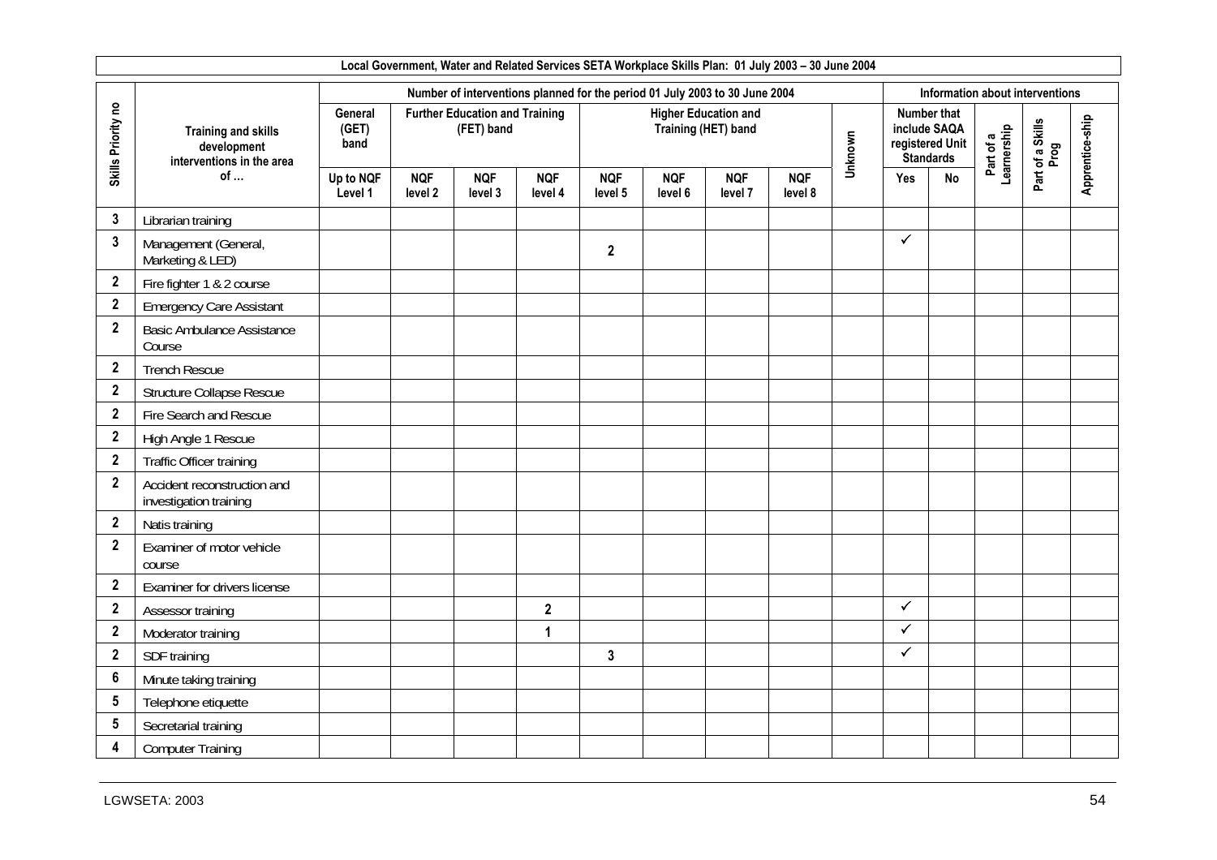**Local Government, Water and Related Services SETA Workplace Skills Plan: 01 July 2003 – 30 June 2004**

| Skills Priority no | Training and skills development interventions in the area of … | Number of interventions planned for the period 01 July 2003 to 30 June 2004 | | | | | | | | | Information about interventions | | | | |
|---|---|---|---|---|---|---|---|---|---|---|---|---|---|---|---|
| | | General (GET) band | Further Education and Training (FET) band | | | Higher Education and Training (HET) band | | | | Unknown | Number that include SAQA registered Unit Standards | | Part of a Learnership | Part of a Skills Prog | Apprentice-ship |
| | | Up to NQF Level 1 | NQF level 2 | NQF level 3 | NQF level 4 | NQF level 5 | NQF level 6 | NQF level 7 | NQF level 8 | | Yes | No | | | |
| 3 | Librarian training | | | | | | | | | | | | | | |
| 3 | Management (General, Marketing & LED) | | | | | 2 | | | | | ✓ | | | | |
| 2 | Fire fighter 1 & 2 course | | | | | | | | | | | | | | |
| 2 | Emergency Care Assistant | | | | | | | | | | | | | | |
| 2 | Basic Ambulance Assistance Course | | | | | | | | | | | | | | |
| 2 | Trench Rescue | | | | | | | | | | | | | | |
| 2 | Structure Collapse Rescue | | | | | | | | | | | | | | |
| 2 | Fire Search and Rescue | | | | | | | | | | | | | | |
| 2 | High Angle 1 Rescue | | | | | | | | | | | | | | |
| 2 | Traffic Officer training | | | | | | | | | | | | | | |
| 2 | Accident reconstruction and investigation training | | | | | | | | | | | | | | |
| 2 | Natis training | | | | | | | | | | | | | | |
| 2 | Examiner of motor vehicle course | | | | | | | | | | | | | | |
| 2 | Examiner for drivers license | | | | | | | | | | | | | | |
| 2 | Assessor training | | | | 2 | | | | | | ✓ | | | | |
| 2 | Moderator training | | | | 1 | | | | | | ✓ | | | | |
| 2 | SDF training | | | | | 3 | | | | | ✓ | | | | |
| 6 | Minute taking training | | | | | | | | | | | | | | |
| 5 | Telephone etiquette | | | | | | | | | | | | | | |
| 5 | Secretarial training | | | | | | | | | | | | | | |
| 4 | Computer Training | | | | | | | | | | | | | | |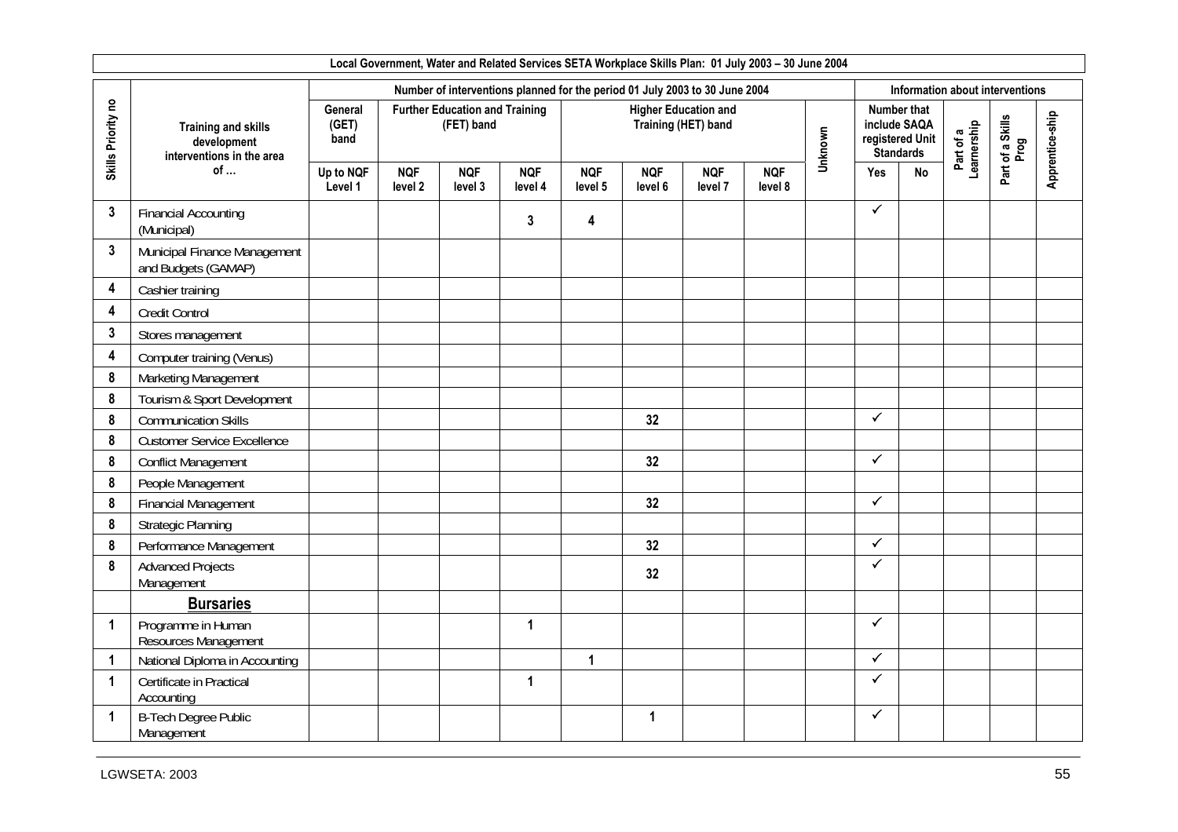**Local Government, Water and Related Services SETA Workplace Skills Plan: 01 July 2003 – 30 June 2004**

| Skills Priority no | Training and skills development interventions in the area of … | Number of interventions planned for the period 01 July 2003 to 30 June 2004 | | | | | | | | | Information about interventions | | | | |
|---|---|---|---|---|---|---|---|---|---|---|---|---|---|---|---|
| | | General (GET) band | Further Education and Training (FET) band | | | Higher Education and Training (HET) band | | | | Unknown | Number that include SAQA registered Unit Standards | | Part of a Learnership | Part of a Skills Prog | Apprentice-ship |
| | | Up to NQF Level 1 | NQF level 2 | NQF level 3 | NQF level 4 | NQF level 5 | NQF level 6 | NQF level 7 | NQF level 8 | | Yes | No | | | |
| 3 | Financial Accounting (Municipal) | | | | 3 | 4 | | | | | ✓ | | | | |
| 3 | Municipal Finance Management and Budgets (GAMAP) | | | | | | | | | | | | | | |
| 4 | Cashier training | | | | | | | | | | | | | | |
| 4 | Credit Control | | | | | | | | | | | | | | |
| 3 | Stores management | | | | | | | | | | | | | | |
| 4 | Computer training (Venus) | | | | | | | | | | | | | | |
| 8 | Marketing Management | | | | | | | | | | | | | | |
| 8 | Tourism & Sport Development | | | | | | | | | | | | | | |
| 8 | Communication Skills | | | | | | 32 | | | | ✓ | | | | |
| 8 | Customer Service Excellence | | | | | | | | | | | | | | |
| 8 | Conflict Management | | | | | | 32 | | | | ✓ | | | | |
| 8 | People Management | | | | | | | | | | | | | | |
| 8 | Financial Management | | | | | | 32 | | | | ✓ | | | | |
| 8 | Strategic Planning | | | | | | | | | | | | | | |
| 8 | Performance Management | | | | | | 32 | | | | ✓ | | | | |
| 8 | Advanced Projects Management | | | | | | 32 | | | | ✓ | | | | |
| | **Bursaries** | | | | | | | | | | | | | | |
| 1 | Programme in Human Resources Management | | | | 1 | | | | | | ✓ | | | | |
| 1 | National Diploma in Accounting | | | | | 1 | | | | | ✓ | | | | |
| 1 | Certificate in Practical Accounting | | | | 1 | | | | | | ✓ | | | | |
| 1 | B-Tech Degree Public Management | | | | | | 1 | | | | ✓ | | | | |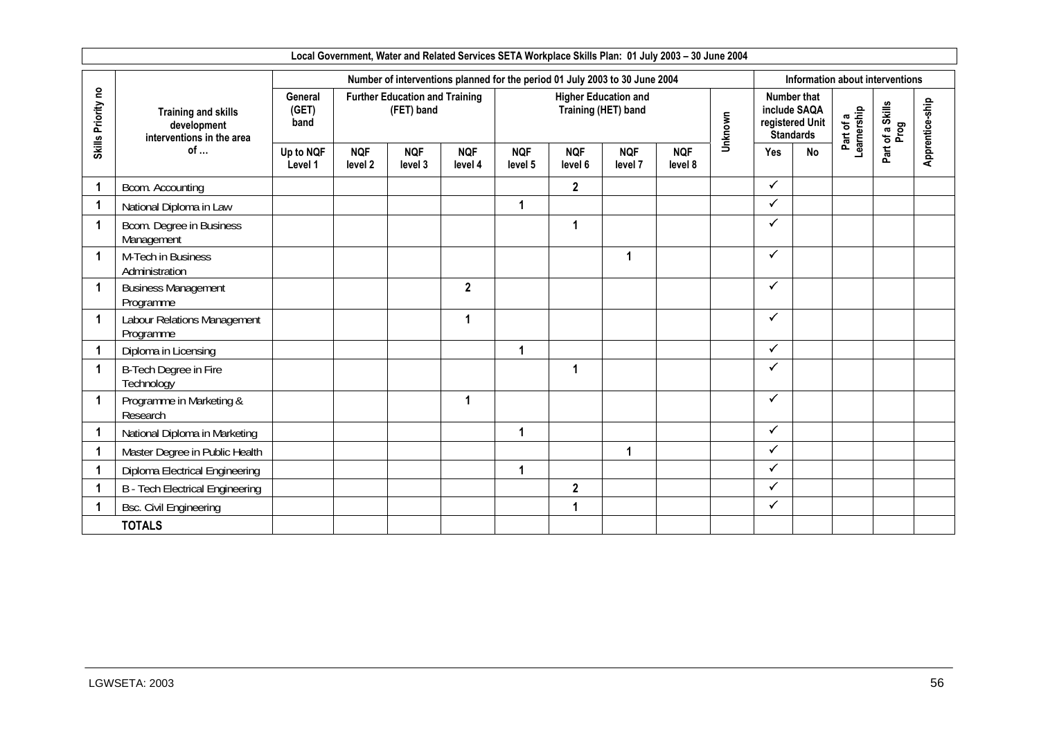**Local Government, Water and Related Services SETA Workplace Skills Plan: 01 July 2003 – 30 June 2004**

| Skills Priority no | Training and skills development interventions in the area of … | Number of interventions planned for the period 01 July 2003 to 30 June 2004 | | | | | | | | | Information about interventions | | | | |
|---|---|---|---|---|---|---|---|---|---|---|---|---|---|---|---|
| | | General (GET) band | Further Education and Training (FET) band | | | Higher Education and Training (HET) band | | | | Unknown | Number that include SAQA registered Unit Standards | | Part of a Learnership | Part of a Skills Prog | Apprentice-ship |
| | | Up to NQF Level 1 | NQF level 2 | NQF level 3 | NQF level 4 | NQF level 5 | NQF level 6 | NQF level 7 | NQF level 8 | | Yes | No | | | |
| 1 | Bcom. Accounting | | | | | | 2 | | | | ✓ | | | | |
| 1 | National Diploma in Law | | | | | 1 | | | | | ✓ | | | | |
| 1 | Bcom. Degree in Business Management | | | | | | 1 | | | | ✓ | | | | |
| 1 | M-Tech in Business Administration | | | | | | | 1 | | | ✓ | | | | |
| 1 | Business Management Programme | | | | 2 | | | | | | ✓ | | | | |
| 1 | Labour Relations Management Programme | | | | 1 | | | | | | ✓ | | | | |
| 1 | Diploma in Licensing | | | | | 1 | | | | | ✓ | | | | |
| 1 | B-Tech Degree in Fire Technology | | | | | | 1 | | | | ✓ | | | | |
| 1 | Programme in Marketing & Research | | | | 1 | | | | | | ✓ | | | | |
| 1 | National Diploma in Marketing | | | | | 1 | | | | | ✓ | | | | |
| 1 | Master Degree in Public Health | | | | | | | 1 | | | ✓ | | | | |
| 1 | Diploma Electrical Engineering | | | | | 1 | | | | | ✓ | | | | |
| 1 | B - Tech Electrical Engineering | | | | | | 2 | | | | ✓ | | | | |
| 1 | Bsc. Civil Engineering | | | | | | 1 | | | | ✓ | | | | |
| | **TOTALS** | | | | | | | | | | | | | | |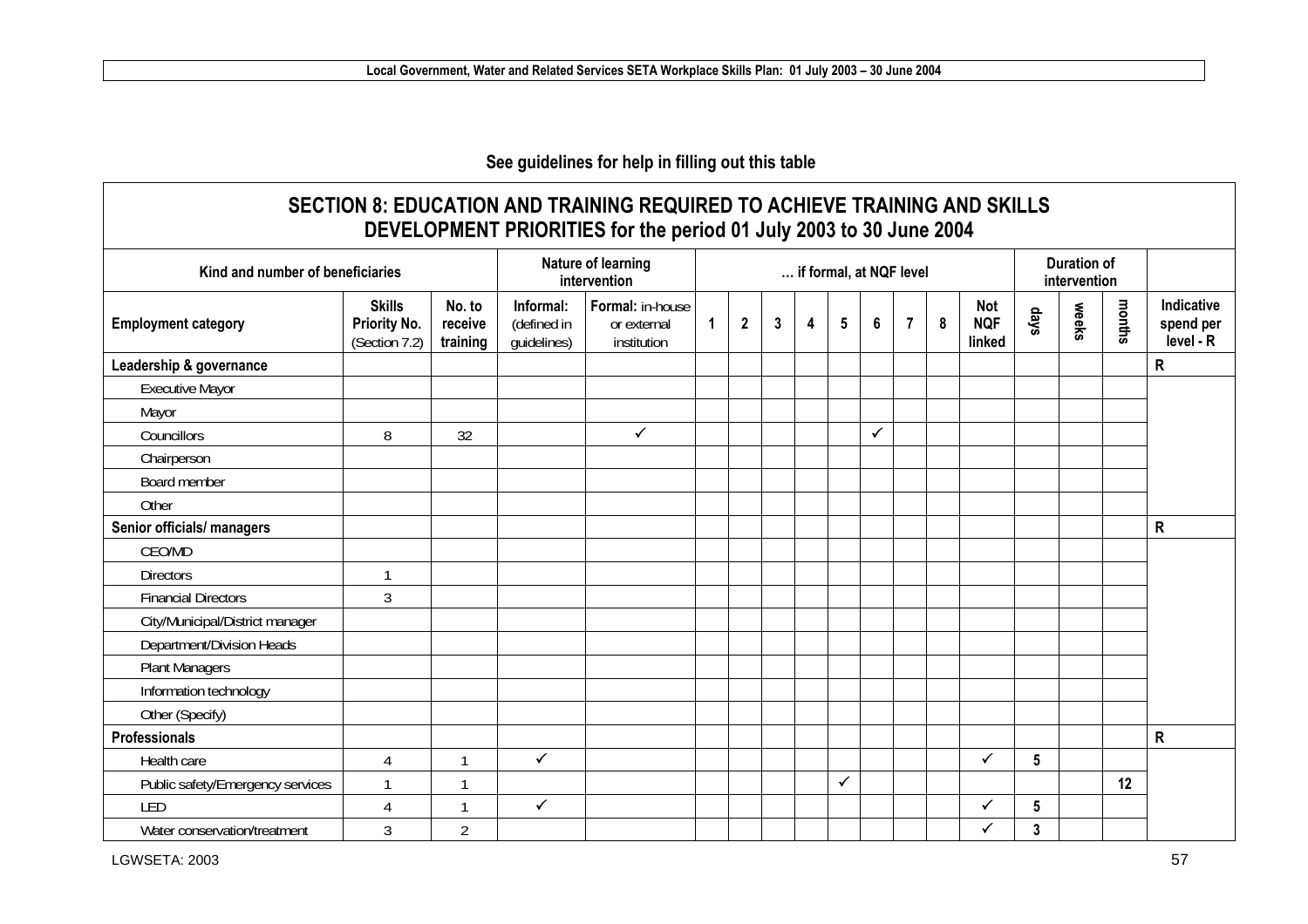See guidelines for help in filling out this table

| SECTION 8: EDUCATION AND TRAINING REQUIRED TO ACHIEVE TRAINING AND SKILLS DEVELOPMENT PRIORITIES for the period 01 July 2003 to 30 June 2004 | | | | | | | | | | | | | | | | | | |
|---|---|---|---|---|---|---|---|---|---|---|---|---|---|---|---|---|---|---|
| Kind and number of beneficiaries | | | Nature of learning intervention | | … if formal, at NQF level | | | | | | | | | Duration of intervention | | | | |
| Employment category | Skills Priority No. (Section 7.2) | No. to receive training | Informal: (defined in guidelines) | Formal: in-house or external institution | 1 | 2 | 3 | 4 | 5 | 6 | 7 | 8 | Not NQF linked | days | weeks | months | Indicative spend per level - R |
| **Leadership & governance** | | | | | | | | | | | | | | | | | R |
| Executive Mayor | | | | | | | | | | | | | | | | | |
| Mayor | | | | | | | | | | | | | | | | | |
| Councillors | 8 | 32 | | ✓ | | | | | | ✓ | | | | | | | |
| Chairperson | | | | | | | | | | | | | | | | | |
| Board member | | | | | | | | | | | | | | | | | |
| Other | | | | | | | | | | | | | | | | | |
| **Senior officials/ managers** | | | | | | | | | | | | | | | | | R |
| CEO/MD | | | | | | | | | | | | | | | | | |
| Directors | 1 | | | | | | | | | | | | | | | | |
| Financial Directors | 3 | | | | | | | | | | | | | | | | |
| City/Municipal/District manager | | | | | | | | | | | | | | | | | |
| Department/Division Heads | | | | | | | | | | | | | | | | | |
| Plant Managers | | | | | | | | | | | | | | | | | |
| Information technology | | | | | | | | | | | | | | | | | |
| Other (Specify) | | | | | | | | | | | | | | | | | |
| **Professionals** | | | | | | | | | | | | | | | | | R |
| Health care | 4 | 1 | ✓ | | | | | | | | | | ✓ | 5 | | | |
| Public safety/Emergency services | 1 | 1 | | | | | | | ✓ | | | | | | | 12 | |
| LED | 4 | 1 | ✓ | | | | | | | | | | ✓ | 5 | | | |
| Water conservation/treatment | 3 | 2 | | | | | | | | | | | ✓ | 3 | | | |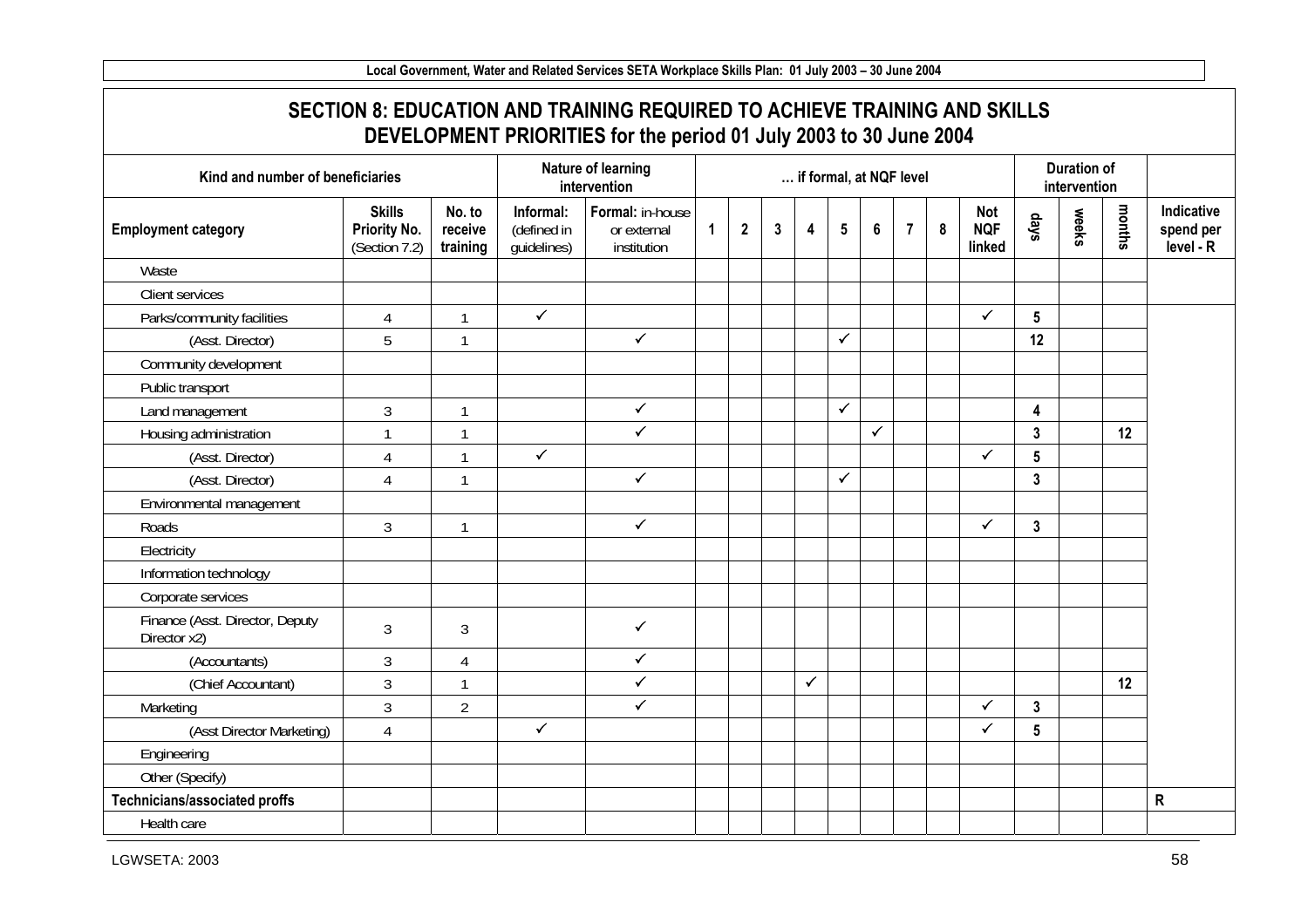## SECTION 8: EDUCATION AND TRAINING REQUIRED TO ACHIEVE TRAINING AND SKILLS DEVELOPMENT PRIORITIES for the period 01 July 2003 to 30 June 2004

| Kind and number of beneficiaries | | | Nature of learning intervention | | … if formal, at NQF level | | | | | | | | | Duration of intervention | | | |
|---|---|---|---|---|---|---|---|---|---|---|---|---|---|---|---|---|---|
| Employment category | Skills Priority No. (Section 7.2) | No. to receive training | Informal: (defined in guidelines) | Formal: in-house or external institution | 1 | 2 | 3 | 4 | 5 | 6 | 7 | 8 | Not NQF linked | days | weeks | months | Indicative spend per level - R |
| Waste | | | | | | | | | | | | | | | | | |
| Client services | | | | | | | | | | | | | | | | | |
| Parks/community facilities | 4 | 1 | ✓ | | | | | | | | | | ✓ | 5 | | | |
| (Asst. Director) | 5 | 1 | | ✓ | | | | | ✓ | | | | | 12 | | | |
| Community development | | | | | | | | | | | | | | | | | |
| Public transport | | | | | | | | | | | | | | | | | |
| Land management | 3 | 1 | | ✓ | | | | | ✓ | | | | | 4 | | | |
| Housing administration | 1 | 1 | | ✓ | | | | | | ✓ | | | | 3 | | 12 | |
| (Asst. Director) | 4 | 1 | ✓ | | | | | | | | | | ✓ | 5 | | | |
| (Asst. Director) | 4 | 1 | | ✓ | | | | | ✓ | | | | | 3 | | | |
| Environmental management | | | | | | | | | | | | | | | | | |
| Roads | 3 | 1 | | ✓ | | | | | | | | | ✓ | 3 | | | |
| Electricity | | | | | | | | | | | | | | | | | |
| Information technology | | | | | | | | | | | | | | | | | |
| Corporate services | | | | | | | | | | | | | | | | | |
| Finance (Asst. Director, Deputy Director x2) | 3 | 3 | | ✓ | | | | | | | | | | | | | |
| (Accountants) | 3 | 4 | | ✓ | | | | | | | | | | | | | |
| (Chief Accountant) | 3 | 1 | | ✓ | | | | ✓ | | | | | | | | 12 | |
| Marketing | 3 | 2 | | ✓ | | | | | | | | | ✓ | 3 | | | |
| (Asst Director Marketing) | 4 | | ✓ | | | | | | | | | | ✓ | 5 | | | |
| Engineering | | | | | | | | | | | | | | | | | |
| Other (Specify) | | | | | | | | | | | | | | | | | |
| **Technicians/associated proffs** | | | | | | | | | | | | | | | | | R |
| Health care | | | | | | | | | | | | | | | | | |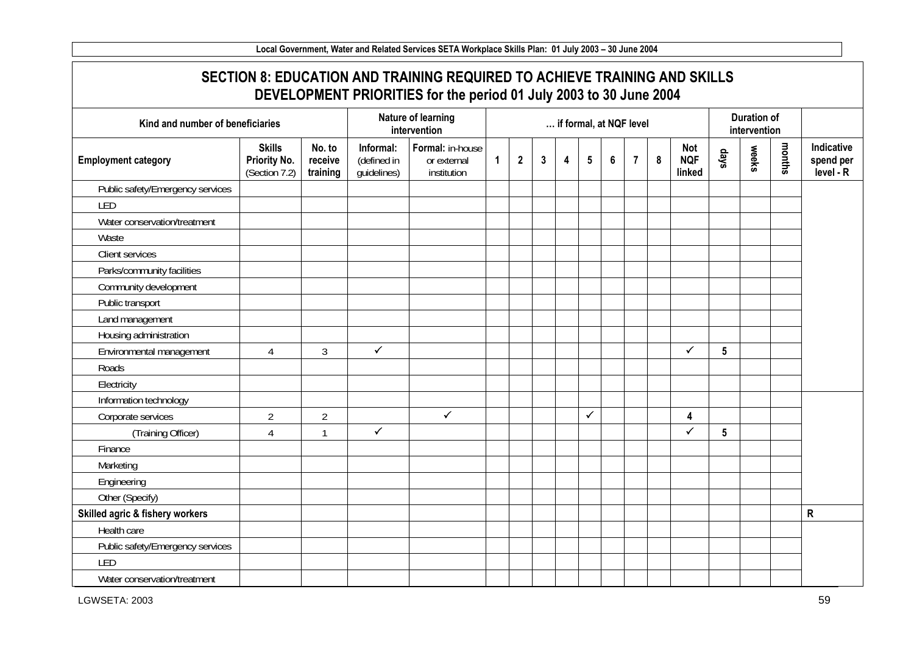## SECTION 8: EDUCATION AND TRAINING REQUIRED TO ACHIEVE TRAINING AND SKILLS DEVELOPMENT PRIORITIES for the period 01 July 2003 to 30 June 2004

| Kind and number of beneficiaries | | | Nature of learning intervention | | … if formal, at NQF level | | | | | | | | | Duration of intervention | | | |
|---|---|---|---|---|---|---|---|---|---|---|---|---|---|---|---|---|---|
| **Employment category** | **Skills Priority No.** (Section 7.2) | **No. to receive training** | **Informal:** (defined in guidelines) | **Formal:** in-house or external institution | **1** | **2** | **3** | **4** | **5** | **6** | **7** | **8** | **Not NQF linked** | **days** | **weeks** | **months** | **Indicative spend per level - R** |
| Public safety/Emergency services | | | | | | | | | | | | | | | | | |
| LED | | | | | | | | | | | | | | | | | |
| Water conservation/treatment | | | | | | | | | | | | | | | | | |
| Waste | | | | | | | | | | | | | | | | | |
| Client services | | | | | | | | | | | | | | | | | |
| Parks/community facilities | | | | | | | | | | | | | | | | | |
| Community development | | | | | | | | | | | | | | | | | |
| Public transport | | | | | | | | | | | | | | | | | |
| Land management | | | | | | | | | | | | | | | | | |
| Housing administration | | | | | | | | | | | | | | | | | |
| Environmental management | 4 | 3 | ✓ | | | | | | | | | | ✓ | 5 | | | |
| Roads | | | | | | | | | | | | | | | | | |
| Electricity | | | | | | | | | | | | | | | | | |
| Information technology | | | | | | | | | | | | | | | | | |
| Corporate services | 2 | 2 | | ✓ | | | | | ✓ | | | | 4 | | | | |
| (Training Officer) | 4 | 1 | ✓ | | | | | | | | | | ✓ | 5 | | | |
| Finance | | | | | | | | | | | | | | | | | |
| Marketing | | | | | | | | | | | | | | | | | |
| Engineering | | | | | | | | | | | | | | | | | |
| Other (Specify) | | | | | | | | | | | | | | | | | |
| **Skilled agric & fishery workers** | | | | | | | | | | | | | | | | | **R** |
| Health care | | | | | | | | | | | | | | | | | |
| Public safety/Emergency services | | | | | | | | | | | | | | | | | |
| LED | | | | | | | | | | | | | | | | | |
| Water conservation/treatment | | | | | | | | | | | | | | | | | |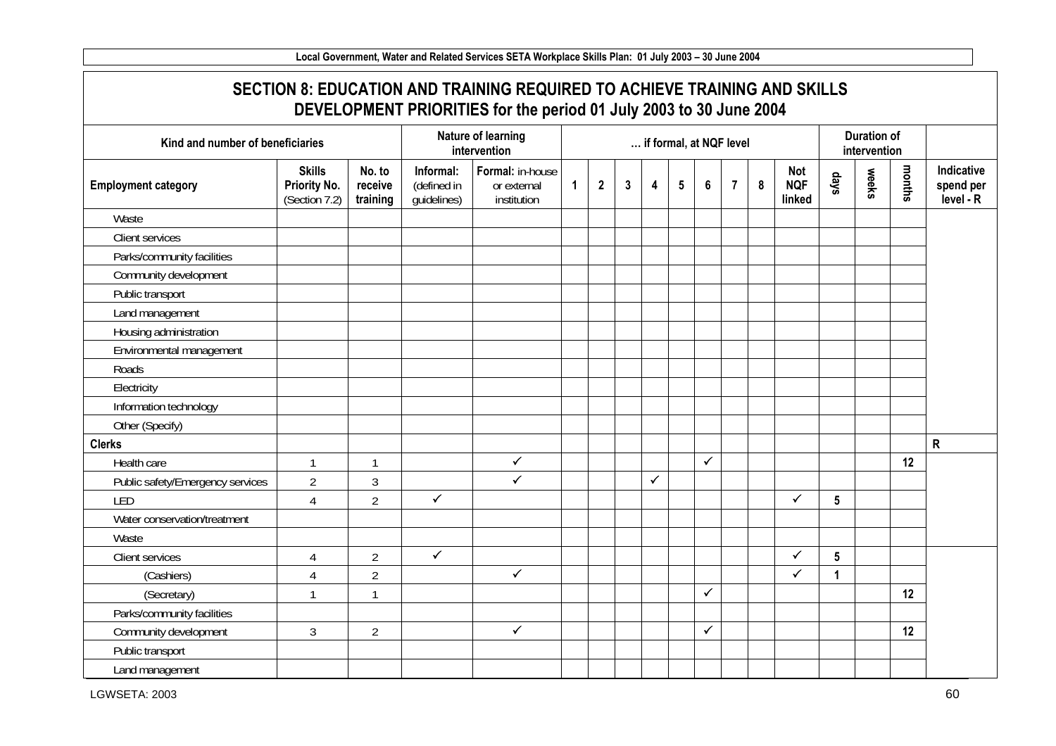## SECTION 8: EDUCATION AND TRAINING REQUIRED TO ACHIEVE TRAINING AND SKILLS DEVELOPMENT PRIORITIES for the period 01 July 2003 to 30 June 2004

| Kind and number of beneficiaries | | | Nature of learning intervention | | … if formal, at NQF level | | | | | | | | | Duration of intervention | | | |
|---|---|---|---|---|---|---|---|---|---|---|---|---|---|---|---|---|---|
| **Employment category** | **Skills Priority No.** (Section 7.2) | **No. to receive training** | **Informal:** (defined in guidelines) | **Formal:** in-house or external institution | **1** | **2** | **3** | **4** | **5** | **6** | **7** | **8** | **Not NQF linked** | **days** | **weeks** | **months** | **Indicative spend per level - R** |
| Waste | | | | | | | | | | | | | | | | | |
| Client services | | | | | | | | | | | | | | | | | |
| Parks/community facilities | | | | | | | | | | | | | | | | | |
| Community development | | | | | | | | | | | | | | | | | |
| Public transport | | | | | | | | | | | | | | | | | |
| Land management | | | | | | | | | | | | | | | | | |
| Housing administration | | | | | | | | | | | | | | | | | |
| Environmental management | | | | | | | | | | | | | | | | | |
| Roads | | | | | | | | | | | | | | | | | |
| Electricity | | | | | | | | | | | | | | | | | |
| Information technology | | | | | | | | | | | | | | | | | |
| Other (Specify) | | | | | | | | | | | | | | | | | |
| **Clerks** | | | | | | | | | | | | | | | | | **R** |
| Health care | 1 | 1 | | ✓ | | | | | | ✓ | | | | | | 12 | |
| Public safety/Emergency services | 2 | 3 | | ✓ | | | | ✓ | | | | | | | | | |
| LED | 4 | 2 | ✓ | | | | | | | | | | ✓ | 5 | | | |
| Water conservation/treatment | | | | | | | | | | | | | | | | | |
| Waste | | | | | | | | | | | | | | | | | |
| Client services | 4 | 2 | ✓ | | | | | | | | | | ✓ | 5 | | | |
| (Cashiers) | 4 | 2 | | ✓ | | | | | | | | | ✓ | 1 | | | |
| (Secretary) | 1 | 1 | | | | | | | | ✓ | | | | | | 12 | |
| Parks/community facilities | | | | | | | | | | | | | | | | | |
| Community development | 3 | 2 | | ✓ | | | | | | ✓ | | | | | | 12 | |
| Public transport | | | | | | | | | | | | | | | | | |
| Land management | | | | | | | | | | | | | | | | | |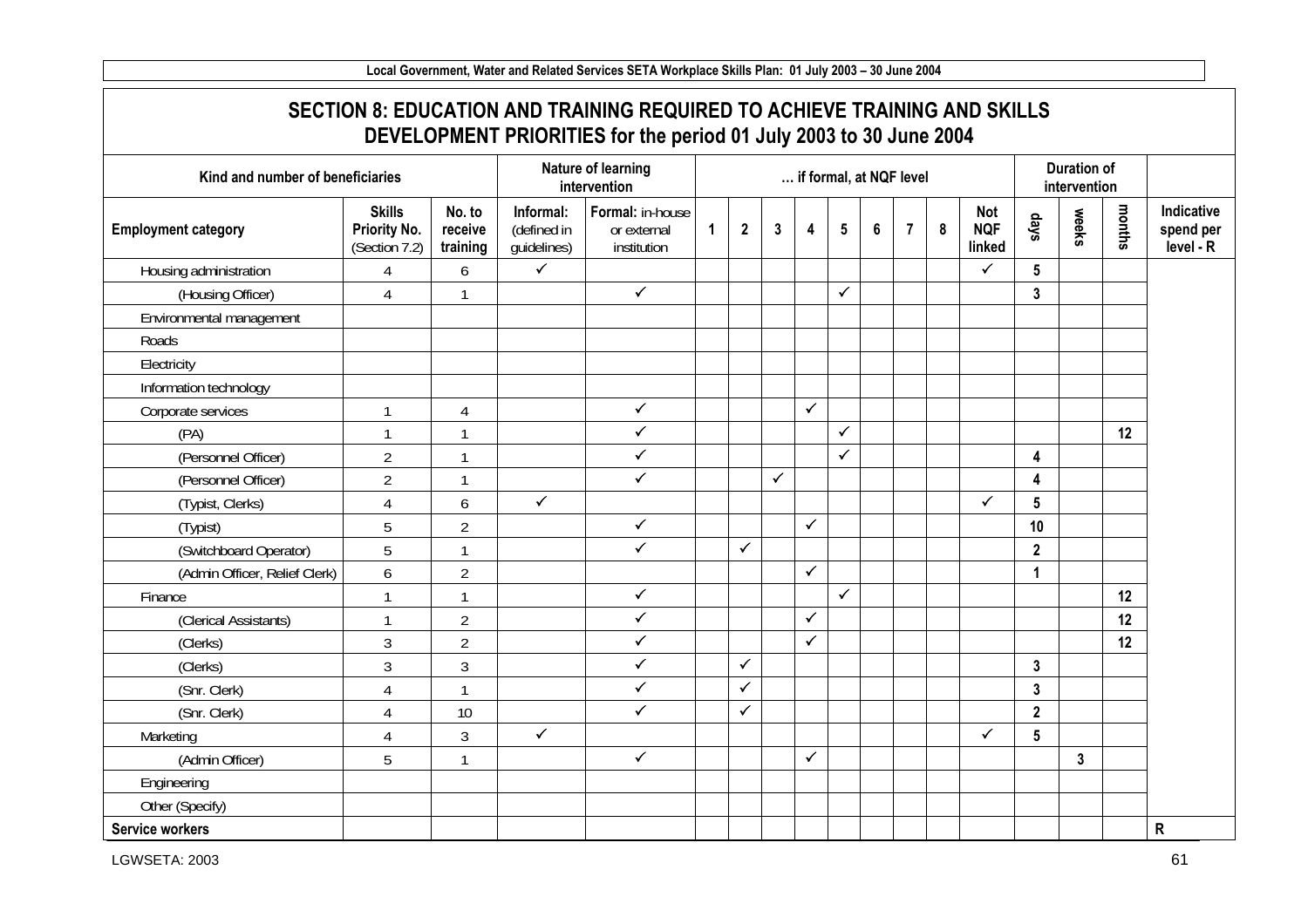## SECTION 8: EDUCATION AND TRAINING REQUIRED TO ACHIEVE TRAINING AND SKILLS DEVELOPMENT PRIORITIES for the period 01 July 2003 to 30 June 2004

| Kind and number of beneficiaries | | | Nature of learning intervention | | … if formal, at NQF level | | | | | | | | | Duration of intervention | | | |
|---|---|---|---|---|---|---|---|---|---|---|---|---|---|---|---|---|---|
| **Employment category** | **Skills Priority No.** (Section 7.2) | **No. to receive training** | **Informal:** (defined in guidelines) | **Formal:** in-house or external institution | **1** | **2** | **3** | **4** | **5** | **6** | **7** | **8** | **Not NQF linked** | **days** | **weeks** | **months** | **Indicative spend per level - R** |
| Housing administration | 4 | 6 | ✓ | | | | | | | | | | ✓ | 5 | | | |
| (Housing Officer) | 4 | 1 | | ✓ | | | | | ✓ | | | | | 3 | | | |
| Environmental management | | | | | | | | | | | | | | | | | |
| Roads | | | | | | | | | | | | | | | | | |
| Electricity | | | | | | | | | | | | | | | | | |
| Information technology | | | | | | | | | | | | | | | | | |
| Corporate services | 1 | 4 | | ✓ | | | | ✓ | | | | | | | | | |
| (PA) | 1 | 1 | | ✓ | | | | | ✓ | | | | | | | 12 | |
| (Personnel Officer) | 2 | 1 | | ✓ | | | | | ✓ | | | | | 4 | | | |
| (Personnel Officer) | 2 | 1 | | ✓ | | | ✓ | | | | | | | 4 | | | |
| (Typist, Clerks) | 4 | 6 | ✓ | | | | | | | | | | ✓ | 5 | | | |
| (Typist) | 5 | 2 | | ✓ | | | | ✓ | | | | | | 10 | | | |
| (Switchboard Operator) | 5 | 1 | | ✓ | | ✓ | | | | | | | | 2 | | | |
| (Admin Officer, Relief Clerk) | 6 | 2 | | | | | | ✓ | | | | | | 1 | | | |
| Finance | 1 | 1 | | ✓ | | | | | ✓ | | | | | | | 12 | |
| (Clerical Assistants) | 1 | 2 | | ✓ | | | | ✓ | | | | | | | | 12 | |
| (Clerks) | 3 | 2 | | ✓ | | | | ✓ | | | | | | | | 12 | |
| (Clerks) | 3 | 3 | | ✓ | | ✓ | | | | | | | | 3 | | | |
| (Snr. Clerk) | 4 | 1 | | ✓ | | ✓ | | | | | | | | 3 | | | |
| (Snr. Clerk) | 4 | 10 | | ✓ | | ✓ | | | | | | | | 2 | | | |
| Marketing | 4 | 3 | ✓ | | | | | | | | | | ✓ | 5 | | | |
| (Admin Officer) | 5 | 1 | | ✓ | | | | ✓ | | | | | | | 3 | | |
| Engineering | | | | | | | | | | | | | | | | | |
| Other (Specify) | | | | | | | | | | | | | | | | | |
| **Service workers** | | | | | | | | | | | | | | | | | **R** |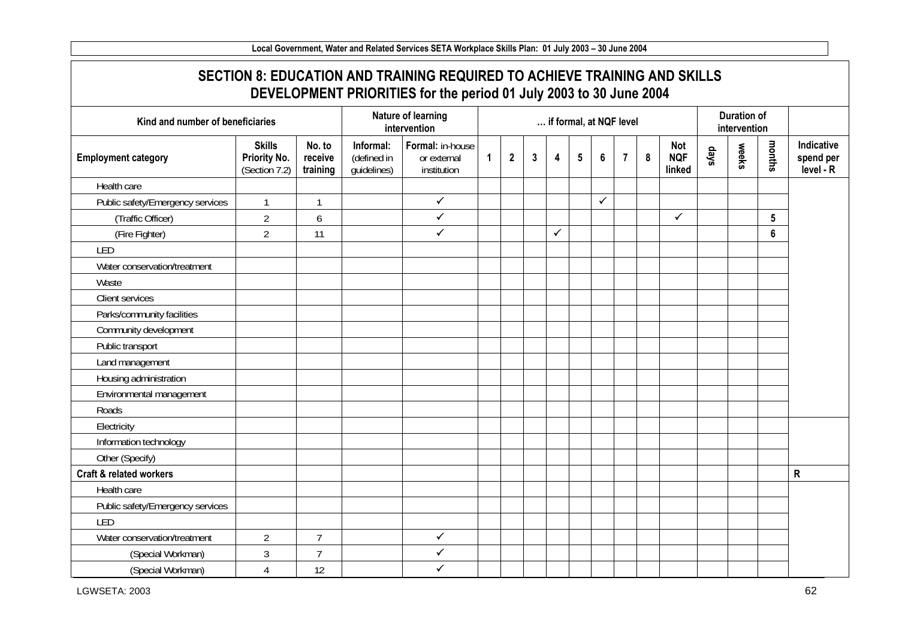## SECTION 8: EDUCATION AND TRAINING REQUIRED TO ACHIEVE TRAINING AND SKILLS DEVELOPMENT PRIORITIES for the period 01 July 2003 to 30 June 2004

| Kind and number of beneficiaries | | | Nature of learning intervention | | … if formal, at NQF level | | | | | | | | | Duration of intervention | | | |
|---|---|---|---|---|---|---|---|---|---|---|---|---|---|---|---|---|---|
| **Employment category** | **Skills Priority No.** (Section 7.2) | **No. to receive training** | **Informal:** (defined in guidelines) | **Formal:** in-house or external institution | **1** | **2** | **3** | **4** | **5** | **6** | **7** | **8** | **Not NQF linked** | **days** | **weeks** | **months** | **Indicative spend per level - R** |
| Health care | | | | | | | | | | | | | | | | | |
| Public safety/Emergency services | 1 | 1 | | ✓ | | | | | | ✓ | | | | | | | |
| (Traffic Officer) | 2 | 6 | | ✓ | | | | | | | | | ✓ | | | 5 | |
| (Fire Fighter) | 2 | 11 | | ✓ | | | | ✓ | | | | | | | | 6 | |
| LED | | | | | | | | | | | | | | | | | |
| Water conservation/treatment | | | | | | | | | | | | | | | | | |
| Waste | | | | | | | | | | | | | | | | | |
| Client services | | | | | | | | | | | | | | | | | |
| Parks/community facilities | | | | | | | | | | | | | | | | | |
| Community development | | | | | | | | | | | | | | | | | |
| Public transport | | | | | | | | | | | | | | | | | |
| Land management | | | | | | | | | | | | | | | | | |
| Housing administration | | | | | | | | | | | | | | | | | |
| Environmental management | | | | | | | | | | | | | | | | | |
| Roads | | | | | | | | | | | | | | | | | |
| Electricity | | | | | | | | | | | | | | | | | |
| Information technology | | | | | | | | | | | | | | | | | |
| Other (Specify) | | | | | | | | | | | | | | | | | |
| **Craft & related workers** | | | | | | | | | | | | | | | | | **R** |
| Health care | | | | | | | | | | | | | | | | | |
| Public safety/Emergency services | | | | | | | | | | | | | | | | | |
| LED | | | | | | | | | | | | | | | | | |
| Water conservation/treatment | 2 | 7 | | ✓ | | | | | | | | | | | | | |
| (Special Workman) | 3 | 7 | | ✓ | | | | | | | | | | | | | |
| (Special Workman) | 4 | 12 | | ✓ | | | | | | | | | | | | | |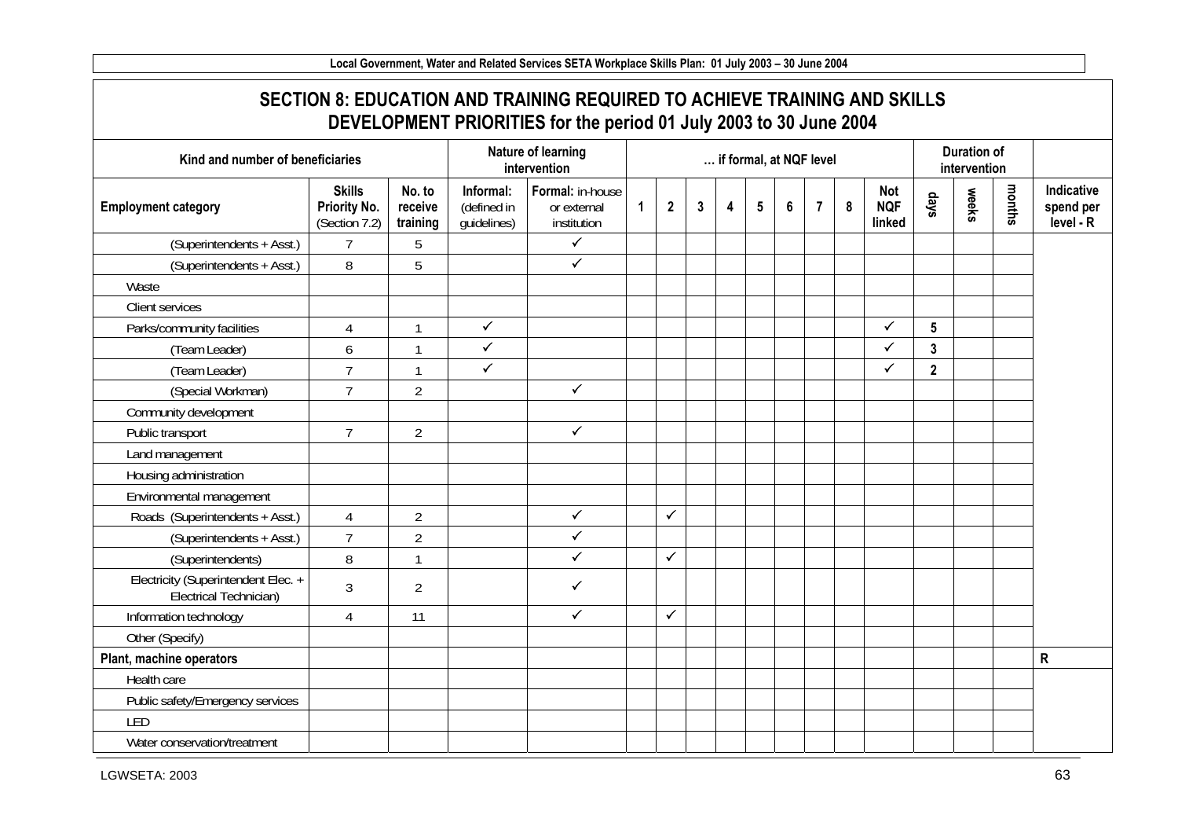## SECTION 8: EDUCATION AND TRAINING REQUIRED TO ACHIEVE TRAINING AND SKILLS DEVELOPMENT PRIORITIES for the period 01 July 2003 to 30 June 2004

| Kind and number of beneficiaries | | | Nature of learning intervention | | … if formal, at NQF level | | | | | | | | | Duration of intervention | | | |
|---|---|---|---|---|---|---|---|---|---|---|---|---|---|---|---|---|---|
| **Employment category** | **Skills Priority No.** (Section 7.2) | **No. to receive training** | **Informal:** (defined in guidelines) | **Formal:** in-house or external institution | **1** | **2** | **3** | **4** | **5** | **6** | **7** | **8** | **Not NQF linked** | **days** | **weeks** | **months** | **Indicative spend per level - R** |
| (Superintendents + Asst.) | 7 | 5 | | ✓ | | | | | | | | | | | | | |
| (Superintendents + Asst.) | 8 | 5 | | ✓ | | | | | | | | | | | | | |
| Waste | | | | | | | | | | | | | | | | | |
| Client services | | | | | | | | | | | | | | | | | |
| Parks/community facilities | 4 | 1 | ✓ | | | | | | | | | | ✓ | 5 | | | |
| (Team Leader) | 6 | 1 | ✓ | | | | | | | | | | ✓ | 3 | | | |
| (Team Leader) | 7 | 1 | ✓ | | | | | | | | | | ✓ | 2 | | | |
| (Special Workman) | 7 | 2 | | ✓ | | | | | | | | | | | | | |
| Community development | | | | | | | | | | | | | | | | | |
| Public transport | 7 | 2 | | ✓ | | | | | | | | | | | | | |
| Land management | | | | | | | | | | | | | | | | | |
| Housing administration | | | | | | | | | | | | | | | | | |
| Environmental management | | | | | | | | | | | | | | | | | |
| Roads (Superintendents + Asst.) | 4 | 2 | | ✓ | | ✓ | | | | | | | | | | | |
| (Superintendents + Asst.) | 7 | 2 | | ✓ | | | | | | | | | | | | | |
| (Superintendents) | 8 | 1 | | ✓ | | ✓ | | | | | | | | | | | |
| Electricity (Superintendent Elec. + Electrical Technician) | 3 | 2 | | ✓ | | | | | | | | | | | | | |
| Information technology | 4 | 11 | | ✓ | | ✓ | | | | | | | | | | | |
| Other (Specify) | | | | | | | | | | | | | | | | | |
| **Plant, machine operators** | | | | | | | | | | | | | | | | | **R** |
| Health care | | | | | | | | | | | | | | | | | |
| Public safety/Emergency services | | | | | | | | | | | | | | | | | |
| LED | | | | | | | | | | | | | | | | | |
| Water conservation/treatment | | | | | | | | | | | | | | | | | |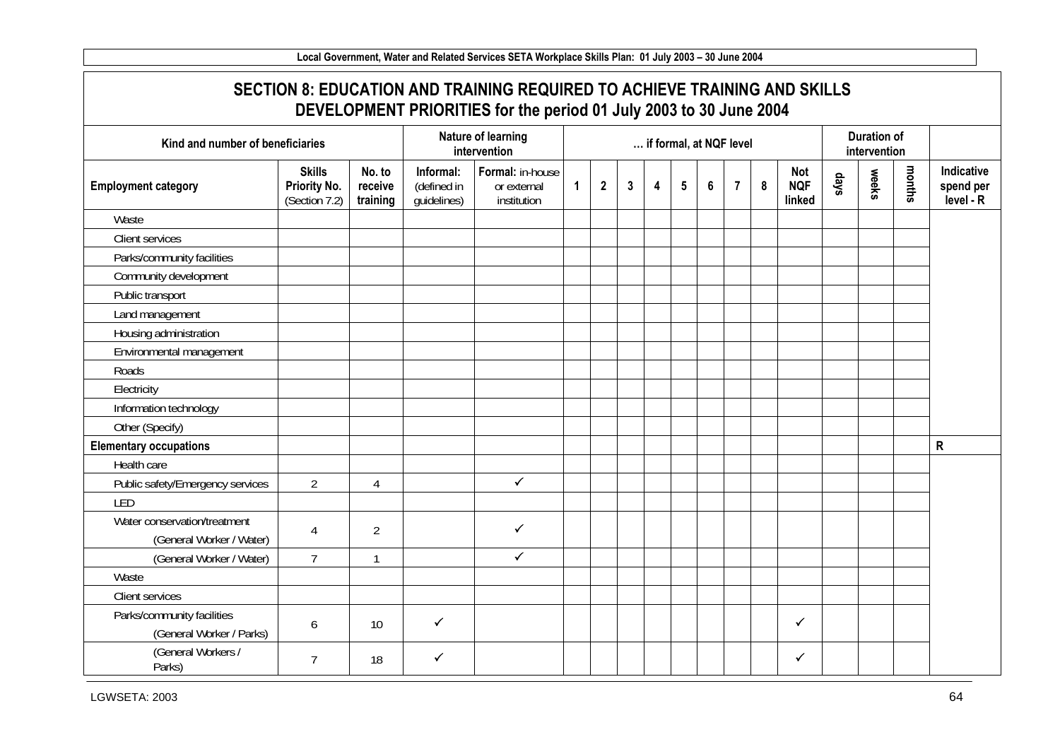## SECTION 8: EDUCATION AND TRAINING REQUIRED TO ACHIEVE TRAINING AND SKILLS DEVELOPMENT PRIORITIES for the period 01 July 2003 to 30 June 2004

| Kind and number of beneficiaries | | | Nature of learning intervention | | … if formal, at NQF level | | | | | | | | | Duration of intervention | | | |
|---|---|---|---|---|---|---|---|---|---|---|---|---|---|---|---|---|---|
| **Employment category** | **Skills Priority No.** (Section 7.2) | **No. to receive training** | **Informal:** (defined in guidelines) | **Formal:** in-house or external institution | **1** | **2** | **3** | **4** | **5** | **6** | **7** | **8** | **Not NQF linked** | **days** | **weeks** | **months** | **Indicative spend per level - R** |
| Waste | | | | | | | | | | | | | | | | | |
| Client services | | | | | | | | | | | | | | | | | |
| Parks/community facilities | | | | | | | | | | | | | | | | | |
| Community development | | | | | | | | | | | | | | | | | |
| Public transport | | | | | | | | | | | | | | | | | |
| Land management | | | | | | | | | | | | | | | | | |
| Housing administration | | | | | | | | | | | | | | | | | |
| Environmental management | | | | | | | | | | | | | | | | | |
| Roads | | | | | | | | | | | | | | | | | |
| Electricity | | | | | | | | | | | | | | | | | |
| Information technology | | | | | | | | | | | | | | | | | |
| Other (Specify) | | | | | | | | | | | | | | | | | |
| **Elementary occupations** | | | | | | | | | | | | | | | | | **R** |
| Health care | | | | | | | | | | | | | | | | | |
| Public safety/Emergency services | 2 | 4 | | ✓ | | | | | | | | | | | | | |
| LED | | | | | | | | | | | | | | | | | |
| Water conservation/treatment (General Worker / Water) | 4 | 2 | | ✓ | | | | | | | | | | | | | |
| (General Worker / Water) | 7 | 1 | | ✓ | | | | | | | | | | | | | |
| Waste | | | | | | | | | | | | | | | | | |
| Client services | | | | | | | | | | | | | | | | | |
| Parks/community facilities (General Worker / Parks) | 6 | 10 | ✓ | | | | | | | | | | ✓ | | | | |
| (General Workers / Parks) | 7 | 18 | ✓ | | | | | | | | | | ✓ | | | | |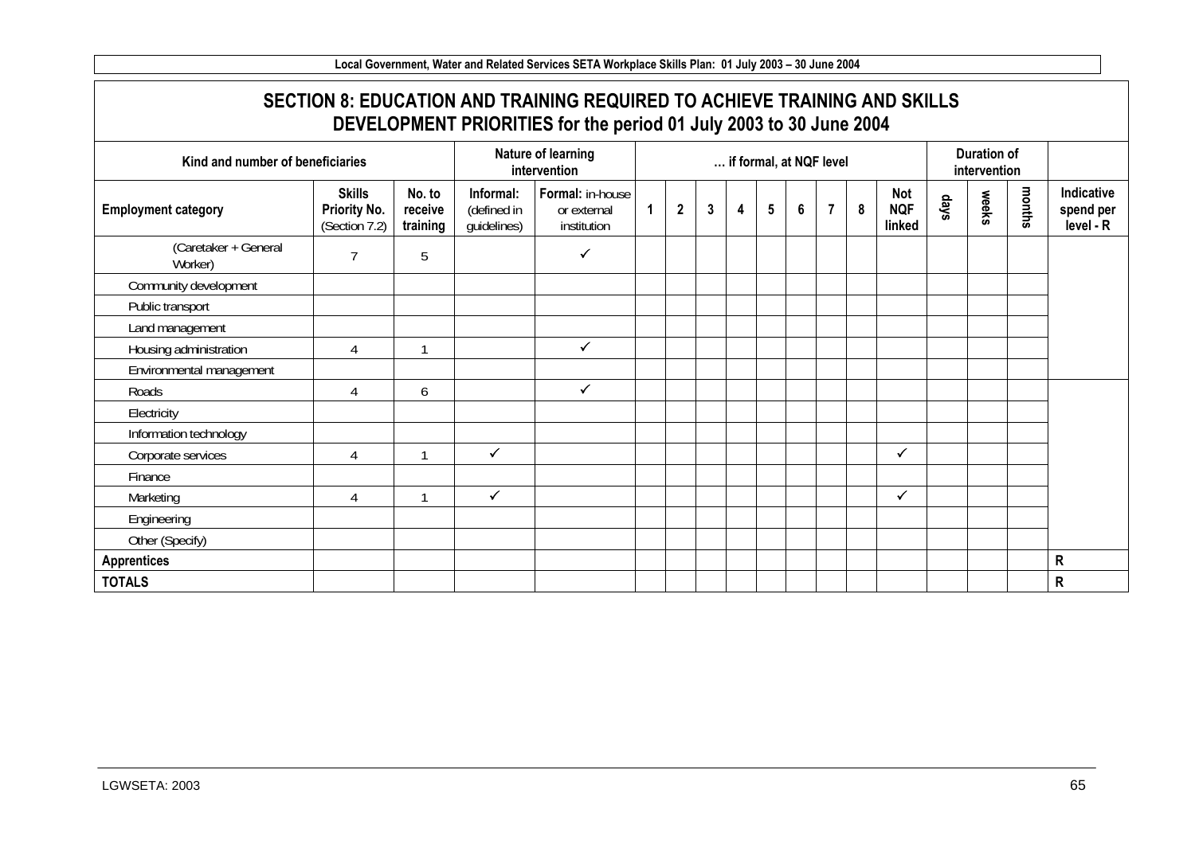## SECTION 8: EDUCATION AND TRAINING REQUIRED TO ACHIEVE TRAINING AND SKILLS DEVELOPMENT PRIORITIES for the period 01 July 2003 to 30 June 2004

| Kind and number of beneficiaries | | | Nature of learning intervention | | … if formal, at NQF level | | | | | | | | | Duration of intervention | | | |
|---|---|---|---|---|---|---|---|---|---|---|---|---|---|---|---|---|---|
| **Employment category** | **Skills Priority No.** (Section 7.2) | **No. to receive training** | **Informal:** (defined in guidelines) | **Formal:** in-house or external institution | **1** | **2** | **3** | **4** | **5** | **6** | **7** | **8** | **Not NQF linked** | **days** | **weeks** | **months** | **Indicative spend per level - R** |
| (Caretaker + General Worker) | 7 | 5 | | ✓ | | | | | | | | | | | | | |
| Community development | | | | | | | | | | | | | | | | | |
| Public transport | | | | | | | | | | | | | | | | | |
| Land management | | | | | | | | | | | | | | | | | |
| Housing administration | 4 | 1 | | ✓ | | | | | | | | | | | | | |
| Environmental management | | | | | | | | | | | | | | | | | |
| Roads | 4 | 6 | | ✓ | | | | | | | | | | | | | |
| Electricity | | | | | | | | | | | | | | | | | |
| Information technology | | | | | | | | | | | | | | | | | |
| Corporate services | 4 | 1 | ✓ | | | | | | | | | | ✓ | | | | |
| Finance | | | | | | | | | | | | | | | | | |
| Marketing | 4 | 1 | ✓ | | | | | | | | | | ✓ | | | | |
| Engineering | | | | | | | | | | | | | | | | | |
| Other (Specify) | | | | | | | | | | | | | | | | | |
| **Apprentices** | | | | | | | | | | | | | | | | | **R** |
| **TOTALS** | | | | | | | | | | | | | | | | | **R** |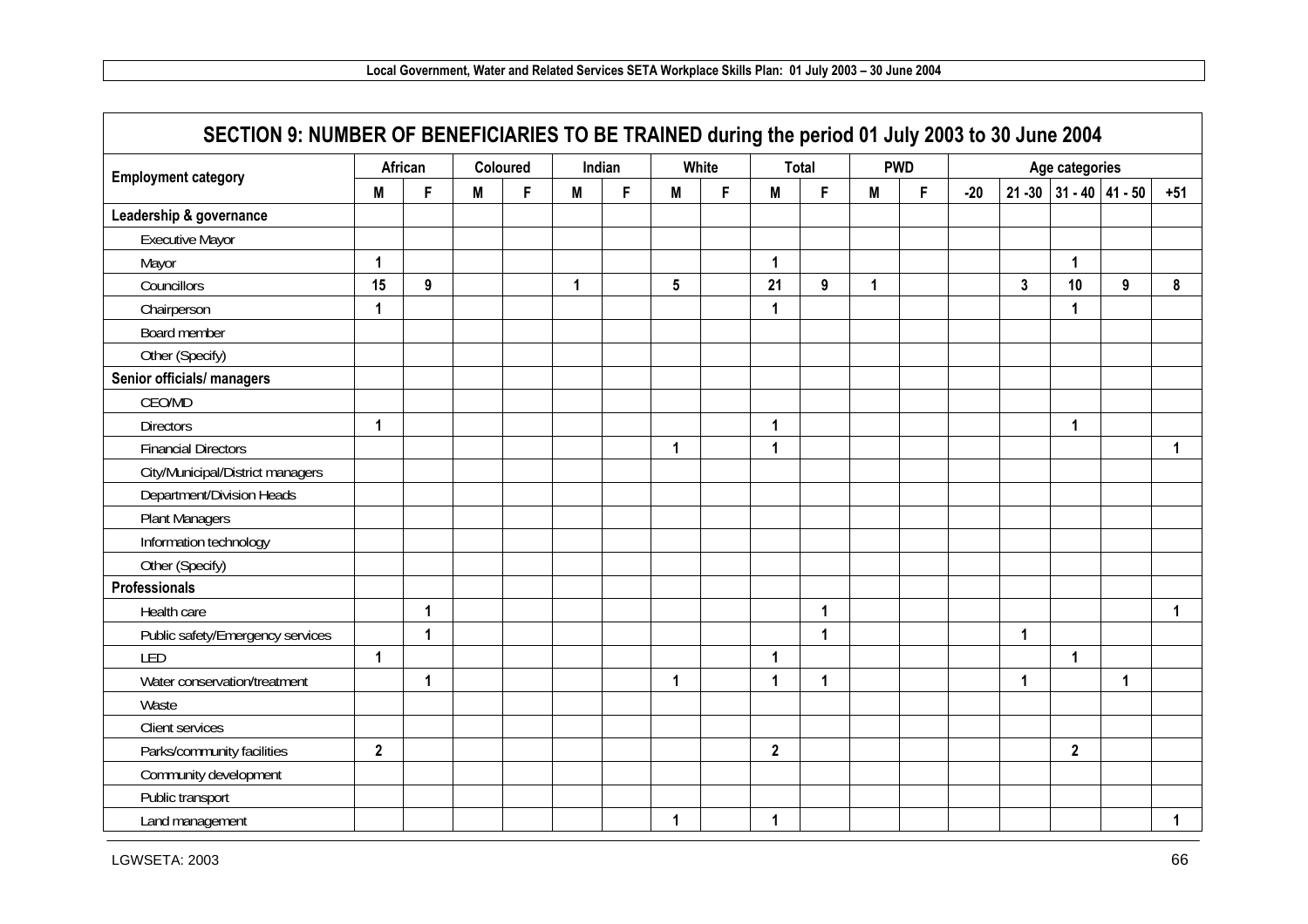## SECTION 9: NUMBER OF BENEFICIARIES TO BE TRAINED during the period 01 July 2003 to 30 June 2004

| Employment category | African | | Coloured | | Indian | | White | | Total | | PWD | | Age categories | | | | |
|---|---|---|---|---|---|---|---|---|---|---|---|---|---|---|---|---|---|
| | M | F | M | F | M | F | M | F | M | F | M | F | -20 | 21 -30 | 31 - 40 | 41 - 50 | +51 |
| **Leadership & governance** | | | | | | | | | | | | | | | | | |
| Executive Mayor | | | | | | | | | | | | | | | | | |
| Mayor | 1 | | | | | | | | 1 | | | | | | 1 | | |
| Councillors | 15 | 9 | | | 1 | | 5 | | 21 | 9 | 1 | | | 3 | 10 | 9 | 8 |
| Chairperson | 1 | | | | | | | | 1 | | | | | | 1 | | |
| Board member | | | | | | | | | | | | | | | | | |
| Other (Specify) | | | | | | | | | | | | | | | | | |
| **Senior officials/ managers** | | | | | | | | | | | | | | | | | |
| CEO/MD | | | | | | | | | | | | | | | | | |
| Directors | 1 | | | | | | | | 1 | | | | | | 1 | | |
| Financial Directors | | | | | | | 1 | | 1 | | | | | | | | 1 |
| City/Municipal/District managers | | | | | | | | | | | | | | | | | |
| Department/Division Heads | | | | | | | | | | | | | | | | | |
| Plant Managers | | | | | | | | | | | | | | | | | |
| Information technology | | | | | | | | | | | | | | | | | |
| Other (Specify) | | | | | | | | | | | | | | | | | |
| **Professionals** | | | | | | | | | | | | | | | | | |
| Health care | | 1 | | | | | | | | 1 | | | | | | | 1 |
| Public safety/Emergency services | | 1 | | | | | | | | 1 | | | | 1 | | | |
| LED | 1 | | | | | | | | 1 | | | | | | 1 | | |
| Water conservation/treatment | | 1 | | | | | 1 | | 1 | 1 | | | | 1 | | 1 | |
| Waste | | | | | | | | | | | | | | | | | |
| Client services | | | | | | | | | | | | | | | | | |
| Parks/community facilities | 2 | | | | | | | | 2 | | | | | | 2 | | |
| Community development | | | | | | | | | | | | | | | | | |
| Public transport | | | | | | | | | | | | | | | | | |
| Land management | | | | | | | 1 | | 1 | | | | | | | | 1 |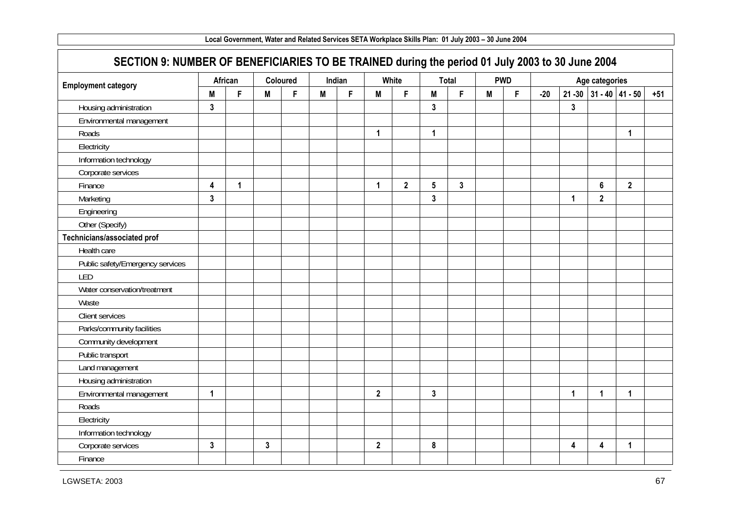## SECTION 9: NUMBER OF BENEFICIARIES TO BE TRAINED during the period 01 July 2003 to 30 June 2004

| Employment category | African | | Coloured | | Indian | | White | | Total | | PWD | | Age categories | | | | |
|---|---|---|---|---|---|---|---|---|---|---|---|---|---|---|---|---|---|
| | M | F | M | F | M | F | M | F | M | F | M | F | -20 | 21 -30 | 31 - 40 | 41 - 50 | +51 |
| Housing administration | 3 | | | | | | | | 3 | | | | | 3 | | | |
| Environmental management | | | | | | | | | | | | | | | | | |
| Roads | | | | | | | 1 | | 1 | | | | | | | 1 | |
| Electricity | | | | | | | | | | | | | | | | | |
| Information technology | | | | | | | | | | | | | | | | | |
| Corporate services | | | | | | | | | | | | | | | | | |
| Finance | 4 | 1 | | | | | 1 | 2 | 5 | 3 | | | | | 6 | 2 | |
| Marketing | 3 | | | | | | | | 3 | | | | | 1 | 2 | | |
| Engineering | | | | | | | | | | | | | | | | | |
| Other (Specify) | | | | | | | | | | | | | | | | | |
| **Technicians/associated prof** | | | | | | | | | | | | | | | | | |
| Health care | | | | | | | | | | | | | | | | | |
| Public safety/Emergency services | | | | | | | | | | | | | | | | | |
| LED | | | | | | | | | | | | | | | | | |
| Water conservation/treatment | | | | | | | | | | | | | | | | | |
| Waste | | | | | | | | | | | | | | | | | |
| Client services | | | | | | | | | | | | | | | | | |
| Parks/community facilities | | | | | | | | | | | | | | | | | |
| Community development | | | | | | | | | | | | | | | | | |
| Public transport | | | | | | | | | | | | | | | | | |
| Land management | | | | | | | | | | | | | | | | | |
| Housing administration | | | | | | | | | | | | | | | | | |
| Environmental management | 1 | | | | | | 2 | | 3 | | | | | 1 | 1 | 1 | |
| Roads | | | | | | | | | | | | | | | | | |
| Electricity | | | | | | | | | | | | | | | | | |
| Information technology | | | | | | | | | | | | | | | | | |
| Corporate services | 3 | | 3 | | | | 2 | | 8 | | | | | 4 | 4 | 1 | |
| Finance | | | | | | | | | | | | | | | | | |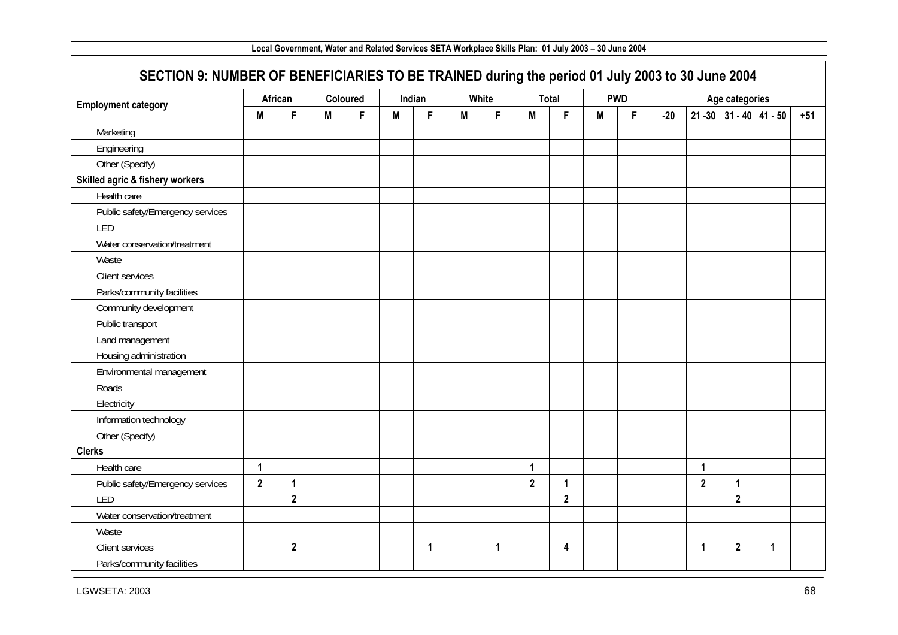## SECTION 9: NUMBER OF BENEFICIARIES TO BE TRAINED during the period 01 July 2003 to 30 June 2004

| Employment category | African | | Coloured | | Indian | | White | | Total | | PWD | | Age categories | | | | |
|---|---|---|---|---|---|---|---|---|---|---|---|---|---|---|---|---|---|
| | M | F | M | F | M | F | M | F | M | F | M | F | -20 | 21 -30 | 31 - 40 | 41 - 50 | +51 |
| Marketing | | | | | | | | | | | | | | | | | |
| Engineering | | | | | | | | | | | | | | | | | |
| Other (Specify) | | | | | | | | | | | | | | | | | |
| **Skilled agric & fishery workers** | | | | | | | | | | | | | | | | | |
| Health care | | | | | | | | | | | | | | | | | |
| Public safety/Emergency services | | | | | | | | | | | | | | | | | |
| LED | | | | | | | | | | | | | | | | | |
| Water conservation/treatment | | | | | | | | | | | | | | | | | |
| Waste | | | | | | | | | | | | | | | | | |
| Client services | | | | | | | | | | | | | | | | | |
| Parks/community facilities | | | | | | | | | | | | | | | | | |
| Community development | | | | | | | | | | | | | | | | | |
| Public transport | | | | | | | | | | | | | | | | | |
| Land management | | | | | | | | | | | | | | | | | |
| Housing administration | | | | | | | | | | | | | | | | | |
| Environmental management | | | | | | | | | | | | | | | | | |
| Roads | | | | | | | | | | | | | | | | | |
| Electricity | | | | | | | | | | | | | | | | | |
| Information technology | | | | | | | | | | | | | | | | | |
| Other (Specify) | | | | | | | | | | | | | | | | | |
| **Clerks** | | | | | | | | | | | | | | | | | |
| Health care | 1 | | | | | | | | 1 | | | | | 1 | | | |
| Public safety/Emergency services | 2 | 1 | | | | | | | 2 | 1 | | | | 2 | 1 | | |
| LED | | 2 | | | | | | | | 2 | | | | | 2 | | |
| Water conservation/treatment | | | | | | | | | | | | | | | | | |
| Waste | | | | | | | | | | | | | | | | | |
| Client services | | 2 | | | | 1 | | 1 | | 4 | | | | 1 | 2 | 1 | |
| Parks/community facilities | | | | | | | | | | | | | | | | | |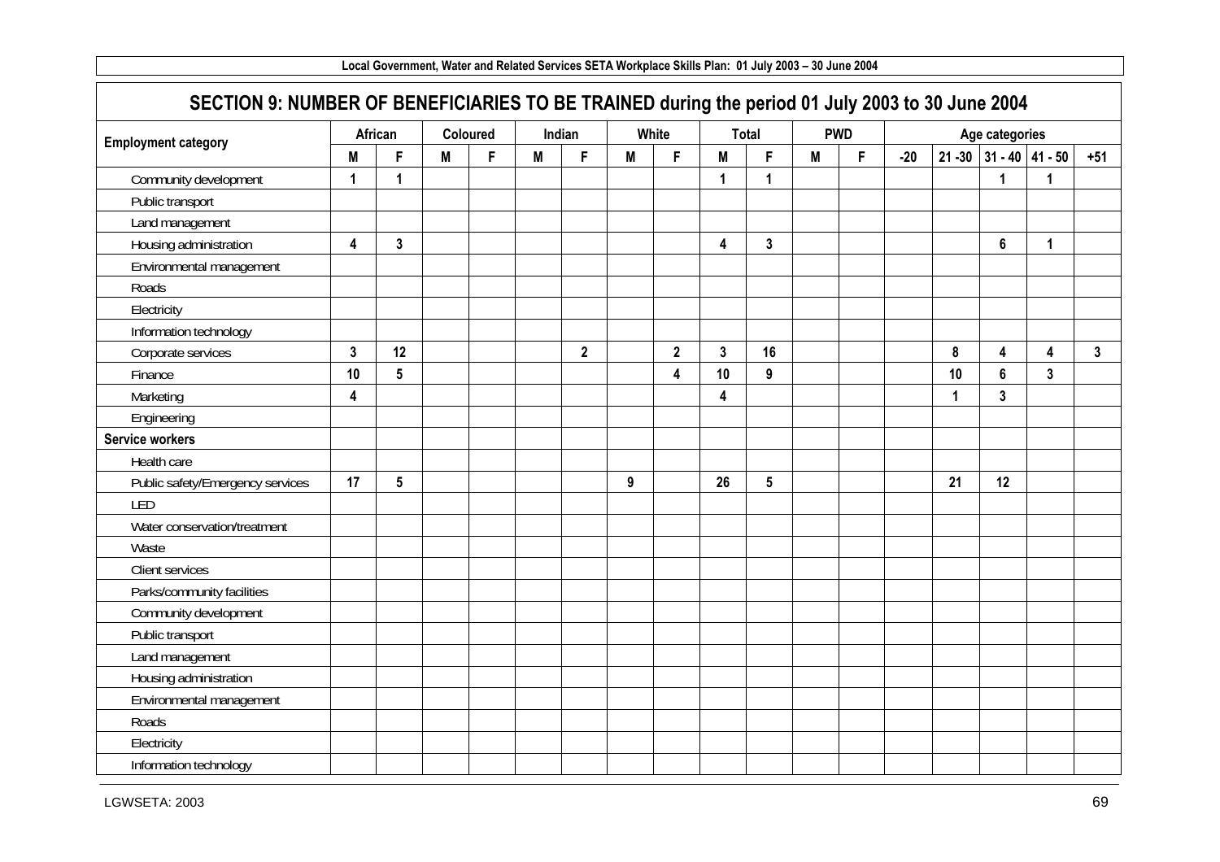## SECTION 9: NUMBER OF BENEFICIARIES TO BE TRAINED during the period 01 July 2003 to 30 June 2004

| Employment category | African | | Coloured | | Indian | | White | | Total | | PWD | | Age categories | | | | |
|---|---|---|---|---|---|---|---|---|---|---|---|---|---|---|---|---|---|
| | M | F | M | F | M | F | M | F | M | F | M | F | -20 | 21 -30 | 31 - 40 | 41 - 50 | +51 |
| Community development | 1 | 1 | | | | | | | 1 | 1 | | | | | 1 | 1 | |
| Public transport | | | | | | | | | | | | | | | | | |
| Land management | | | | | | | | | | | | | | | | | |
| Housing administration | 4 | 3 | | | | | | | 4 | 3 | | | | | 6 | 1 | |
| Environmental management | | | | | | | | | | | | | | | | | |
| Roads | | | | | | | | | | | | | | | | | |
| Electricity | | | | | | | | | | | | | | | | | |
| Information technology | | | | | | | | | | | | | | | | | |
| Corporate services | 3 | 12 | | | | 2 | | 2 | 3 | 16 | | | | 8 | 4 | 4 | 3 |
| Finance | 10 | 5 | | | | | | 4 | 10 | 9 | | | | 10 | 6 | 3 | |
| Marketing | 4 | | | | | | | | 4 | | | | | 1 | 3 | | |
| Engineering | | | | | | | | | | | | | | | | | |
| **Service workers** | | | | | | | | | | | | | | | | | |
| Health care | | | | | | | | | | | | | | | | | |
| Public safety/Emergency services | 17 | 5 | | | | | 9 | | 26 | 5 | | | | 21 | 12 | | |
| LED | | | | | | | | | | | | | | | | | |
| Water conservation/treatment | | | | | | | | | | | | | | | | | |
| Waste | | | | | | | | | | | | | | | | | |
| Client services | | | | | | | | | | | | | | | | | |
| Parks/community facilities | | | | | | | | | | | | | | | | | |
| Community development | | | | | | | | | | | | | | | | | |
| Public transport | | | | | | | | | | | | | | | | | |
| Land management | | | | | | | | | | | | | | | | | |
| Housing administration | | | | | | | | | | | | | | | | | |
| Environmental management | | | | | | | | | | | | | | | | | |
| Roads | | | | | | | | | | | | | | | | | |
| Electricity | | | | | | | | | | | | | | | | | |
| Information technology | | | | | | | | | | | | | | | | | |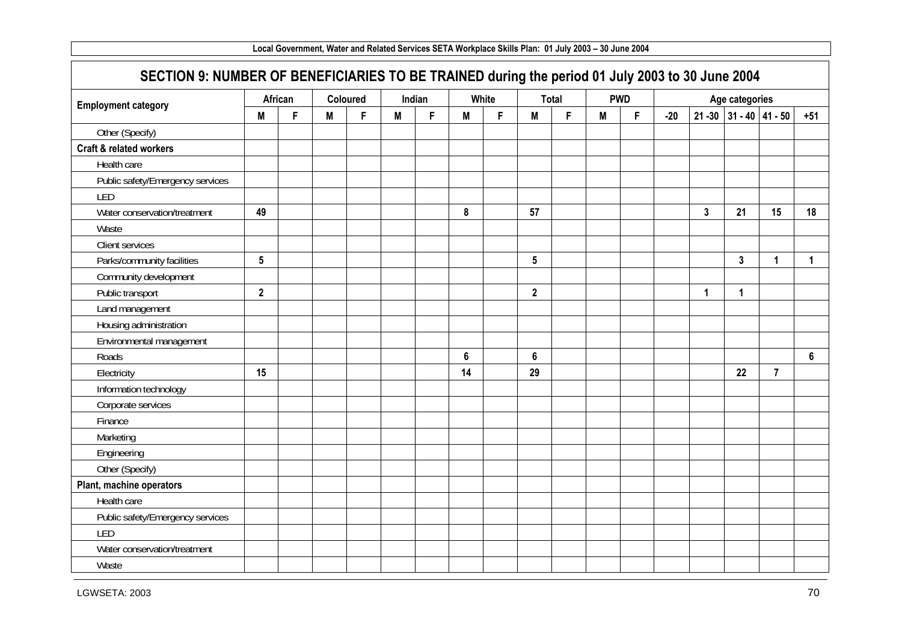## SECTION 9: NUMBER OF BENEFICIARIES TO BE TRAINED during the period 01 July 2003 to 30 June 2004

| Employment category | African | | Coloured | | Indian | | White | | Total | | PWD | | Age categories | | | | |
|---|---|---|---|---|---|---|---|---|---|---|---|---|---|---|---|---|---|
| | M | F | M | F | M | F | M | F | M | F | M | F | -20 | 21 -30 | 31 - 40 | 41 - 50 | +51 |
| Other (Specify) | | | | | | | | | | | | | | | | | |
| **Craft & related workers** | | | | | | | | | | | | | | | | | |
| Health care | | | | | | | | | | | | | | | | | |
| Public safety/Emergency services | | | | | | | | | | | | | | | | | |
| LED | | | | | | | | | | | | | | | | | |
| Water conservation/treatment | 49 | | | | | | 8 | | 57 | | | | | 3 | 21 | 15 | 18 |
| Waste | | | | | | | | | | | | | | | | | |
| Client services | | | | | | | | | | | | | | | | | |
| Parks/community facilities | 5 | | | | | | | | 5 | | | | | | 3 | 1 | 1 |
| Community development | | | | | | | | | | | | | | | | | |
| Public transport | 2 | | | | | | | | 2 | | | | | 1 | 1 | | |
| Land management | | | | | | | | | | | | | | | | | |
| Housing administration | | | | | | | | | | | | | | | | | |
| Environmental management | | | | | | | | | | | | | | | | | |
| Roads | | | | | | | 6 | | 6 | | | | | | | | 6 |
| Electricity | 15 | | | | | | 14 | | 29 | | | | | | 22 | 7 | |
| Information technology | | | | | | | | | | | | | | | | | |
| Corporate services | | | | | | | | | | | | | | | | | |
| Finance | | | | | | | | | | | | | | | | | |
| Marketing | | | | | | | | | | | | | | | | | |
| Engineering | | | | | | | | | | | | | | | | | |
| Other (Specify) | | | | | | | | | | | | | | | | | |
| **Plant, machine operators** | | | | | | | | | | | | | | | | | |
| Health care | | | | | | | | | | | | | | | | | |
| Public safety/Emergency services | | | | | | | | | | | | | | | | | |
| LED | | | | | | | | | | | | | | | | | |
| Water conservation/treatment | | | | | | | | | | | | | | | | | |
| Waste | | | | | | | | | | | | | | | | | |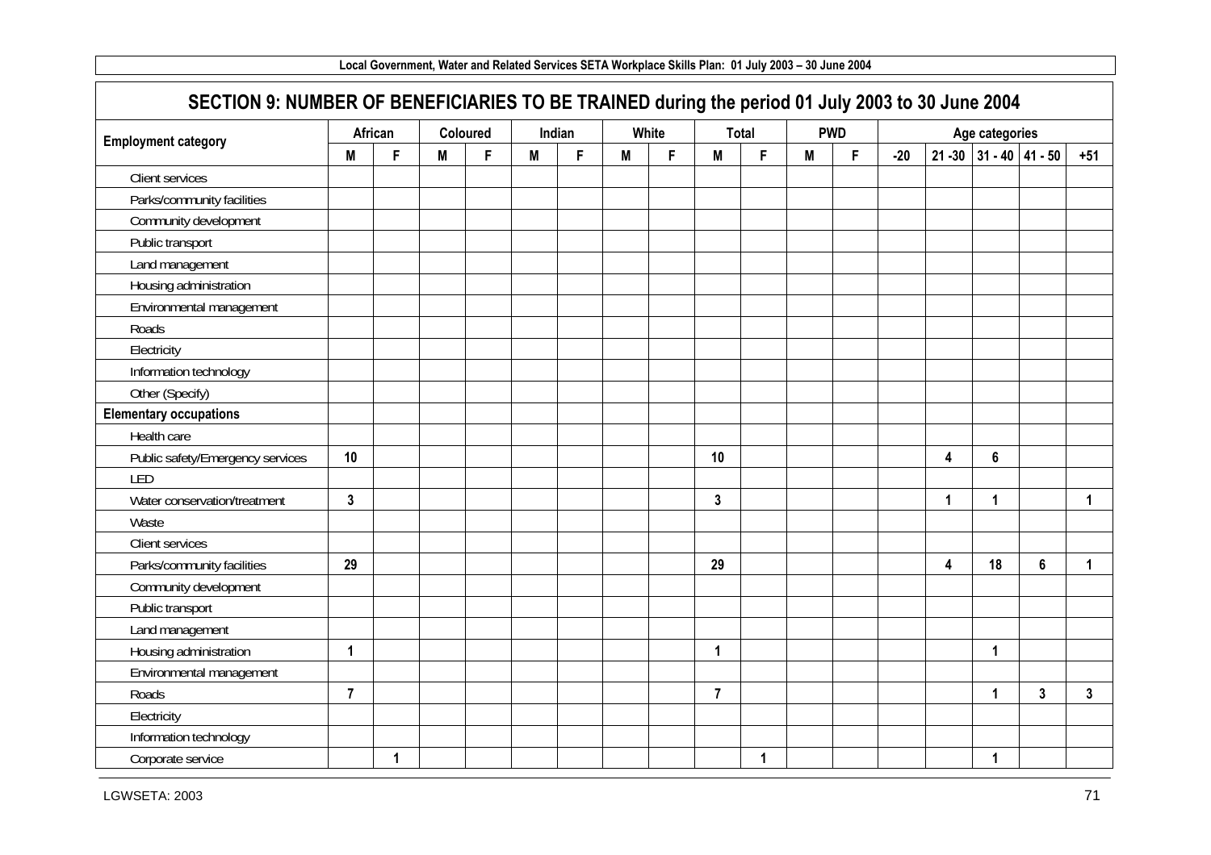## SECTION 9: NUMBER OF BENEFICIARIES TO BE TRAINED during the period 01 July 2003 to 30 June 2004

| Employment category | African | | Coloured | | Indian | | White | | Total | | PWD | | Age categories | | | | |
|---|---|---|---|---|---|---|---|---|---|---|---|---|---|---|---|---|---|
| | M | F | M | F | M | F | M | F | M | F | M | F | -20 | 21 -30 | 31 - 40 | 41 - 50 | +51 |
| Client services | | | | | | | | | | | | | | | | | |
| Parks/community facilities | | | | | | | | | | | | | | | | | |
| Community development | | | | | | | | | | | | | | | | | |
| Public transport | | | | | | | | | | | | | | | | | |
| Land management | | | | | | | | | | | | | | | | | |
| Housing administration | | | | | | | | | | | | | | | | | |
| Environmental management | | | | | | | | | | | | | | | | | |
| Roads | | | | | | | | | | | | | | | | | |
| Electricity | | | | | | | | | | | | | | | | | |
| Information technology | | | | | | | | | | | | | | | | | |
| Other (Specify) | | | | | | | | | | | | | | | | | |
| **Elementary occupations** | | | | | | | | | | | | | | | | | |
| Health care | | | | | | | | | | | | | | | | | |
| Public safety/Emergency services | 10 | | | | | | | | 10 | | | | | 4 | 6 | | |
| LED | | | | | | | | | | | | | | | | | |
| Water conservation/treatment | 3 | | | | | | | | 3 | | | | | 1 | 1 | | 1 |
| Waste | | | | | | | | | | | | | | | | | |
| Client services | | | | | | | | | | | | | | | | | |
| Parks/community facilities | 29 | | | | | | | | 29 | | | | | 4 | 18 | 6 | 1 |
| Community development | | | | | | | | | | | | | | | | | |
| Public transport | | | | | | | | | | | | | | | | | |
| Land management | | | | | | | | | | | | | | | | | |
| Housing administration | 1 | | | | | | | | 1 | | | | | | 1 | | |
| Environmental management | | | | | | | | | | | | | | | | | |
| Roads | 7 | | | | | | | | 7 | | | | | | 1 | 3 | 3 |
| Electricity | | | | | | | | | | | | | | | | | |
| Information technology | | | | | | | | | | | | | | | | | |
| Corporate service | | 1 | | | | | | | | 1 | | | | | 1 | | |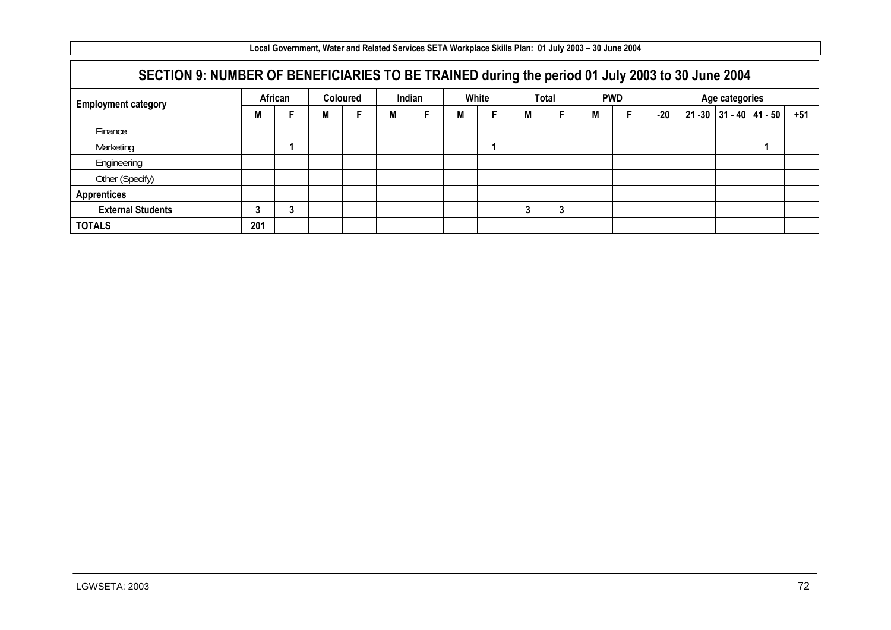## SECTION 9: NUMBER OF BENEFICIARIES TO BE TRAINED during the period 01 July 2003 to 30 June 2004

| Employment category | African | | Coloured | | Indian | | White | | Total | | PWD | | Age categories | | | | |
|---|---|---|---|---|---|---|---|---|---|---|---|---|---|---|---|---|---|
| | M | F | M | F | M | F | M | F | M | F | M | F | -20 | 21 -30 | 31 - 40 | 41 - 50 | +51 |
| Finance | | | | | | | | | | | | | | | | | |
| Marketing | | 1 | | | | | | 1 | | | | | | | | 1 | |
| Engineering | | | | | | | | | | | | | | | | | |
| Other (Specify) | | | | | | | | | | | | | | | | | |
| **Apprentices** | | | | | | | | | | | | | | | | | |
| **External Students** | 3 | 3 | | | | | | | 3 | 3 | | | | | | | |
| **TOTALS** | 201 | | | | | | | | | | | | | | | | |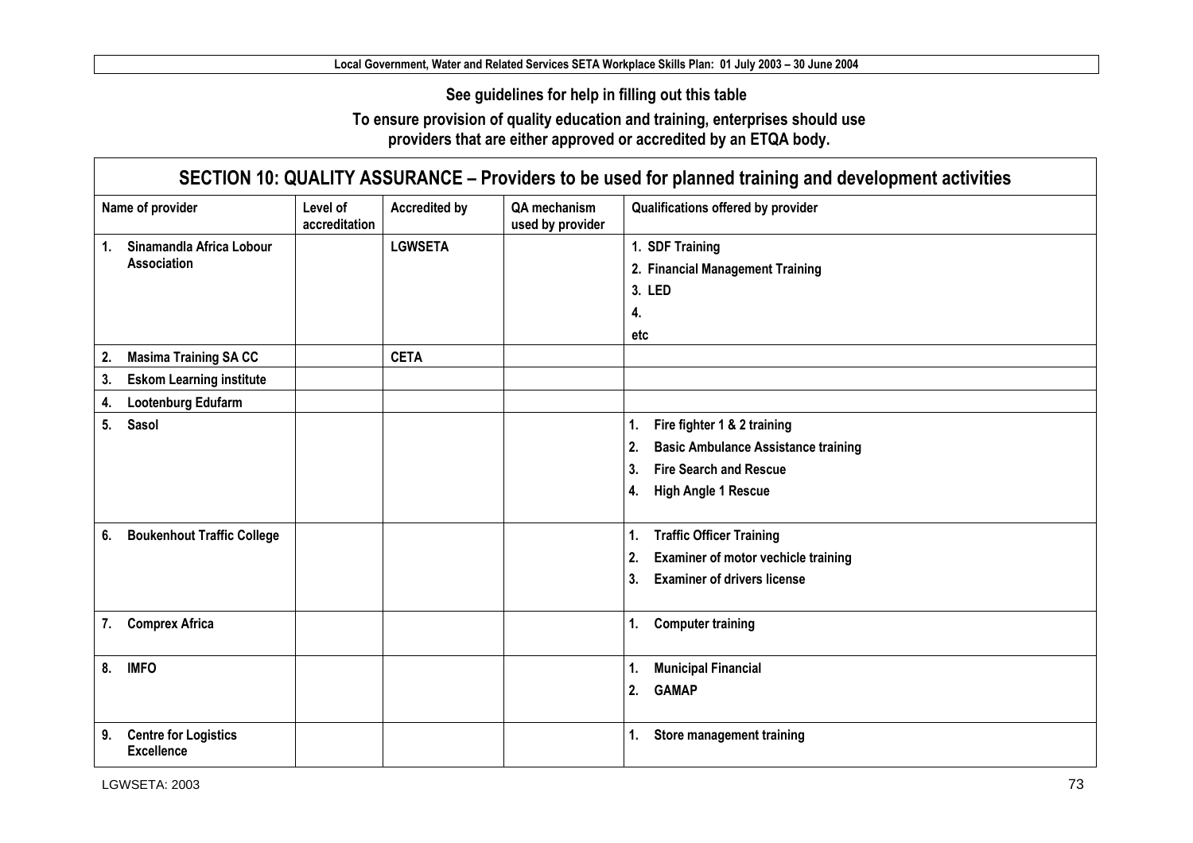See guidelines for help in filling out this table

To ensure provision of quality education and training, enterprises should use providers that are either approved or accredited by an ETQA body.

## SECTION 10: QUALITY ASSURANCE – Providers to be used for planned training and development activities

| Name of provider | Level of accreditation | Accredited by | QA mechanism used by provider | Qualifications offered by provider |
|---|---|---|---|---|
| 1. Sinamandla Africa Lobour Association | | LGWSETA | | 1. SDF Training<br>2. Financial Management Training<br>3. LED<br>4.<br>etc |
| 2. Masima Training SA CC | | CETA | | |
| 3. Eskom Learning institute | | | | |
| 4. Lootenburg Edufarm | | | | |
| 5. Sasol | | | | 1. Fire fighter 1 & 2 training<br>2. Basic Ambulance Assistance training<br>3. Fire Search and Rescue<br>4. High Angle 1 Rescue |
| 6. Boukenhout Traffic College | | | | 1. Traffic Officer Training<br>2. Examiner of motor vechicle training<br>3. Examiner of drivers license |
| 7. Comprex Africa | | | | 1. Computer training |
| 8. IMFO | | | | 1. Municipal Financial<br>2. GAMAP |
| 9. Centre for Logistics Excellence | | | | 1. Store management training |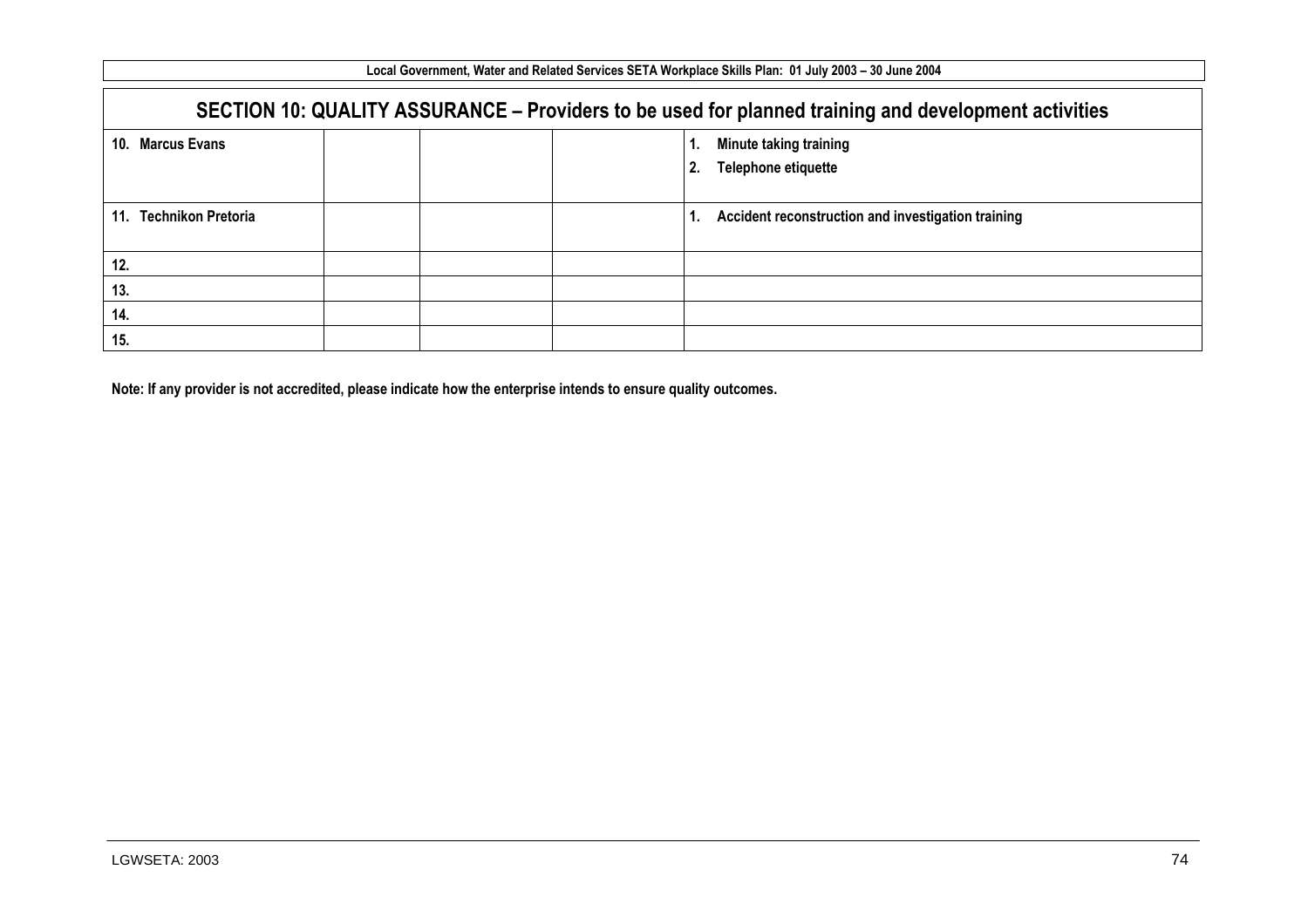## SECTION 10: QUALITY ASSURANCE – Providers to be used for planned training and development activities

| | | | | |
|---|---|---|---|---|
| **10. Marcus Evans** | | | | **1. Minute taking training**<br>**2. Telephone etiquette** |
| **11. Technikon Pretoria** | | | | **1. Accident reconstruction and investigation training** |
| **12.** | | | | |
| **13.** | | | | |
| **14.** | | | | |
| **15.** | | | | |

**Note: If any provider is not accredited, please indicate how the enterprise intends to ensure quality outcomes.**